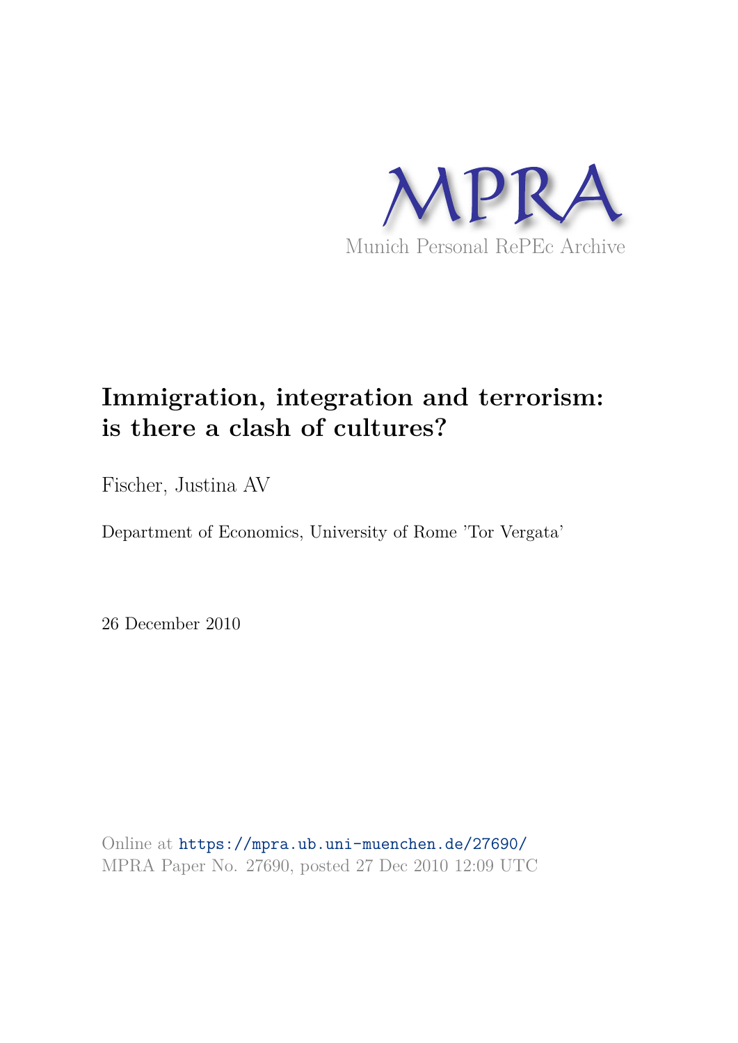MPRA

Munich Personal RePEc Archive

# Immigration, integration and terrorism: is there a clash of cultures?

Fischer, Justina AV

Department of Economics, University of Rome 'Tor Vergata'

26 December 2010

Online at https://mpra.ub.uni-muenchen.de/27690/
MPRA Paper No. 27690, posted 27 Dec 2010 12:09 UTC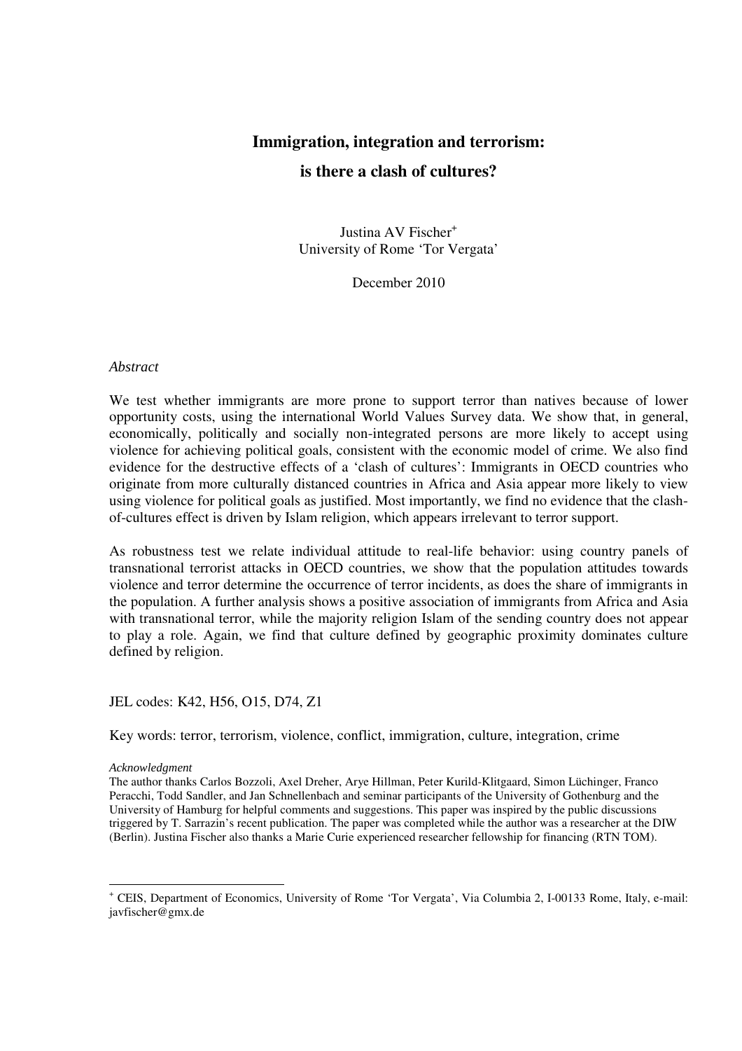# Immigration, integration and terrorism: is there a clash of cultures?

Justina AV Fischer[+]
University of 'Rome Tor Vergata'

December 2010

*Abstract*

We test whether immigrants are more prone to support terror than natives because of lower opportunity costs, using the international World Values Survey data. We show that, in general, economically, politically and socially non-integrated persons are more likely to accept using violence for achieving political goals, consistent with the economic model of crime. We also find evidence for the destructive effects of a 'clash of cultures': Immigrants in OECD countries who originate from more culturally distanced countries in Africa and Asia appear more likely to view using violence for political goals as justified. Most importantly, we find no evidence that the clash-of-cultures effect is driven by Islam religion, which appears irrelevant to terror support.

As robustness test we relate individual attitude to real-life behavior: using country panels of transnational terrorist attacks in OECD countries, we show that the population attitudes towards violence and terror determine the occurrence of terror incidents, as does the share of immigrants in the population. A further analysis shows a positive association of immigrants from Africa and Asia with transnational terror, while the majority religion Islam of the sending country does not appear to play a role. Again, we find that culture defined by geographic proximity dominates culture defined by religion.

JEL codes: K42, H56, O15, D74, Z1

Key words: terror, terrorism, violence, conflict, immigration, culture, integration, crime

*Acknowledgment*
The author thanks Carlos Bozzoli, Axel Dreher, Arye Hillman, Peter Kurild-Klitgaard, Simon Lüchinger, Franco Peracchi, Todd Sandler, and Jan Schnellenbach and seminar participants of the University of Gothenburg and the University of Hamburg for helpful comments and suggestions. This paper was inspired by the public discussions triggered by T. Sarrazin's recent publication. The paper was completed while the author was a researcher at the DIW (Berlin). Justina Fischer also thanks a Marie Curie experienced researcher fellowship for financing (RTN TOM).

[+] CEIS, Department of Economics, University of Rome 'Tor Vergata', Via Columbia 2, I-00133 Rome, Italy, e-mail: javfischer@gmx.de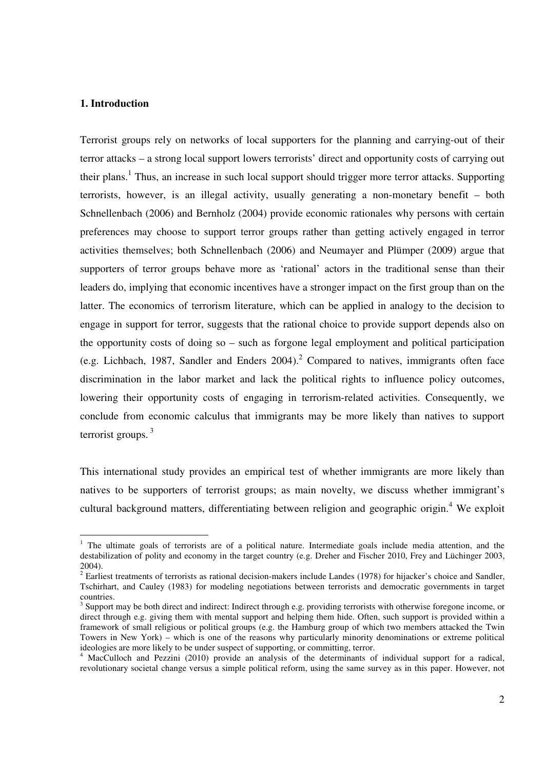## 1. Introduction

Terrorist groups rely on networks of local supporters for the planning and carrying-out of their terror attacks – a strong local support lowers terrorists' direct and opportunity costs of carrying out their plans.[1] Thus, an increase in such local support should trigger more terror attacks. Supporting terrorists, however, is an illegal activity, usually generating a non-monetary benefit – both Schnellenbach (2006) and Bernholz (2004) provide economic rationales why persons with certain preferences may choose to support terror groups rather than getting actively engaged in terror activities themselves; both Schnellenbach (2006) and Neumayer and Plümper (2009) argue that supporters of terror groups behave more as 'rational' actors in the traditional sense than their leaders do, implying that economic incentives have a stronger impact on the first group than on the latter. The economics of terrorism literature, which can be applied in analogy to the decision to engage in support for terror, suggests that the rational choice to provide support depends also on the opportunity costs of doing so – such as forgone legal employment and political participation (e.g. Lichbach, 1987, Sandler and Enders 2004).[2] Compared to natives, immigrants often face discrimination in the labor market and lack the political rights to influence policy outcomes, lowering their opportunity costs of engaging in terrorism-related activities. Consequently, we conclude from economic calculus that immigrants may be more likely than natives to support terrorist groups.[3]

This international study provides an empirical test of whether immigrants are more likely than natives to be supporters of terrorist groups; as main novelty, we discuss whether immigrant's cultural background matters, differentiating between religion and geographic origin.[4] We exploit

---

[1] The ultimate goals of terrorists are of a political nature. Intermediate goals include media attention, and the destabilization of polity and economy in the target country (e.g. Dreher and Fischer 2010, Frey and Lüchinger 2003, 2004).

[2] Earliest treatments of terrorists as rational decision-makers include Landes (1978) for hijacker's choice and Sandler, Tschirhart, and Cauley (1983) for modeling negotiations between terrorists and democratic governments in target countries.

[3] Support may be both direct and indirect: Indirect through e.g. providing terrorists with otherwise foregone income, or direct through e.g. giving them with mental support and helping them hide. Often, such support is provided within a framework of small religious or political groups (e.g. the Hamburg group of which two members attacked the Twin Towers in New York) – which is one of the reasons why particularly minority denominations or extreme political ideologies are more likely to be under suspect of supporting, or committing, terror.

[4] MacCulloch and Pezzini (2010) provide an analysis of the determinants of individual support for a radical, revolutionary societal change versus a simple political reform, using the same survey as in this paper. However, not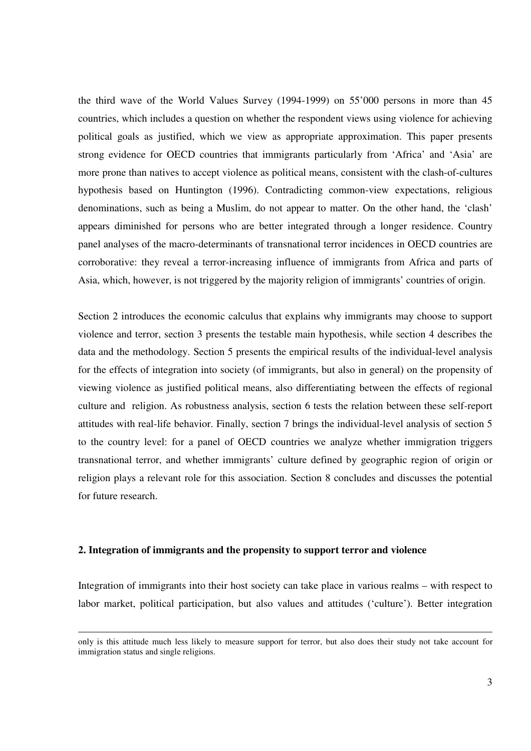the third wave of the World Values Survey (1994-1999) on 55'000 persons in more than 45 countries, which includes a question on whether the respondent views using violence for achieving political goals as justified, which we view as appropriate approximation. This paper presents strong evidence for OECD countries that immigrants particularly from 'Africa' and 'Asia' are more prone than natives to accept violence as political means, consistent with the clash-of-cultures hypothesis based on Huntington (1996). Contradicting common-view expectations, religious denominations, such as being a Muslim, do not appear to matter. On the other hand, the 'clash' appears diminished for persons who are better integrated through a longer residence. Country panel analyses of the macro-determinants of transnational terror incidences in OECD countries are corroborative: they reveal a terror-increasing influence of immigrants from Africa and parts of Asia, which, however, is not triggered by the majority religion of immigrants' countries of origin.

Section 2 introduces the economic calculus that explains why immigrants may choose to support violence and terror, section 3 presents the testable main hypothesis, while section 4 describes the data and the methodology. Section 5 presents the empirical results of the individual-level analysis for the effects of integration into society (of immigrants, but also in general) on the propensity of viewing violence as justified political means, also differentiating between the effects of regional culture and religion. As robustness analysis, section 6 tests the relation between these self-report attitudes with real-life behavior. Finally, section 7 brings the individual-level analysis of section 5 to the country level: for a panel of OECD countries we analyze whether immigration triggers transnational terror, and whether immigrants' culture defined by geographic region of origin or religion plays a relevant role for this association. Section 8 concludes and discusses the potential for future research.

## 2. Integration of immigrants and the propensity to support terror and violence

Integration of immigrants into their host society can take place in various realms – with respect to labor market, political participation, but also values and attitudes ('culture'). Better integration

only is this attitude much less likely to measure support for terror, but also does their study not take account for immigration status and single religions.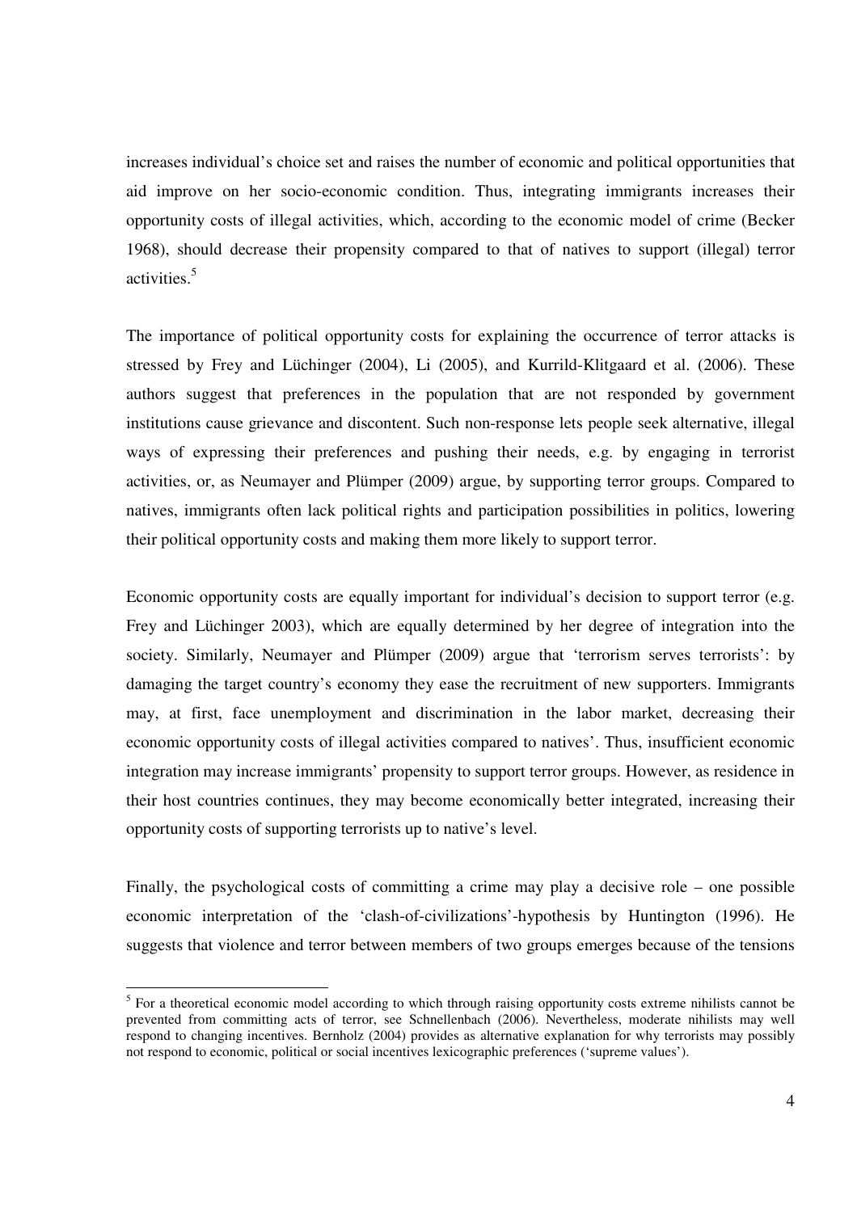increases individual's choice set and raises the number of economic and political opportunities that aid improve on her socio-economic condition. Thus, integrating immigrants increases their opportunity costs of illegal activities, which, according to the economic model of crime (Becker 1968), should decrease their propensity compared to that of natives to support (illegal) terror activities.[5]

The importance of political opportunity costs for explaining the occurrence of terror attacks is stressed by Frey and Lüchinger (2004), Li (2005), and Kurrild-Klitgaard et al. (2006). These authors suggest that preferences in the population that are not responded by government institutions cause grievance and discontent. Such non-response lets people seek alternative, illegal ways of expressing their preferences and pushing their needs, e.g. by engaging in terrorist activities, or, as Neumayer and Plümper (2009) argue, by supporting terror groups. Compared to natives, immigrants often lack political rights and participation possibilities in politics, lowering their political opportunity costs and making them more likely to support terror.

Economic opportunity costs are equally important for individual's decision to support terror (e.g. Frey and Lüchinger 2003), which are equally determined by her degree of integration into the society. Similarly, Neumayer and Plümper (2009) argue that 'terrorism serves terrorists': by damaging the target country's economy they ease the recruitment of new supporters. Immigrants may, at first, face unemployment and discrimination in the labor market, decreasing their economic opportunity costs of illegal activities compared to natives'. Thus, insufficient economic integration may increase immigrants' propensity to support terror groups. However, as residence in their host countries continues, they may become economically better integrated, increasing their opportunity costs of supporting terrorists up to native's level.

Finally, the psychological costs of committing a crime may play a decisive role – one possible economic interpretation of the 'clash-of-civilizations'-hypothesis by Huntington (1996). He suggests that violence and terror between members of two groups emerges because of the tensions

[5] For a theoretical economic model according to which through raising opportunity costs extreme nihilists cannot be prevented from committing acts of terror, see Schnellenbach (2006). Nevertheless, moderate nihilists may well respond to changing incentives. Bernholz (2004) provides as alternative explanation for why terrorists may possibly not respond to economic, political or social incentives lexicographic preferences ('supreme values').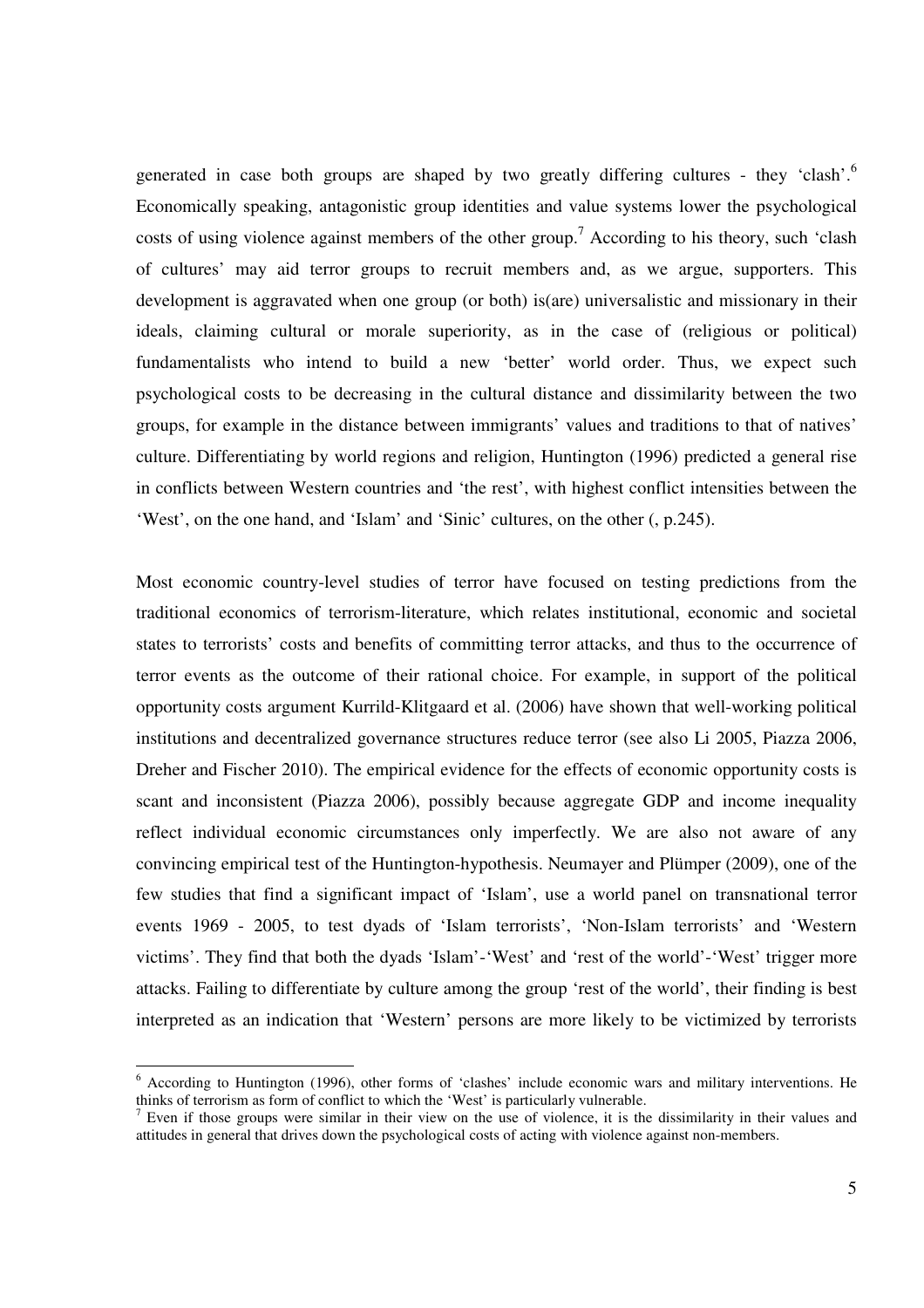generated in case both groups are shaped by two greatly differing cultures - they 'clash'.[6] Economically speaking, antagonistic group identities and value systems lower the psychological costs of using violence against members of the other group.[7] According to his theory, such 'clash of cultures' may aid terror groups to recruit members and, as we argue, supporters. This development is aggravated when one group (or both) is(are) universalistic and missionary in their ideals, claiming cultural or morale superiority, as in the case of (religious or political) fundamentalists who intend to build a new 'better' world order. Thus, we expect such psychological costs to be decreasing in the cultural distance and dissimilarity between the two groups, for example in the distance between immigrants' values and traditions to that of natives' culture. Differentiating by world regions and religion, Huntington (1996) predicted a general rise in conflicts between Western countries and 'the rest', with highest conflict intensities between the 'West', on the one hand, and 'Islam' and 'Sinic' cultures, on the other (, p.245).

Most economic country-level studies of terror have focused on testing predictions from the traditional economics of terrorism-literature, which relates institutional, economic and societal states to terrorists' costs and benefits of committing terror attacks, and thus to the occurrence of terror events as the outcome of their rational choice. For example, in support of the political opportunity costs argument Kurrild-Klitgaard et al. (2006) have shown that well-working political institutions and decentralized governance structures reduce terror (see also Li 2005, Piazza 2006, Dreher and Fischer 2010). The empirical evidence for the effects of economic opportunity costs is scant and inconsistent (Piazza 2006), possibly because aggregate GDP and income inequality reflect individual economic circumstances only imperfectly. We are also not aware of any convincing empirical test of the Huntington-hypothesis. Neumayer and Plümper (2009), one of the few studies that find a significant impact of 'Islam', use a world panel on transnational terror events 1969 - 2005, to test dyads of 'Islam terrorists', 'Non-Islam terrorists' and 'Western victims'. They find that both the dyads 'Islam'-'West' and 'rest of the world'-'West' trigger more attacks. Failing to differentiate by culture among the group 'rest of the world', their finding is best interpreted as an indication that 'Western' persons are more likely to be victimized by terrorists

[6] According to Huntington (1996), other forms of 'clashes' include economic wars and military interventions. He thinks of terrorism as form of conflict to which the 'West' is particularly vulnerable.

[7] Even if those groups were similar in their view on the use of violence, it is the dissimilarity in their values and attitudes in general that drives down the psychological costs of acting with violence against non-members.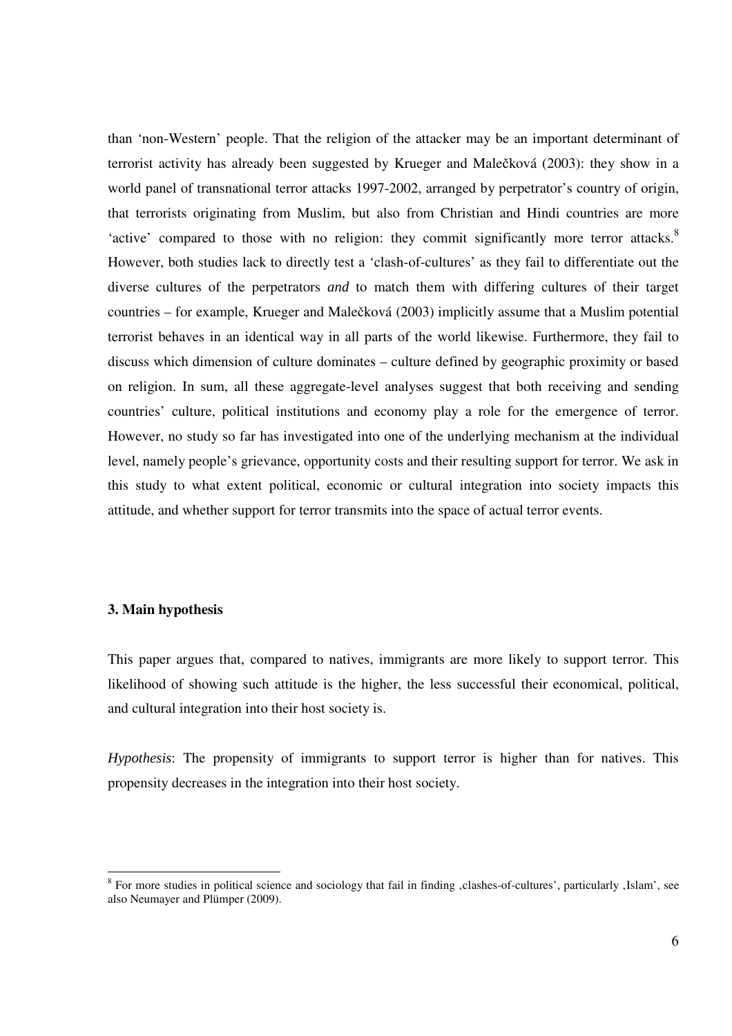than 'non-Western' people. That the religion of the attacker may be an important determinant of terrorist activity has already been suggested by Krueger and Malečková (2003): they show in a world panel of transnational terror attacks 1997-2002, arranged by perpetrator's country of origin, that terrorists originating from Muslim, but also from Christian and Hindi countries are more 'active' compared to those with no religion: they commit significantly more terror attacks.[8] However, both studies lack to directly test a 'clash-of-cultures' as they fail to differentiate out the diverse cultures of the perpetrators *and* to match them with differing cultures of their target countries – for example, Krueger and Malečková (2003) implicitly assume that a Muslim potential terrorist behaves in an identical way in all parts of the world likewise. Furthermore, they fail to discuss which dimension of culture dominates – culture defined by geographic proximity or based on religion. In sum, all these aggregate-level analyses suggest that both receiving and sending countries' culture, political institutions and economy play a role for the emergence of terror. However, no study so far has investigated into one of the underlying mechanism at the individual level, namely people's grievance, opportunity costs and their resulting support for terror. We ask in this study to what extent political, economic or cultural integration into society impacts this attitude, and whether support for terror transmits into the space of actual terror events.

### 3. Main hypothesis

This paper argues that, compared to natives, immigrants are more likely to support terror. This likelihood of showing such attitude is the higher, the less successful their economical, political, and cultural integration into their host society is.

*Hypothesis*: The propensity of immigrants to support terror is higher than for natives. This propensity decreases in the integration into their host society.

[8] For more studies in political science and sociology that fail in finding ‚clashes-of-cultures', particularly ‚Islam', see also Neumayer and Plümper (2009).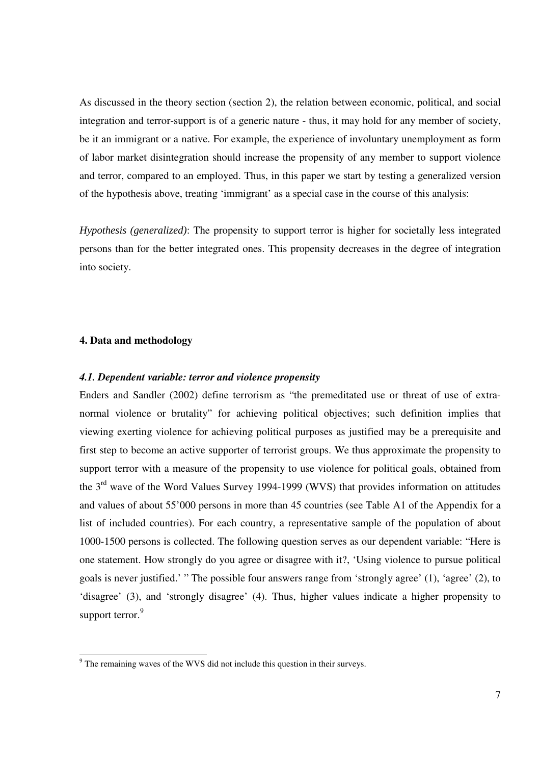As discussed in the theory section (section 2), the relation between economic, political, and social integration and terror-support is of a generic nature - thus, it may hold for any member of society, be it an immigrant or a native. For example, the experience of involuntary unemployment as form of labor market disintegration should increase the propensity of any member to support violence and terror, compared to an employed. Thus, in this paper we start by testing a generalized version of the hypothesis above, treating 'immigrant' as a special case in the course of this analysis:

*Hypothesis (generalized)*: The propensity to support terror is higher for societally less integrated persons than for the better integrated ones. This propensity decreases in the degree of integration into society.

#### 4. Data and methodology

##### *4.1. Dependent variable: terror and violence propensity*

Enders and Sandler (2002) define terrorism as "the premeditated use or threat of use of extra-normal violence or brutality" for achieving political objectives; such definition implies that viewing exerting violence for achieving political purposes as justified may be a prerequisite and first step to become an active supporter of terrorist groups. We thus approximate the propensity to support terror with a measure of the propensity to use violence for political goals, obtained from the 3rd wave of the Word Values Survey 1994-1999 (WVS) that provides information on attitudes and values of about 55'000 persons in more than 45 countries (see Table A1 of the Appendix for a list of included countries). For each country, a representative sample of the population of about 1000-1500 persons is collected. The following question serves as our dependent variable: "Here is one statement. How strongly do you agree or disagree with it?, 'Using violence to pursue political goals is never justified.' " The possible four answers range from 'strongly agree' (1), 'agree' (2), to 'disagree' (3), and 'strongly disagree' (4). Thus, higher values indicate a higher propensity to support terror.[9]

[9] The remaining waves of the WVS did not include this question in their surveys.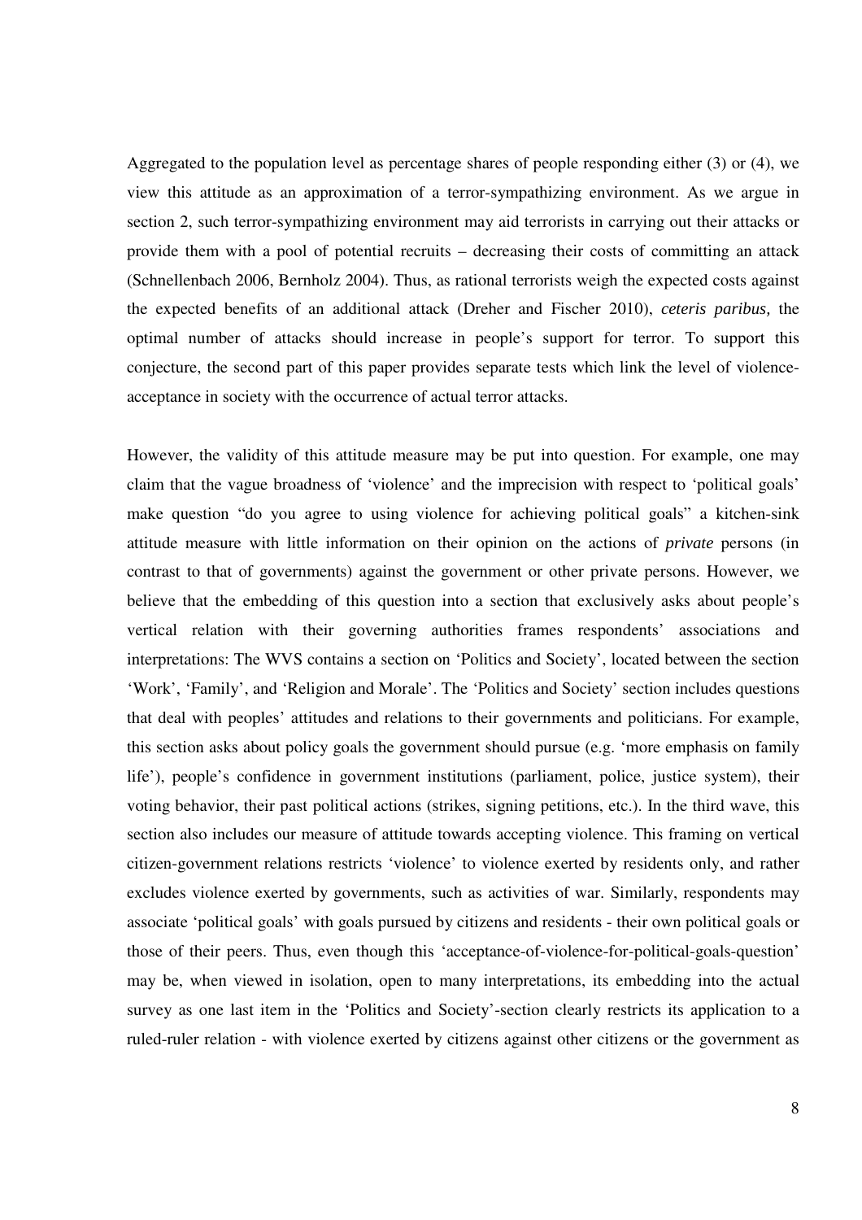Aggregated to the population level as percentage shares of people responding either (3) or (4), we view this attitude as an approximation of a terror-sympathizing environment. As we argue in section 2, such terror-sympathizing environment may aid terrorists in carrying out their attacks or provide them with a pool of potential recruits – decreasing their costs of committing an attack (Schnellenbach 2006, Bernholz 2004). Thus, as rational terrorists weigh the expected costs against the expected benefits of an additional attack (Dreher and Fischer 2010), *ceteris paribus,* the optimal number of attacks should increase in people's support for terror. To support this conjecture, the second part of this paper provides separate tests which link the level of violence-acceptance in society with the occurrence of actual terror attacks.

However, the validity of this attitude measure may be put into question. For example, one may claim that the vague broadness of 'violence' and the imprecision with respect to 'political goals' make question "do you agree to using violence for achieving political goals" a kitchen-sink attitude measure with little information on their opinion on the actions of *private* persons (in contrast to that of governments) against the government or other private persons. However, we believe that the embedding of this question into a section that exclusively asks about people's vertical relation with their governing authorities frames respondents' associations and interpretations: The WVS contains a section on 'Politics and Society', located between the section 'Work', 'Family', and 'Religion and Morale'. The 'Politics and Society' section includes questions that deal with peoples' attitudes and relations to their governments and politicians. For example, this section asks about policy goals the government should pursue (e.g. 'more emphasis on family life'), people's confidence in government institutions (parliament, police, justice system), their voting behavior, their past political actions (strikes, signing petitions, etc.). In the third wave, this section also includes our measure of attitude towards accepting violence. This framing on vertical citizen-government relations restricts 'violence' to violence exerted by residents only, and rather excludes violence exerted by governments, such as activities of war. Similarly, respondents may associate 'political goals' with goals pursued by citizens and residents - their own political goals or those of their peers. Thus, even though this 'acceptance-of-violence-for-political-goals-question' may be, when viewed in isolation, open to many interpretations, its embedding into the actual survey as one last item in the 'Politics and Society'-section clearly restricts its application to a ruled-ruler relation - with violence exerted by citizens against other citizens or the government as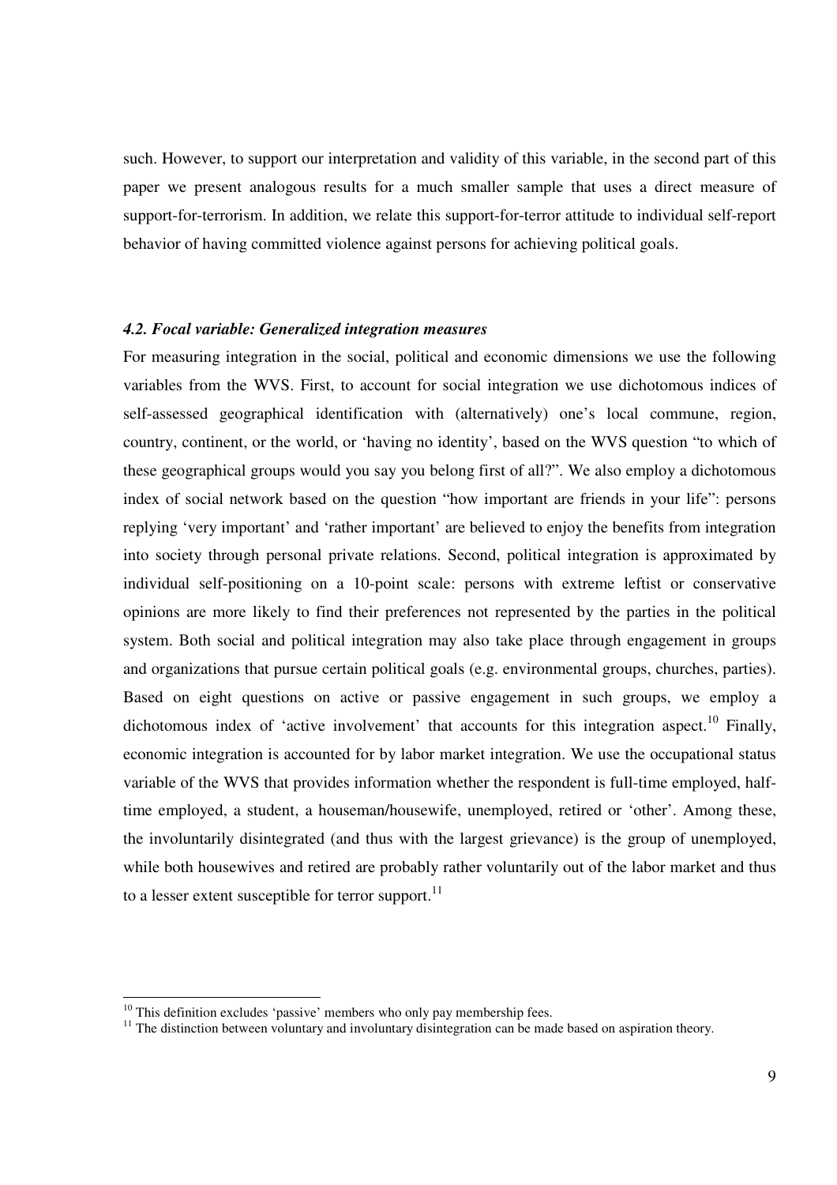such. However, to support our interpretation and validity of this variable, in the second part of this paper we present analogous results for a much smaller sample that uses a direct measure of support-for-terrorism. In addition, we relate this support-for-terror attitude to individual self-report behavior of having committed violence against persons for achieving political goals.

#### *4.2. Focal variable: Generalized integration measures*

For measuring integration in the social, political and economic dimensions we use the following variables from the WVS. First, to account for social integration we use dichotomous indices of self-assessed geographical identification with (alternatively) one's local commune, region, country, continent, or the world, or 'having no identity', based on the WVS question "to which of these geographical groups would you say you belong first of all?". We also employ a dichotomous index of social network based on the question "how important are friends in your life": persons replying 'very important' and 'rather important' are believed to enjoy the benefits from integration into society through personal private relations. Second, political integration is approximated by individual self-positioning on a 10-point scale: persons with extreme leftist or conservative opinions are more likely to find their preferences not represented by the parties in the political system. Both social and political integration may also take place through engagement in groups and organizations that pursue certain political goals (e.g. environmental groups, churches, parties). Based on eight questions on active or passive engagement in such groups, we employ a dichotomous index of 'active involvement' that accounts for this integration aspect.[10] Finally, economic integration is accounted for by labor market integration. We use the occupational status variable of the WVS that provides information whether the respondent is full-time employed, half-time employed, a student, a houseman/housewife, unemployed, retired or 'other'. Among these, the involuntarily disintegrated (and thus with the largest grievance) is the group of unemployed, while both housewives and retired are probably rather voluntarily out of the labor market and thus to a lesser extent susceptible for terror support.[11]

---

[10] This definition excludes 'passive' members who only pay membership fees.

[11] The distinction between voluntary and involuntary disintegration can be made based on aspiration theory.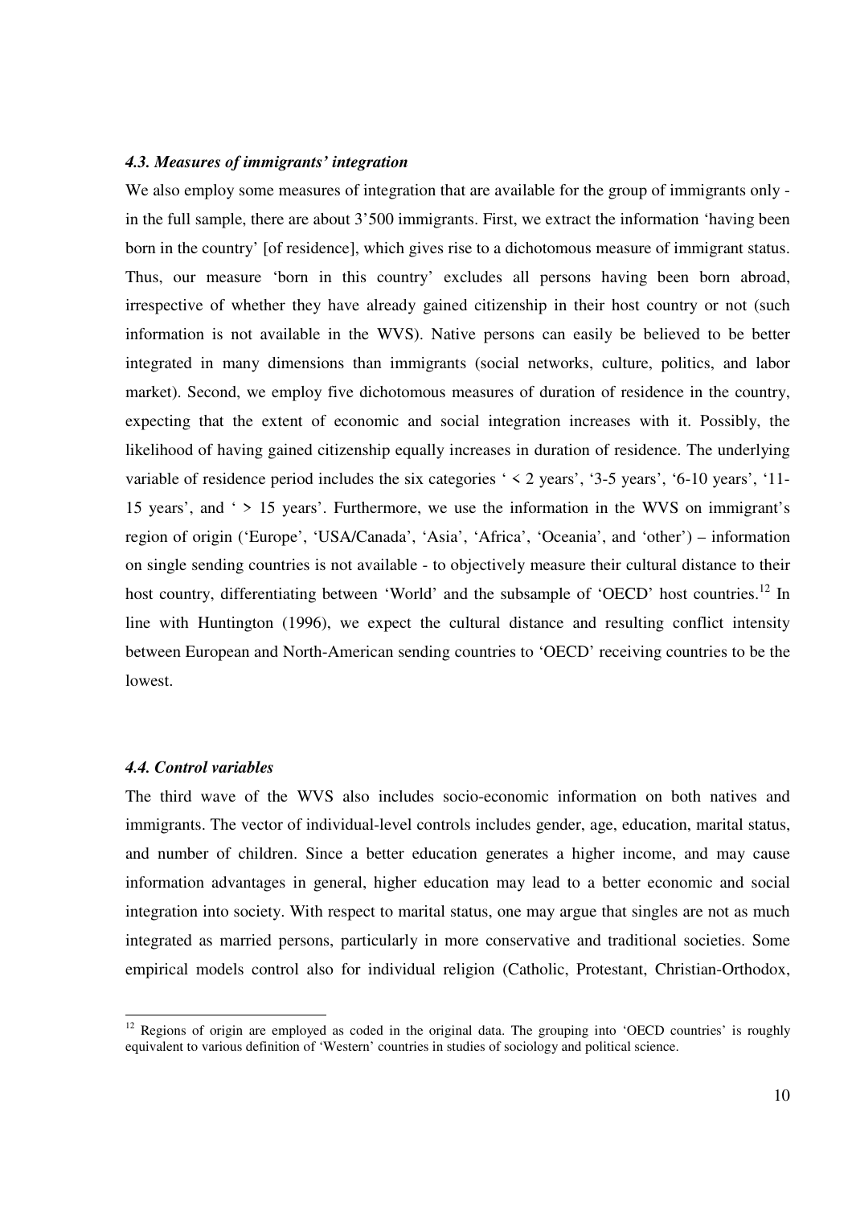### *4.3. Measures of immigrants' integration*

We also employ some measures of integration that are available for the group of immigrants only - in the full sample, there are about 3'500 immigrants. First, we extract the information 'having been born in the country' [of residence], which gives rise to a dichotomous measure of immigrant status. Thus, our measure 'born in this country' excludes all persons having been born abroad, irrespective of whether they have already gained citizenship in their host country or not (such information is not available in the WVS). Native persons can easily be believed to be better integrated in many dimensions than immigrants (social networks, culture, politics, and labor market). Second, we employ five dichotomous measures of duration of residence in the country, expecting that the extent of economic and social integration increases with it. Possibly, the likelihood of having gained citizenship equally increases in duration of residence. The underlying variable of residence period includes the six categories ' < 2 years', '3-5 years', '6-10 years', '11-15 years', and ' > 15 years'. Furthermore, we use the information in the WVS on immigrant's region of origin ('Europe', 'USA/Canada', 'Asia', 'Africa', 'Oceania', and 'other') – information on single sending countries is not available - to objectively measure their cultural distance to their host country, differentiating between 'World' and the subsample of 'OECD' host countries.[12] In line with Huntington (1996), we expect the cultural distance and resulting conflict intensity between European and North-American sending countries to 'OECD' receiving countries to be the lowest.

### *4.4. Control variables*

The third wave of the WVS also includes socio-economic information on both natives and immigrants. The vector of individual-level controls includes gender, age, education, marital status, and number of children. Since a better education generates a higher income, and may cause information advantages in general, higher education may lead to a better economic and social integration into society. With respect to marital status, one may argue that singles are not as much integrated as married persons, particularly in more conservative and traditional societies. Some empirical models control also for individual religion (Catholic, Protestant, Christian-Orthodox,

---

[12] Regions of origin are employed as coded in the original data. The grouping into 'OECD countries' is roughly equivalent to various definition of 'Western' countries in studies of sociology and political science.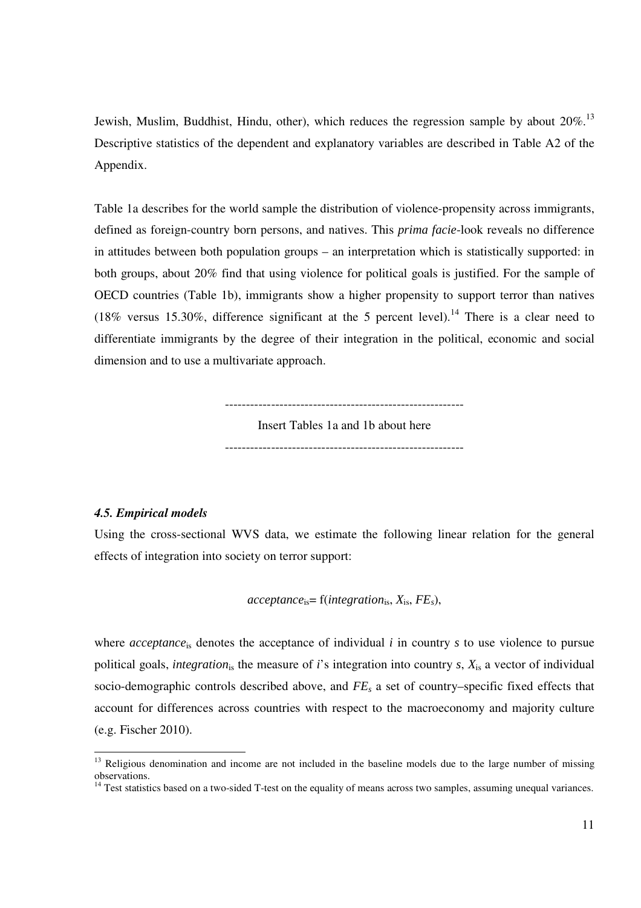Jewish, Muslim, Buddhist, Hindu, other), which reduces the regression sample by about 20%.[13] Descriptive statistics of the dependent and explanatory variables are described in Table A2 of the Appendix.

Table 1a describes for the world sample the distribution of violence-propensity across immigrants, defined as foreign-country born persons, and natives. This *prima facie*-look reveals no difference in attitudes between both population groups – an interpretation which is statistically supported: in both groups, about 20% find that using violence for political goals is justified. For the sample of OECD countries (Table 1b), immigrants show a higher propensity to support terror than natives (18% versus 15.30%, difference significant at the 5 percent level).[14] There is a clear need to differentiate immigrants by the degree of their integration in the political, economic and social dimension and to use a multivariate approach.

---------------------------------------------------------

Insert Tables 1a and 1b about here

---------------------------------------------------------

#### *4.5. Empirical models*

Using the cross-sectional WVS data, we estimate the following linear relation for the general effects of integration into society on terror support:

$$acceptance_{is} = \mathrm{f}(integration_{is}, X_{is}, FE_s),$$

where $acceptance_{is}$ denotes the acceptance of individual $i$ in country $s$ to use violence to pursue political goals, $integration_{is}$ the measure of $i$'s integration into country $s$, $X_{is}$ a vector of individual socio-demographic controls described above, and $FE_s$ a set of country–specific fixed effects that account for differences across countries with respect to the macroeconomy and majority culture (e.g. Fischer 2010).

[13] Religious denomination and income are not included in the baseline models due to the large number of missing observations.

[14] Test statistics based on a two-sided T-test on the equality of means across two samples, assuming unequal variances.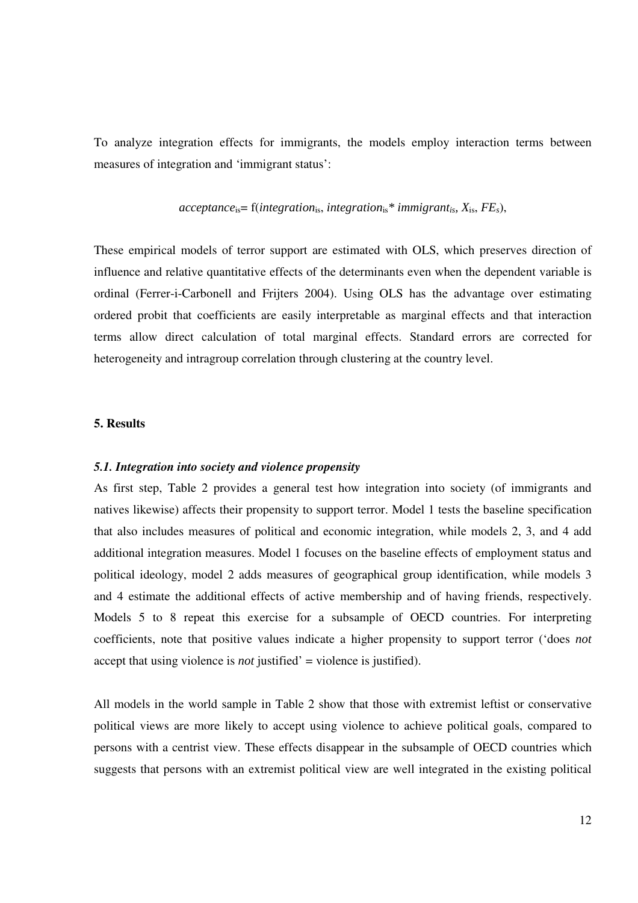To analyze integration effects for immigrants, the models employ interaction terms between measures of integration and 'immigrant status':

$$acceptance_{is} = \text{f}(integration_{is},\ integration_{is} * immigrant_{is},\ X_{is},\ FE_s),$$

These empirical models of terror support are estimated with OLS, which preserves direction of influence and relative quantitative effects of the determinants even when the dependent variable is ordinal (Ferrer-i-Carbonell and Frijters 2004). Using OLS has the advantage over estimating ordered probit that coefficients are easily interpretable as marginal effects and that interaction terms allow direct calculation of total marginal effects. Standard errors are corrected for heterogeneity and intragroup correlation through clustering at the country level.

## 5. Results

### *5.1. Integration into society and violence propensity*

As first step, Table 2 provides a general test how integration into society (of immigrants and natives likewise) affects their propensity to support terror. Model 1 tests the baseline specification that also includes measures of political and economic integration, while models 2, 3, and 4 add additional integration measures. Model 1 focuses on the baseline effects of employment status and political ideology, model 2 adds measures of geographical group identification, while models 3 and 4 estimate the additional effects of active membership and of having friends, respectively. Models 5 to 8 repeat this exercise for a subsample of OECD countries. For interpreting coefficients, note that positive values indicate a higher propensity to support terror ('does *not* accept that using violence is *not* justified' = violence is justified).

All models in the world sample in Table 2 show that those with extremist leftist or conservative political views are more likely to accept using violence to achieve political goals, compared to persons with a centrist view. These effects disappear in the subsample of OECD countries which suggests that persons with an extremist political view are well integrated in the existing political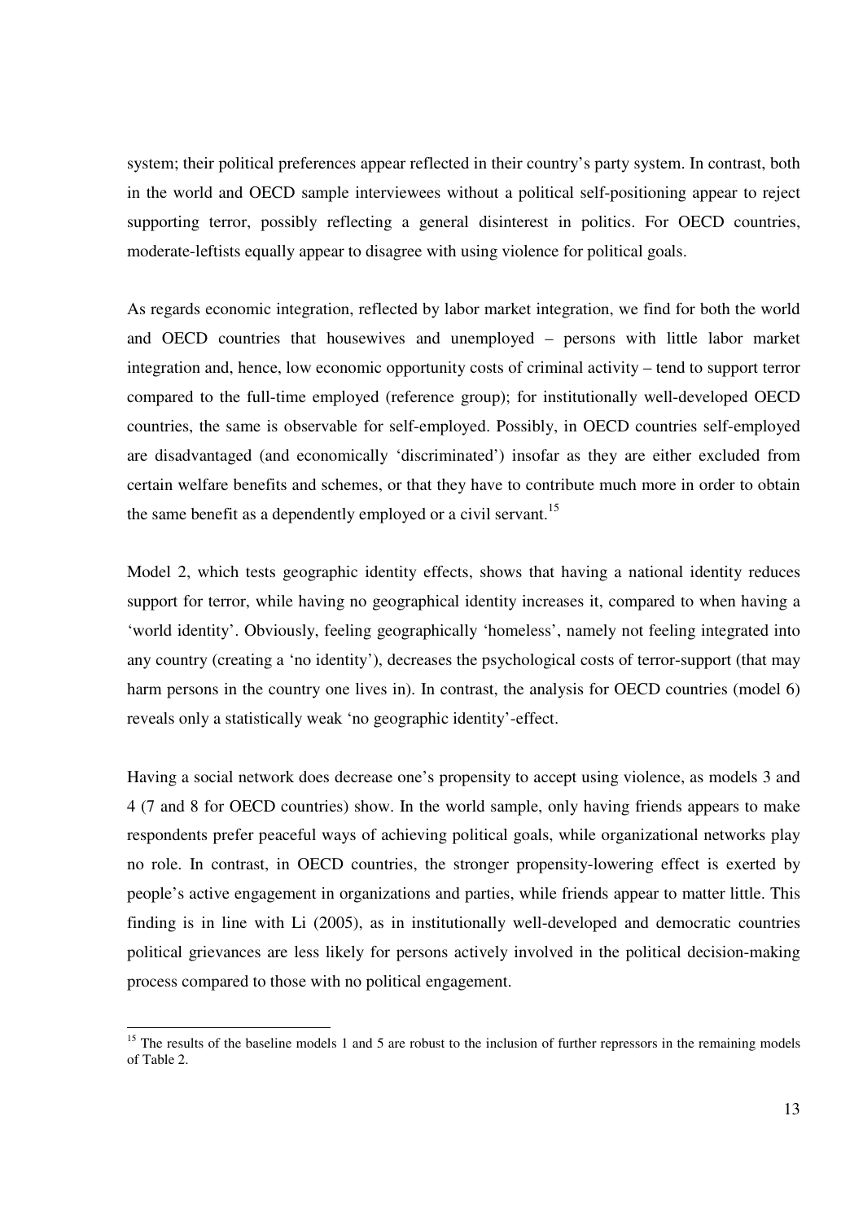system; their political preferences appear reflected in their country's party system. In contrast, both in the world and OECD sample interviewees without a political self-positioning appear to reject supporting terror, possibly reflecting a general disinterest in politics. For OECD countries, moderate-leftists equally appear to disagree with using violence for political goals.

As regards economic integration, reflected by labor market integration, we find for both the world and OECD countries that housewives and unemployed – persons with little labor market integration and, hence, low economic opportunity costs of criminal activity – tend to support terror compared to the full-time employed (reference group); for institutionally well-developed OECD countries, the same is observable for self-employed. Possibly, in OECD countries self-employed are disadvantaged (and economically 'discriminated') insofar as they are either excluded from certain welfare benefits and schemes, or that they have to contribute much more in order to obtain the same benefit as a dependently employed or a civil servant.[15]

Model 2, which tests geographic identity effects, shows that having a national identity reduces support for terror, while having no geographical identity increases it, compared to when having a 'world identity'. Obviously, feeling geographically 'homeless', namely not feeling integrated into any country (creating a 'no identity'), decreases the psychological costs of terror-support (that may harm persons in the country one lives in). In contrast, the analysis for OECD countries (model 6) reveals only a statistically weak 'no geographic identity'-effect.

Having a social network does decrease one's propensity to accept using violence, as models 3 and 4 (7 and 8 for OECD countries) show. In the world sample, only having friends appears to make respondents prefer peaceful ways of achieving political goals, while organizational networks play no role. In contrast, in OECD countries, the stronger propensity-lowering effect is exerted by people's active engagement in organizations and parties, while friends appear to matter little. This finding is in line with Li (2005), as in institutionally well-developed and democratic countries political grievances are less likely for persons actively involved in the political decision-making process compared to those with no political engagement.

---

[15] The results of the baseline models 1 and 5 are robust to the inclusion of further repressors in the remaining models of Table 2.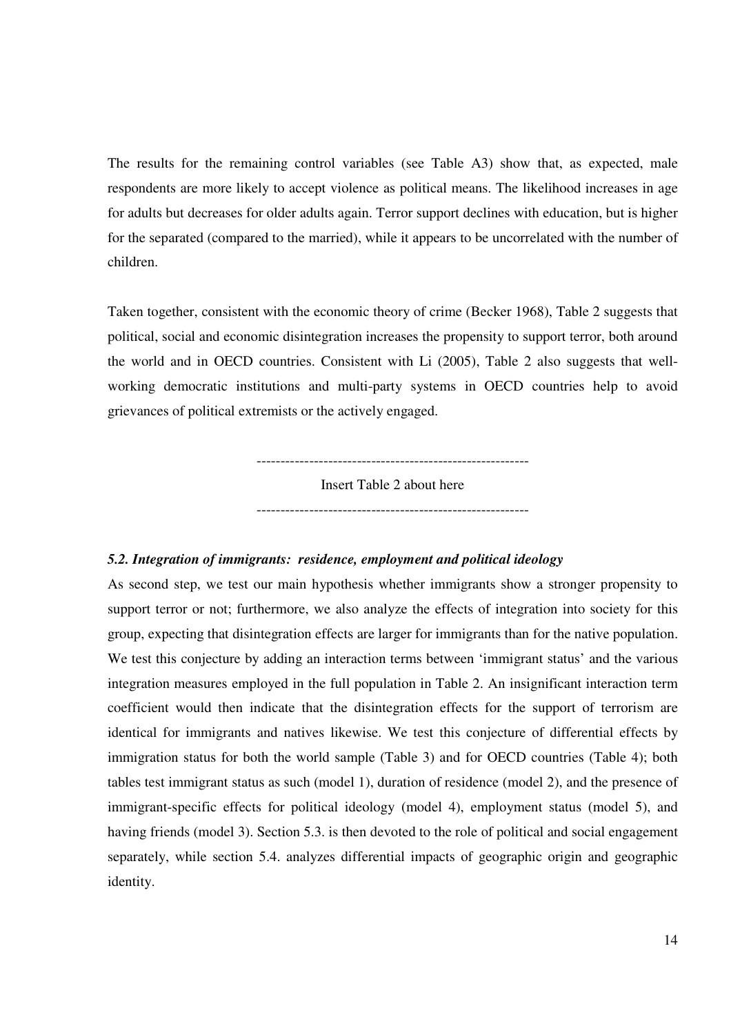The results for the remaining control variables (see Table A3) show that, as expected, male respondents are more likely to accept violence as political means. The likelihood increases in age for adults but decreases for older adults again. Terror support declines with education, but is higher for the separated (compared to the married), while it appears to be uncorrelated with the number of children.

Taken together, consistent with the economic theory of crime (Becker 1968), Table 2 suggests that political, social and economic disintegration increases the propensity to support terror, both around the world and in OECD countries. Consistent with Li (2005), Table 2 also suggests that well-working democratic institutions and multi-party systems in OECD countries help to avoid grievances of political extremists or the actively engaged.

---------------------------------------------------------

Insert Table 2 about here

---------------------------------------------------------

### *5.2. Integration of immigrants: residence, employment and political ideology*

As second step, we test our main hypothesis whether immigrants show a stronger propensity to support terror or not; furthermore, we also analyze the effects of integration into society for this group, expecting that disintegration effects are larger for immigrants than for the native population. We test this conjecture by adding an interaction terms between 'immigrant status' and the various integration measures employed in the full population in Table 2. An insignificant interaction term coefficient would then indicate that the disintegration effects for the support of terrorism are identical for immigrants and natives likewise. We test this conjecture of differential effects by immigration status for both the world sample (Table 3) and for OECD countries (Table 4); both tables test immigrant status as such (model 1), duration of residence (model 2), and the presence of immigrant-specific effects for political ideology (model 4), employment status (model 5), and having friends (model 3). Section 5.3. is then devoted to the role of political and social engagement separately, while section 5.4. analyzes differential impacts of geographic origin and geographic identity.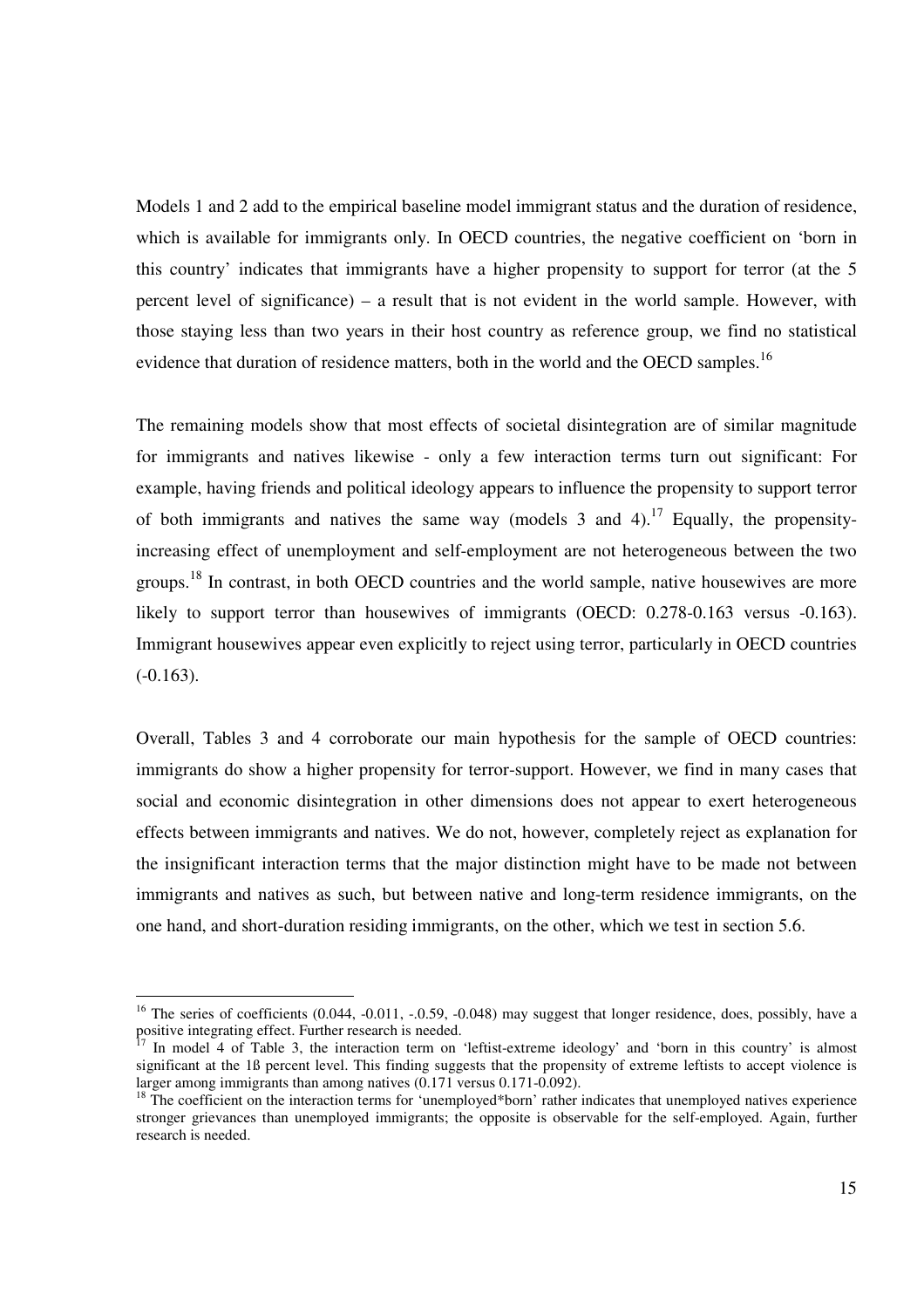Models 1 and 2 add to the empirical baseline model immigrant status and the duration of residence, which is available for immigrants only. In OECD countries, the negative coefficient on 'born in this country' indicates that immigrants have a higher propensity to support for terror (at the 5 percent level of significance) – a result that is not evident in the world sample. However, with those staying less than two years in their host country as reference group, we find no statistical evidence that duration of residence matters, both in the world and the OECD samples.[16]

The remaining models show that most effects of societal disintegration are of similar magnitude for immigrants and natives likewise - only a few interaction terms turn out significant: For example, having friends and political ideology appears to influence the propensity to support terror of both immigrants and natives the same way (models 3 and 4).[17] Equally, the propensity-increasing effect of unemployment and self-employment are not heterogeneous between the two groups.[18] In contrast, in both OECD countries and the world sample, native housewives are more likely to support terror than housewives of immigrants (OECD: 0.278-0.163 versus -0.163). Immigrant housewives appear even explicitly to reject using terror, particularly in OECD countries (-0.163).

Overall, Tables 3 and 4 corroborate our main hypothesis for the sample of OECD countries: immigrants do show a higher propensity for terror-support. However, we find in many cases that social and economic disintegration in other dimensions does not appear to exert heterogeneous effects between immigrants and natives. We do not, however, completely reject as explanation for the insignificant interaction terms that the major distinction might have to be made not between immigrants and natives as such, but between native and long-term residence immigrants, on the one hand, and short-duration residing immigrants, on the other, which we test in section 5.6.

---

[16] The series of coefficients (0.044, -0.011, -.0.59, -0.048) may suggest that longer residence, does, possibly, have a positive integrating effect. Further research is needed.

[17] In model 4 of Table 3, the interaction term on 'leftist-extreme ideology' and 'born in this country' is almost significant at the 1ß percent level. This finding suggests that the propensity of extreme leftists to accept violence is larger among immigrants than among natives (0.171 versus 0.171-0.092).

[18] The coefficient on the interaction terms for 'unemployed*born' rather indicates that unemployed natives experience stronger grievances than unemployed immigrants; the opposite is observable for the self-employed. Again, further research is needed.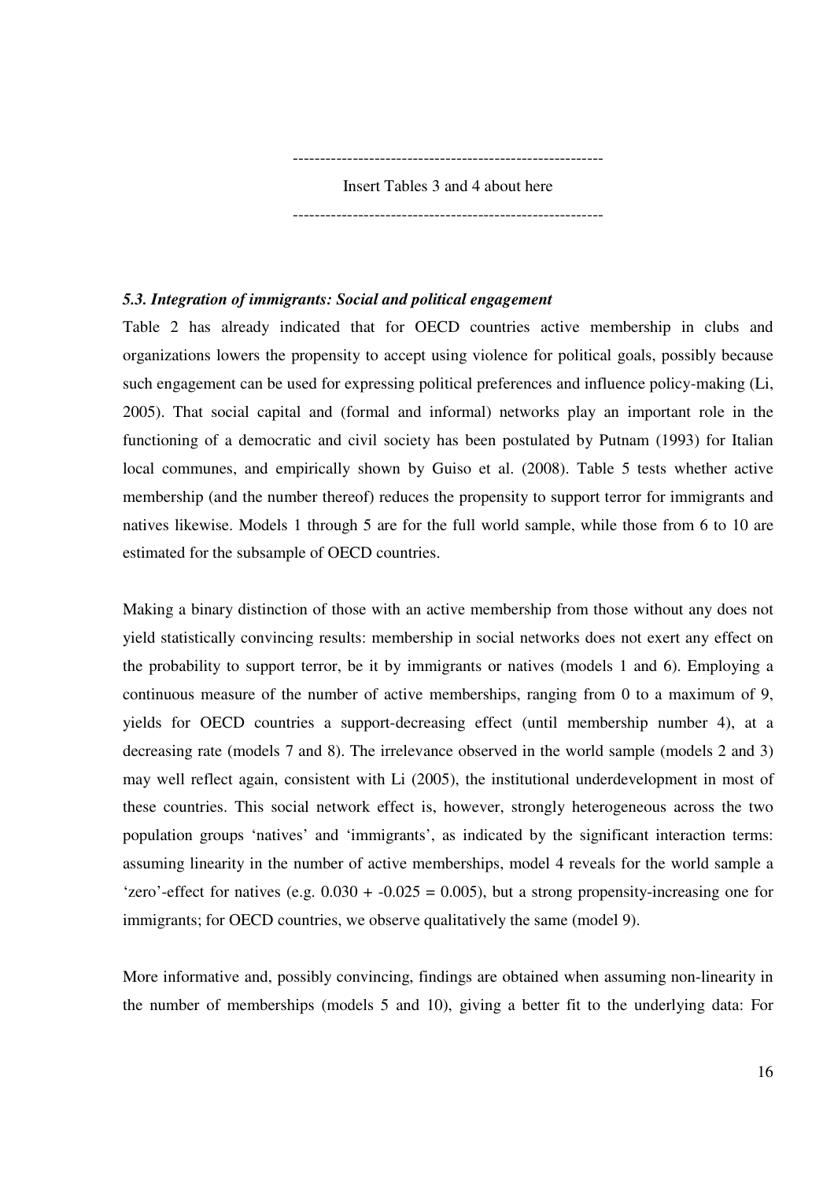---------------------------------------------------------

Insert Tables 3 and 4 about here

---------------------------------------------------------

### *5.3. Integration of immigrants: Social and political engagement*

Table 2 has already indicated that for OECD countries active membership in clubs and organizations lowers the propensity to accept using violence for political goals, possibly because such engagement can be used for expressing political preferences and influence policy-making (Li, 2005). That social capital and (formal and informal) networks play an important role in the functioning of a democratic and civil society has been postulated by Putnam (1993) for Italian local communes, and empirically shown by Guiso et al. (2008). Table 5 tests whether active membership (and the number thereof) reduces the propensity to support terror for immigrants and natives likewise. Models 1 through 5 are for the full world sample, while those from 6 to 10 are estimated for the subsample of OECD countries.

Making a binary distinction of those with an active membership from those without any does not yield statistically convincing results: membership in social networks does not exert any effect on the probability to support terror, be it by immigrants or natives (models 1 and 6). Employing a continuous measure of the number of active memberships, ranging from 0 to a maximum of 9, yields for OECD countries a support-decreasing effect (until membership number 4), at a decreasing rate (models 7 and 8). The irrelevance observed in the world sample (models 2 and 3) may well reflect again, consistent with Li (2005), the institutional underdevelopment in most of these countries. This social network effect is, however, strongly heterogeneous across the two population groups 'natives' and 'immigrants', as indicated by the significant interaction terms: assuming linearity in the number of active memberships, model 4 reveals for the world sample a 'zero'-effect for natives (e.g. 0.030 + -0.025 = 0.005), but a strong propensity-increasing one for immigrants; for OECD countries, we observe qualitatively the same (model 9).

More informative and, possibly convincing, findings are obtained when assuming non-linearity in the number of memberships (models 5 and 10), giving a better fit to the underlying data: For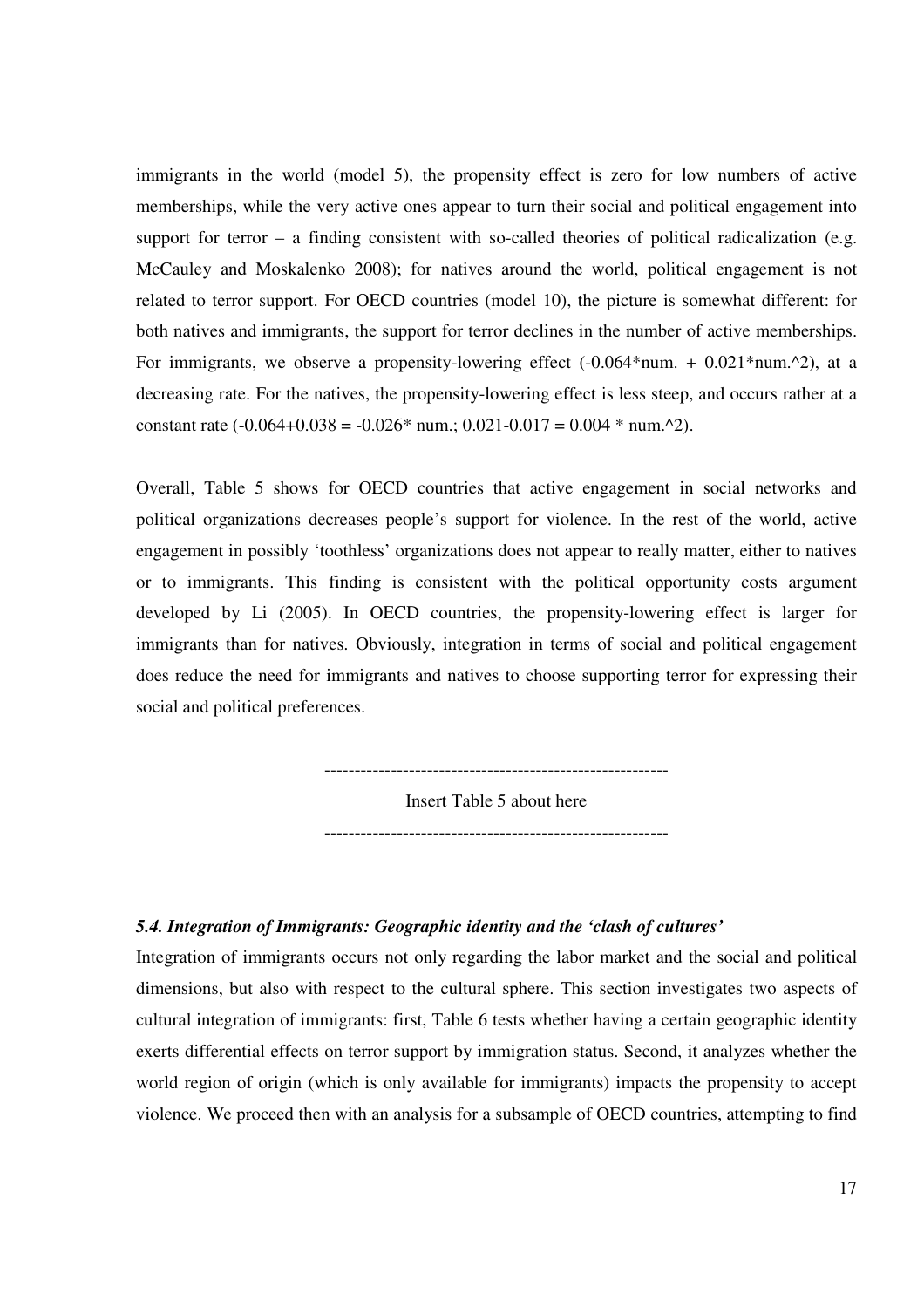immigrants in the world (model 5), the propensity effect is zero for low numbers of active memberships, while the very active ones appear to turn their social and political engagement into support for terror – a finding consistent with so-called theories of political radicalization (e.g. McCauley and Moskalenko 2008); for natives around the world, political engagement is not related to terror support. For OECD countries (model 10), the picture is somewhat different: for both natives and immigrants, the support for terror declines in the number of active memberships. For immigrants, we observe a propensity-lowering effect ($-0.064$*num. + $0.021$*num.^2), at a decreasing rate. For the natives, the propensity-lowering effect is less steep, and occurs rather at a constant rate ($-0.064+0.038 = -0.026$* num.; $0.021-0.017 = 0.004$ * num.^2).

Overall, Table 5 shows for OECD countries that active engagement in social networks and political organizations decreases people's support for violence. In the rest of the world, active engagement in possibly 'toothless' organizations does not appear to really matter, either to natives or to immigrants. This finding is consistent with the political opportunity costs argument developed by Li (2005). In OECD countries, the propensity-lowering effect is larger for immigrants than for natives. Obviously, integration in terms of social and political engagement does reduce the need for immigrants and natives to choose supporting terror for expressing their social and political preferences.

---

Insert Table 5 about here

---

### *5.4. Integration of Immigrants: Geographic identity and the 'clash of cultures'*

Integration of immigrants occurs not only regarding the labor market and the social and political dimensions, but also with respect to the cultural sphere. This section investigates two aspects of cultural integration of immigrants: first, Table 6 tests whether having a certain geographic identity exerts differential effects on terror support by immigration status. Second, it analyzes whether the world region of origin (which is only available for immigrants) impacts the propensity to accept violence. We proceed then with an analysis for a subsample of OECD countries, attempting to find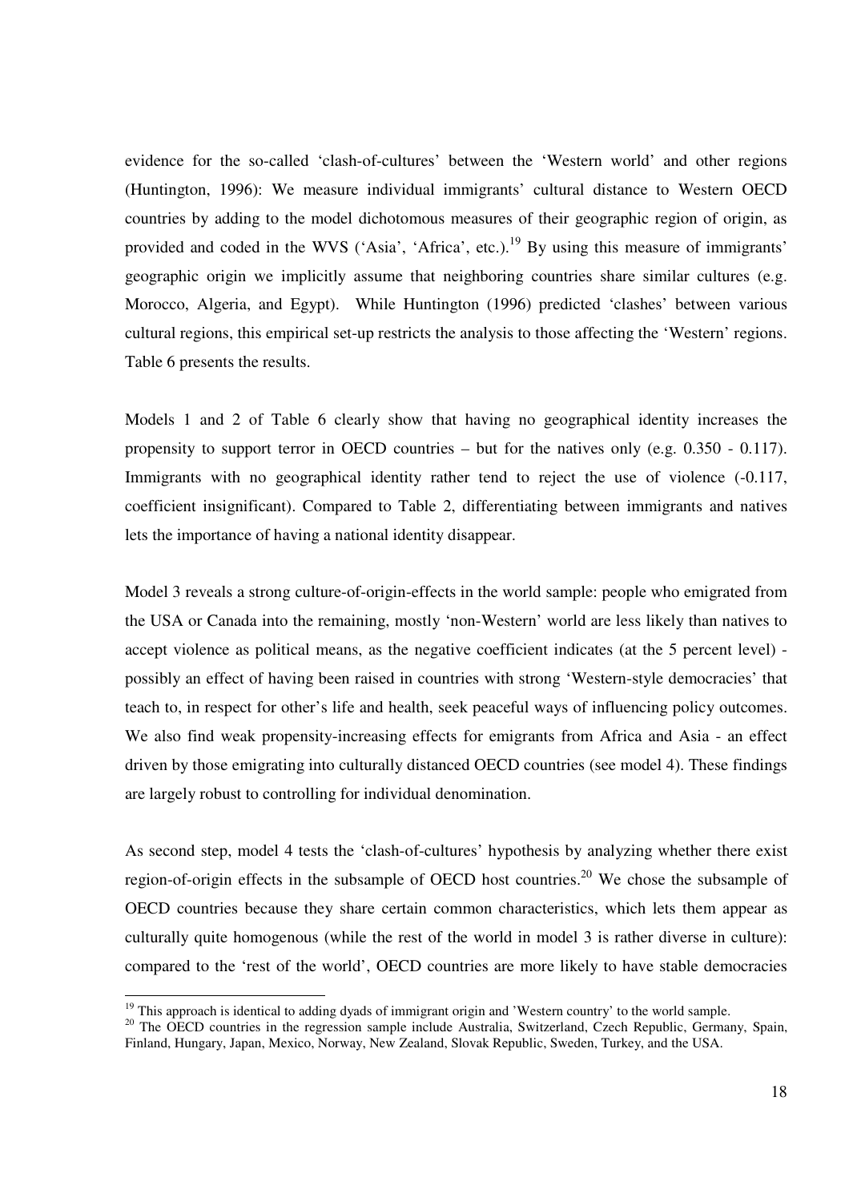evidence for the so-called 'clash-of-cultures' between the 'Western world' and other regions (Huntington, 1996): We measure individual immigrants' cultural distance to Western OECD countries by adding to the model dichotomous measures of their geographic region of origin, as provided and coded in the WVS ('Asia', 'Africa', etc.).[19] By using this measure of immigrants' geographic origin we implicitly assume that neighboring countries share similar cultures (e.g. Morocco, Algeria, and Egypt). While Huntington (1996) predicted 'clashes' between various cultural regions, this empirical set-up restricts the analysis to those affecting the 'Western' regions. Table 6 presents the results.

Models 1 and 2 of Table 6 clearly show that having no geographical identity increases the propensity to support terror in OECD countries – but for the natives only (e.g. 0.350 - 0.117). Immigrants with no geographical identity rather tend to reject the use of violence (-0.117, coefficient insignificant). Compared to Table 2, differentiating between immigrants and natives lets the importance of having a national identity disappear.

Model 3 reveals a strong culture-of-origin-effects in the world sample: people who emigrated from the USA or Canada into the remaining, mostly 'non-Western' world are less likely than natives to accept violence as political means, as the negative coefficient indicates (at the 5 percent level) - possibly an effect of having been raised in countries with strong 'Western-style democracies' that teach to, in respect for other's life and health, seek peaceful ways of influencing policy outcomes. We also find weak propensity-increasing effects for emigrants from Africa and Asia - an effect driven by those emigrating into culturally distanced OECD countries (see model 4). These findings are largely robust to controlling for individual denomination.

As second step, model 4 tests the 'clash-of-cultures' hypothesis by analyzing whether there exist region-of-origin effects in the subsample of OECD host countries.[20] We chose the subsample of OECD countries because they share certain common characteristics, which lets them appear as culturally quite homogenous (while the rest of the world in model 3 is rather diverse in culture): compared to the 'rest of the world', OECD countries are more likely to have stable democracies

[19] This approach is identical to adding dyads of immigrant origin and 'Western country' to the world sample.

[20] The OECD countries in the regression sample include Australia, Switzerland, Czech Republic, Germany, Spain, Finland, Hungary, Japan, Mexico, Norway, New Zealand, Slovak Republic, Sweden, Turkey, and the USA.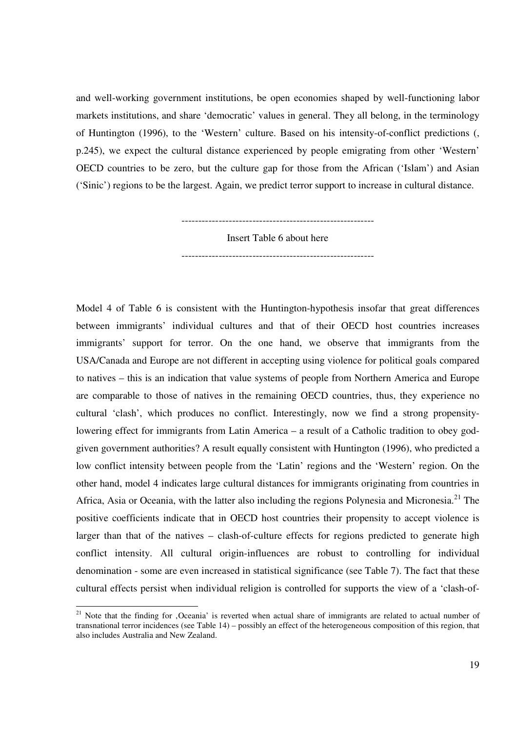and well-working government institutions, be open economies shaped by well-functioning labor markets institutions, and share 'democratic' values in general. They all belong, in the terminology of Huntington (1996), to the 'Western' culture. Based on his intensity-of-conflict predictions (, p.245), we expect the cultural distance experienced by people emigrating from other 'Western' OECD countries to be zero, but the culture gap for those from the African ('Islam') and Asian ('Sinic') regions to be the largest. Again, we predict terror support to increase in cultural distance.

---------------------------------------------------------

Insert Table 6 about here

---------------------------------------------------------

Model 4 of Table 6 is consistent with the Huntington-hypothesis insofar that great differences between immigrants' individual cultures and that of their OECD host countries increases immigrants' support for terror. On the one hand, we observe that immigrants from the USA/Canada and Europe are not different in accepting using violence for political goals compared to natives – this is an indication that value systems of people from Northern America and Europe are comparable to those of natives in the remaining OECD countries, thus, they experience no cultural 'clash', which produces no conflict. Interestingly, now we find a strong propensity-lowering effect for immigrants from Latin America – a result of a Catholic tradition to obey god-given government authorities? A result equally consistent with Huntington (1996), who predicted a low conflict intensity between people from the 'Latin' regions and the 'Western' region. On the other hand, model 4 indicates large cultural distances for immigrants originating from countries in Africa, Asia or Oceania, with the latter also including the regions Polynesia and Micronesia.[21] The positive coefficients indicate that in OECD host countries their propensity to accept violence is larger than that of the natives – clash-of-culture effects for regions predicted to generate high conflict intensity. All cultural origin-influences are robust to controlling for individual denomination - some are even increased in statistical significance (see Table 7). The fact that these cultural effects persist when individual religion is controlled for supports the view of a 'clash-of-

[21] Note that the finding for 'Oceania' is reverted when actual share of immigrants are related to actual number of transnational terror incidences (see Table 14) – possibly an effect of the heterogeneous composition of this region, that also includes Australia and New Zealand.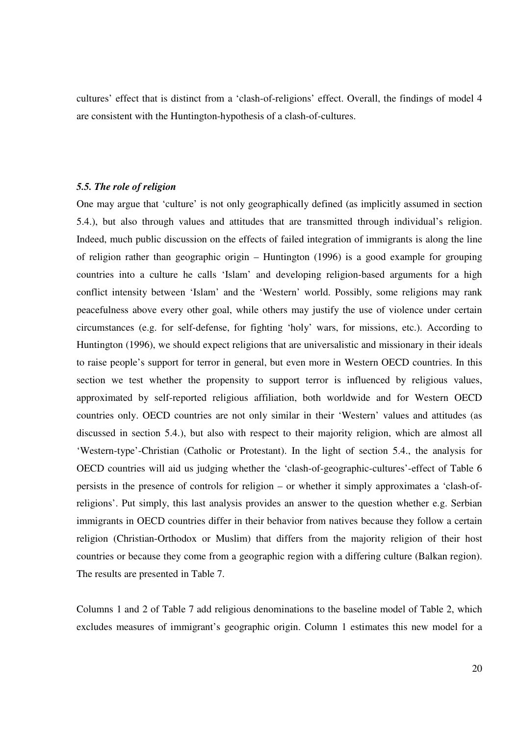cultures' effect that is distinct from a 'clash-of-religions' effect. Overall, the findings of model 4 are consistent with the Huntington-hypothesis of a clash-of-cultures.

### *5.5. The role of religion*

One may argue that 'culture' is not only geographically defined (as implicitly assumed in section 5.4.), but also through values and attitudes that are transmitted through individual's religion. Indeed, much public discussion on the effects of failed integration of immigrants is along the line of religion rather than geographic origin – Huntington (1996) is a good example for grouping countries into a culture he calls 'Islam' and developing religion-based arguments for a high conflict intensity between 'Islam' and the 'Western' world. Possibly, some religions may rank peacefulness above every other goal, while others may justify the use of violence under certain circumstances (e.g. for self-defense, for fighting 'holy' wars, for missions, etc.). According to Huntington (1996), we should expect religions that are universalistic and missionary in their ideals to raise people's support for terror in general, but even more in Western OECD countries. In this section we test whether the propensity to support terror is influenced by religious values, approximated by self-reported religious affiliation, both worldwide and for Western OECD countries only. OECD countries are not only similar in their 'Western' values and attitudes (as discussed in section 5.4.), but also with respect to their majority religion, which are almost all 'Western-type'-Christian (Catholic or Protestant). In the light of section 5.4., the analysis for OECD countries will aid us judging whether the 'clash-of-geographic-cultures'-effect of Table 6 persists in the presence of controls for religion – or whether it simply approximates a 'clash-of-religions'. Put simply, this last analysis provides an answer to the question whether e.g. Serbian immigrants in OECD countries differ in their behavior from natives because they follow a certain religion (Christian-Orthodox or Muslim) that differs from the majority religion of their host countries or because they come from a geographic region with a differing culture (Balkan region). The results are presented in Table 7.

Columns 1 and 2 of Table 7 add religious denominations to the baseline model of Table 2, which excludes measures of immigrant's geographic origin. Column 1 estimates this new model for a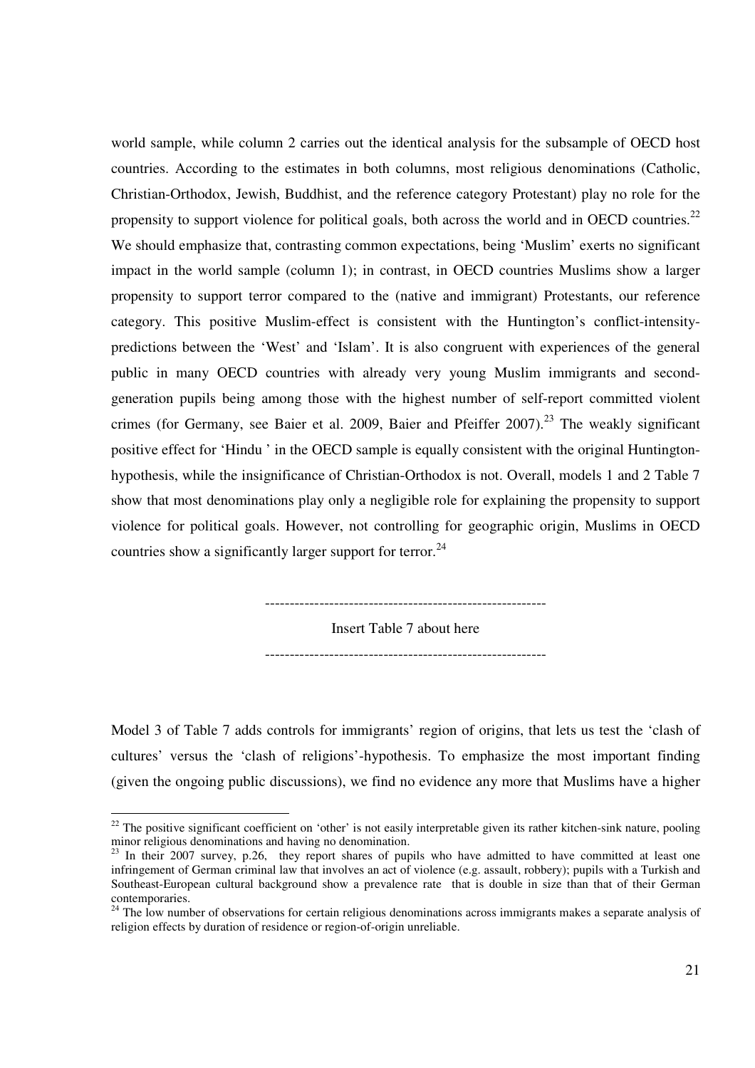world sample, while column 2 carries out the identical analysis for the subsample of OECD host countries. According to the estimates in both columns, most religious denominations (Catholic, Christian-Orthodox, Jewish, Buddhist, and the reference category Protestant) play no role for the propensity to support violence for political goals, both across the world and in OECD countries.[22] We should emphasize that, contrasting common expectations, being 'Muslim' exerts no significant impact in the world sample (column 1); in contrast, in OECD countries Muslims show a larger propensity to support terror compared to the (native and immigrant) Protestants, our reference category. This positive Muslim-effect is consistent with the Huntington's conflict-intensity-predictions between the 'West' and 'Islam'. It is also congruent with experiences of the general public in many OECD countries with already very young Muslim immigrants and second-generation pupils being among those with the highest number of self-report committed violent crimes (for Germany, see Baier et al. 2009, Baier and Pfeiffer 2007).[23] The weakly significant positive effect for 'Hindu ' in the OECD sample is equally consistent with the original Huntington-hypothesis, while the insignificance of Christian-Orthodox is not. Overall, models 1 and 2 Table 7 show that most denominations play only a negligible role for explaining the propensity to support violence for political goals. However, not controlling for geographic origin, Muslims in OECD countries show a significantly larger support for terror.[24]

---------------------------------------------------------

Insert Table 7 about here

---------------------------------------------------------

Model 3 of Table 7 adds controls for immigrants' region of origins, that lets us test the 'clash of cultures' versus the 'clash of religions'-hypothesis. To emphasize the most important finding (given the ongoing public discussions), we find no evidence any more that Muslims have a higher

[22] The positive significant coefficient on 'other' is not easily interpretable given its rather kitchen-sink nature, pooling minor religious denominations and having no denomination.

[23] In their 2007 survey, p.26, they report shares of pupils who have admitted to have committed at least one infringement of German criminal law that involves an act of violence (e.g. assault, robbery); pupils with a Turkish and Southeast-European cultural background show a prevalence rate that is double in size than that of their German contemporaries.

[24] The low number of observations for certain religious denominations across immigrants makes a separate analysis of religion effects by duration of residence or region-of-origin unreliable.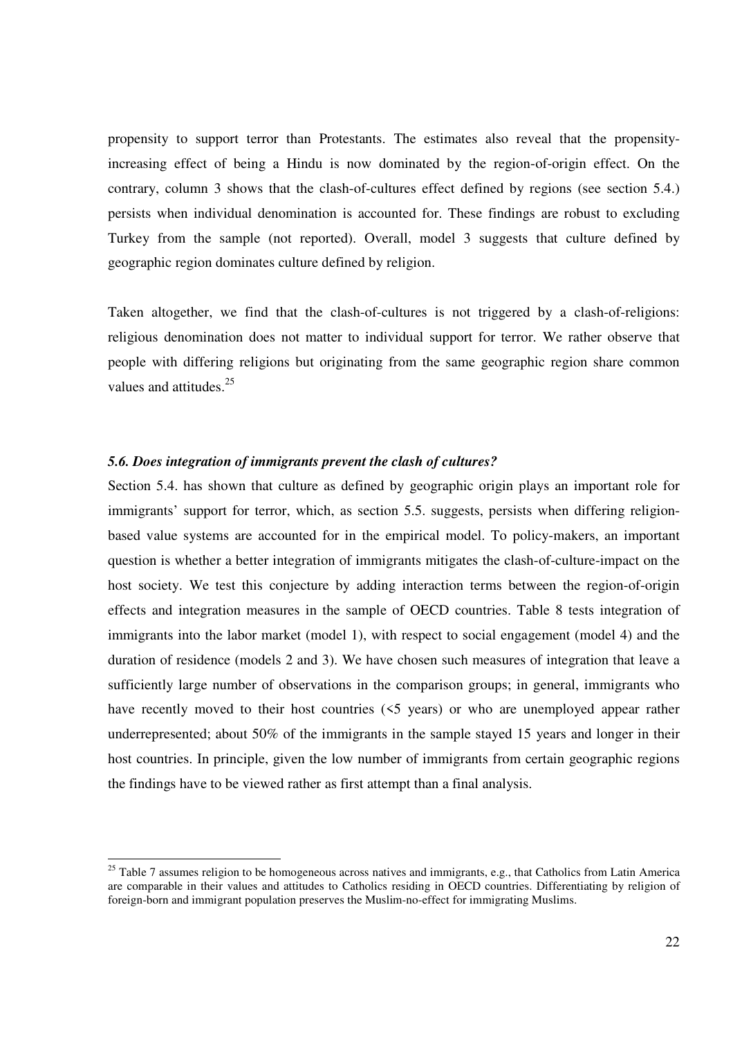propensity to support terror than Protestants. The estimates also reveal that the propensity-increasing effect of being a Hindu is now dominated by the region-of-origin effect. On the contrary, column 3 shows that the clash-of-cultures effect defined by regions (see section 5.4.) persists when individual denomination is accounted for. These findings are robust to excluding Turkey from the sample (not reported). Overall, model 3 suggests that culture defined by geographic region dominates culture defined by religion.

Taken altogether, we find that the clash-of-cultures is not triggered by a clash-of-religions: religious denomination does not matter to individual support for terror. We rather observe that people with differing religions but originating from the same geographic region share common values and attitudes.[25]

### *5.6. Does integration of immigrants prevent the clash of cultures?*

Section 5.4. has shown that culture as defined by geographic origin plays an important role for immigrants' support for terror, which, as section 5.5. suggests, persists when differing religion-based value systems are accounted for in the empirical model. To policy-makers, an important question is whether a better integration of immigrants mitigates the clash-of-culture-impact on the host society. We test this conjecture by adding interaction terms between the region-of-origin effects and integration measures in the sample of OECD countries. Table 8 tests integration of immigrants into the labor market (model 1), with respect to social engagement (model 4) and the duration of residence (models 2 and 3). We have chosen such measures of integration that leave a sufficiently large number of observations in the comparison groups; in general, immigrants who have recently moved to their host countries (<5 years) or who are unemployed appear rather underrepresented; about 50% of the immigrants in the sample stayed 15 years and longer in their host countries. In principle, given the low number of immigrants from certain geographic regions the findings have to be viewed rather as first attempt than a final analysis.

[25] Table 7 assumes religion to be homogeneous across natives and immigrants, e.g., that Catholics from Latin America are comparable in their values and attitudes to Catholics residing in OECD countries. Differentiating by religion of foreign-born and immigrant population preserves the Muslim-no-effect for immigrating Muslims.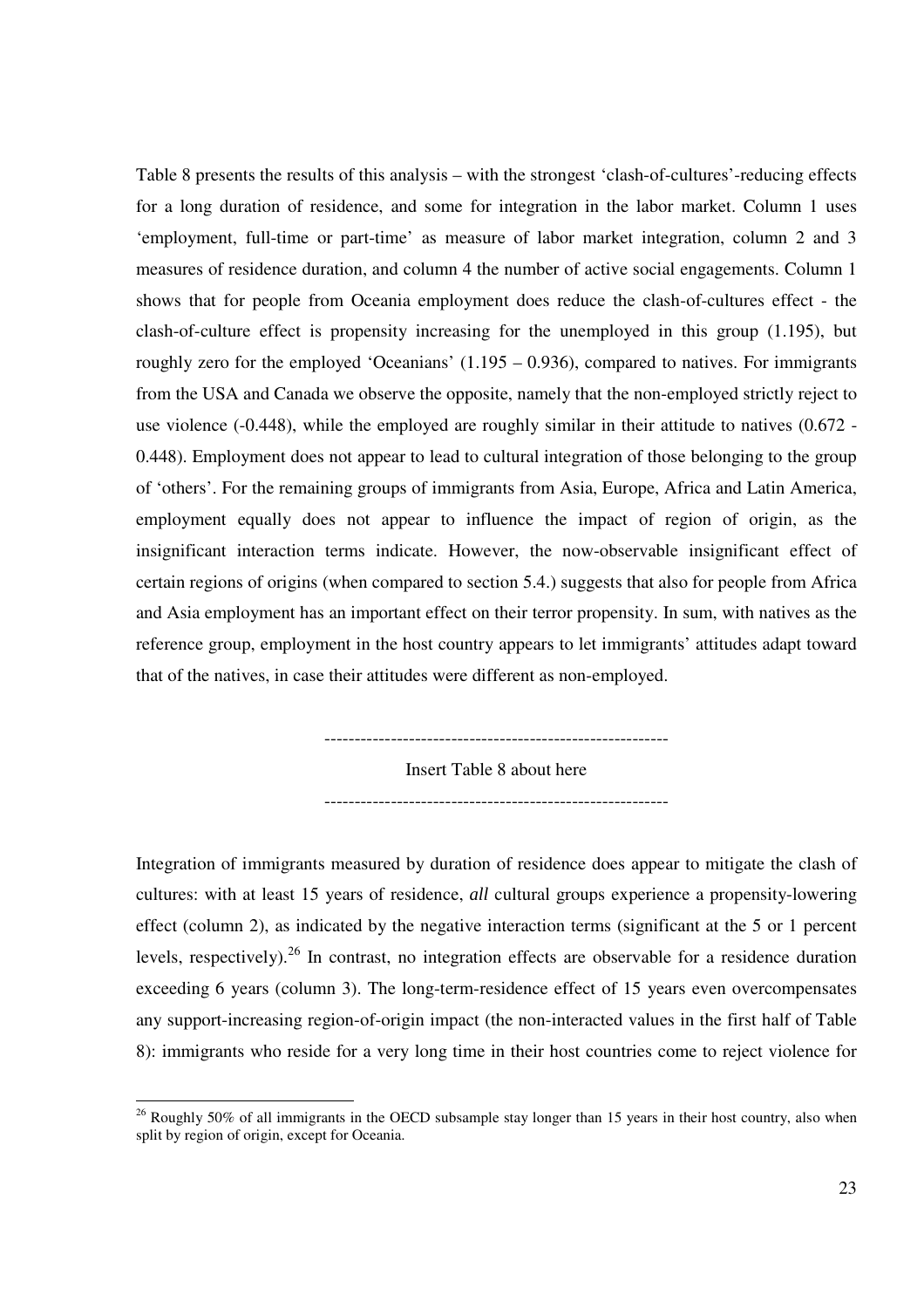Table 8 presents the results of this analysis – with the strongest 'clash-of-cultures'-reducing effects for a long duration of residence, and some for integration in the labor market. Column 1 uses 'employment, full-time or part-time' as measure of labor market integration, column 2 and 3 measures of residence duration, and column 4 the number of active social engagements. Column 1 shows that for people from Oceania employment does reduce the clash-of-cultures effect - the clash-of-culture effect is propensity increasing for the unemployed in this group (1.195), but roughly zero for the employed 'Oceanians' (1.195 – 0.936), compared to natives. For immigrants from the USA and Canada we observe the opposite, namely that the non-employed strictly reject to use violence (-0.448), while the employed are roughly similar in their attitude to natives (0.672 - 0.448). Employment does not appear to lead to cultural integration of those belonging to the group of 'others'. For the remaining groups of immigrants from Asia, Europe, Africa and Latin America, employment equally does not appear to influence the impact of region of origin, as the insignificant interaction terms indicate. However, the now-observable insignificant effect of certain regions of origins (when compared to section 5.4.) suggests that also for people from Africa and Asia employment has an important effect on their terror propensity. In sum, with natives as the reference group, employment in the host country appears to let immigrants' attitudes adapt toward that of the natives, in case their attitudes were different as non-employed.

---------------------------------------------------------

Insert Table 8 about here

---------------------------------------------------------

Integration of immigrants measured by duration of residence does appear to mitigate the clash of cultures: with at least 15 years of residence, *all* cultural groups experience a propensity-lowering effect (column 2), as indicated by the negative interaction terms (significant at the 5 or 1 percent levels, respectively).[26] In contrast, no integration effects are observable for a residence duration exceeding 6 years (column 3). The long-term-residence effect of 15 years even overcompensates any support-increasing region-of-origin impact (the non-interacted values in the first half of Table 8): immigrants who reside for a very long time in their host countries come to reject violence for

[26] Roughly 50% of all immigrants in the OECD subsample stay longer than 15 years in their host country, also when split by region of origin, except for Oceania.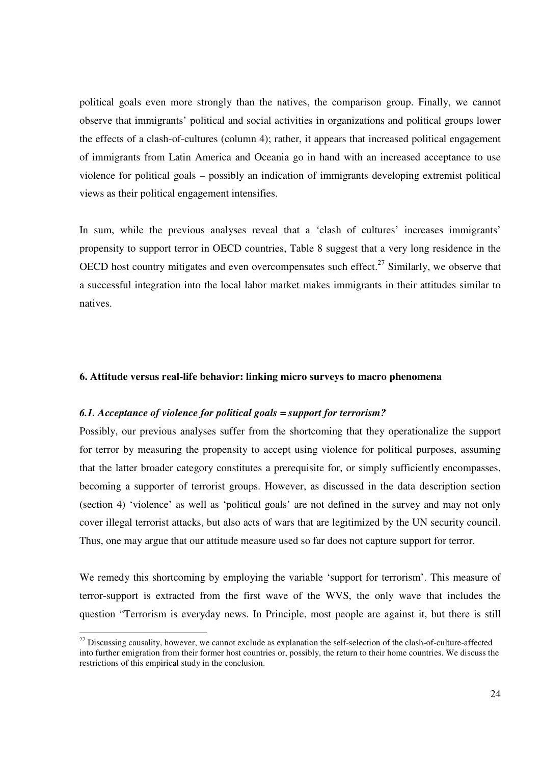political goals even more strongly than the natives, the comparison group. Finally, we cannot observe that immigrants' political and social activities in organizations and political groups lower the effects of a clash-of-cultures (column 4); rather, it appears that increased political engagement of immigrants from Latin America and Oceania go in hand with an increased acceptance to use violence for political goals – possibly an indication of immigrants developing extremist political views as their political engagement intensifies.

In sum, while the previous analyses reveal that a 'clash of cultures' increases immigrants' propensity to support terror in OECD countries, Table 8 suggest that a very long residence in the OECD host country mitigates and even overcompensates such effect.[27] Similarly, we observe that a successful integration into the local labor market makes immigrants in their attitudes similar to natives.

### 6. Attitude versus real-life behavior: linking micro surveys to macro phenomena

#### *6.1. Acceptance of violence for political goals = support for terrorism?*

Possibly, our previous analyses suffer from the shortcoming that they operationalize the support for terror by measuring the propensity to accept using violence for political purposes, assuming that the latter broader category constitutes a prerequisite for, or simply sufficiently encompasses, becoming a supporter of terrorist groups. However, as discussed in the data description section (section 4) 'violence' as well as 'political goals' are not defined in the survey and may not only cover illegal terrorist attacks, but also acts of wars that are legitimized by the UN security council. Thus, one may argue that our attitude measure used so far does not capture support for terror.

We remedy this shortcoming by employing the variable 'support for terrorism'. This measure of terror-support is extracted from the first wave of the WVS, the only wave that includes the question "Terrorism is everyday news. In Principle, most people are against it, but there is still

[27] Discussing causality, however, we cannot exclude as explanation the self-selection of the clash-of-culture-affected into further emigration from their former host countries or, possibly, the return to their home countries. We discuss the restrictions of this empirical study in the conclusion.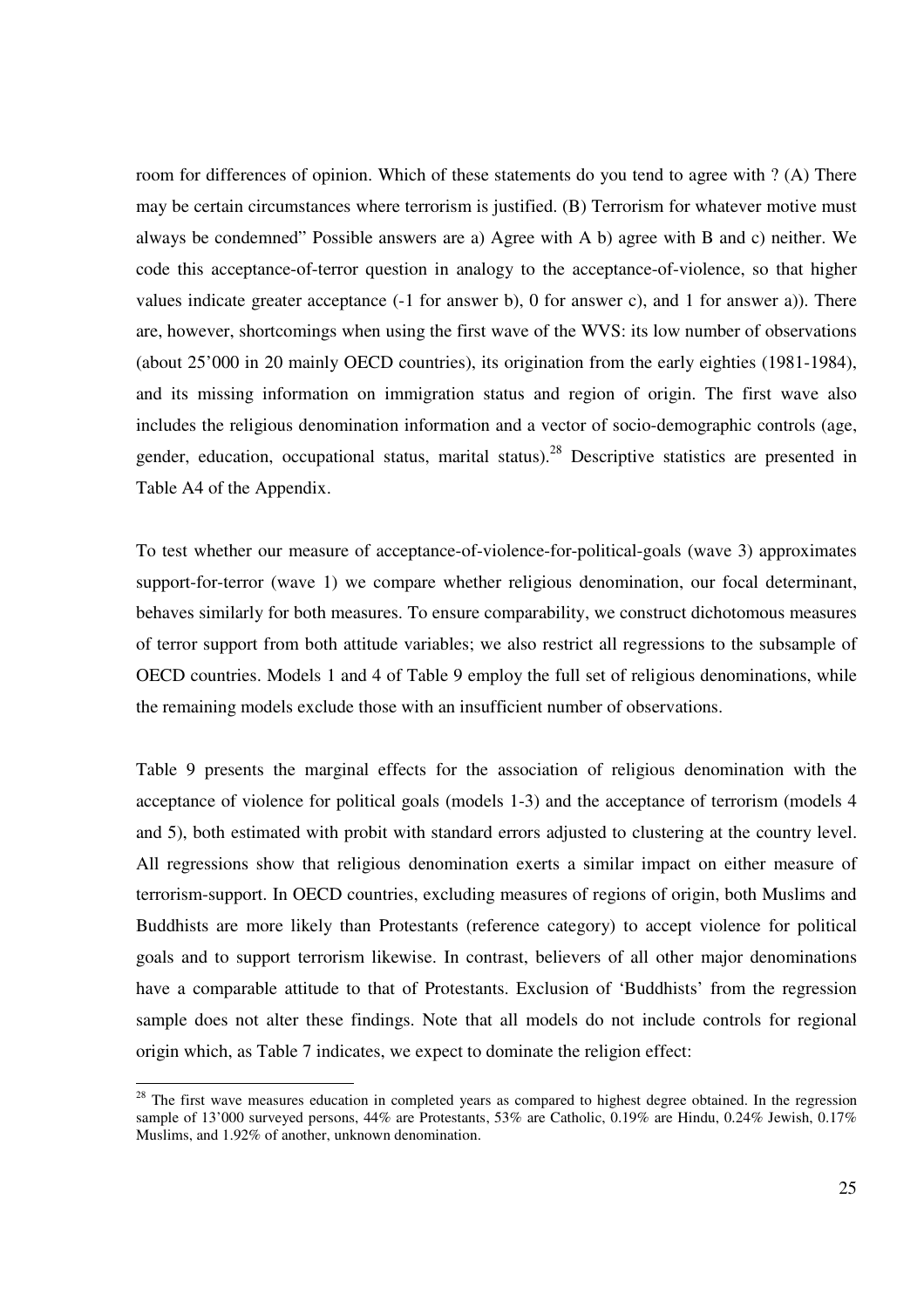room for differences of opinion. Which of these statements do you tend to agree with ? (A) There may be certain circumstances where terrorism is justified. (B) Terrorism for whatever motive must always be condemned" Possible answers are a) Agree with A b) agree with B and c) neither. We code this acceptance-of-terror question in analogy to the acceptance-of-violence, so that higher values indicate greater acceptance (-1 for answer b), 0 for answer c), and 1 for answer a)). There are, however, shortcomings when using the first wave of the WVS: its low number of observations (about 25'000 in 20 mainly OECD countries), its origination from the early eighties (1981-1984), and its missing information on immigration status and region of origin. The first wave also includes the religious denomination information and a vector of socio-demographic controls (age, gender, education, occupational status, marital status).[28] Descriptive statistics are presented in Table A4 of the Appendix.

To test whether our measure of acceptance-of-violence-for-political-goals (wave 3) approximates support-for-terror (wave 1) we compare whether religious denomination, our focal determinant, behaves similarly for both measures. To ensure comparability, we construct dichotomous measures of terror support from both attitude variables; we also restrict all regressions to the subsample of OECD countries. Models 1 and 4 of Table 9 employ the full set of religious denominations, while the remaining models exclude those with an insufficient number of observations.

Table 9 presents the marginal effects for the association of religious denomination with the acceptance of violence for political goals (models 1-3) and the acceptance of terrorism (models 4 and 5), both estimated with probit with standard errors adjusted to clustering at the country level. All regressions show that religious denomination exerts a similar impact on either measure of terrorism-support. In OECD countries, excluding measures of regions of origin, both Muslims and Buddhists are more likely than Protestants (reference category) to accept violence for political goals and to support terrorism likewise. In contrast, believers of all other major denominations have a comparable attitude to that of Protestants. Exclusion of 'Buddhists' from the regression sample does not alter these findings. Note that all models do not include controls for regional origin which, as Table 7 indicates, we expect to dominate the religion effect:

[28] The first wave measures education in completed years as compared to highest degree obtained. In the regression sample of 13'000 surveyed persons, 44% are Protestants, 53% are Catholic, 0.19% are Hindu, 0.24% Jewish, 0.17% Muslims, and 1.92% of another, unknown denomination.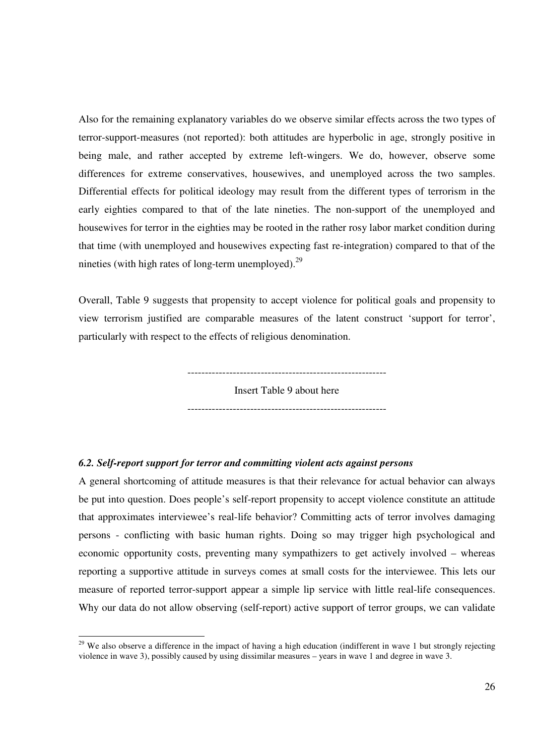Also for the remaining explanatory variables do we observe similar effects across the two types of terror-support-measures (not reported): both attitudes are hyperbolic in age, strongly positive in being male, and rather accepted by extreme left-wingers. We do, however, observe some differences for extreme conservatives, housewives, and unemployed across the two samples. Differential effects for political ideology may result from the different types of terrorism in the early eighties compared to that of the late nineties. The non-support of the unemployed and housewives for terror in the eighties may be rooted in the rather rosy labor market condition during that time (with unemployed and housewives expecting fast re-integration) compared to that of the nineties (with high rates of long-term unemployed).[29]

Overall, Table 9 suggests that propensity to accept violence for political goals and propensity to view terrorism justified are comparable measures of the latent construct 'support for terror', particularly with respect to the effects of religious denomination.

---------------------------------------------------------

Insert Table 9 about here

---------------------------------------------------------

### *6.2. Self-report support for terror and committing violent acts against persons*

A general shortcoming of attitude measures is that their relevance for actual behavior can always be put into question. Does people's self-report propensity to accept violence constitute an attitude that approximates interviewee's real-life behavior? Committing acts of terror involves damaging persons - conflicting with basic human rights. Doing so may trigger high psychological and economic opportunity costs, preventing many sympathizers to get actively involved – whereas reporting a supportive attitude in surveys comes at small costs for the interviewee. This lets our measure of reported terror-support appear a simple lip service with little real-life consequences. Why our data do not allow observing (self-report) active support of terror groups, we can validate

[29] We also observe a difference in the impact of having a high education (indifferent in wave 1 but strongly rejecting violence in wave 3), possibly caused by using dissimilar measures – years in wave 1 and degree in wave 3.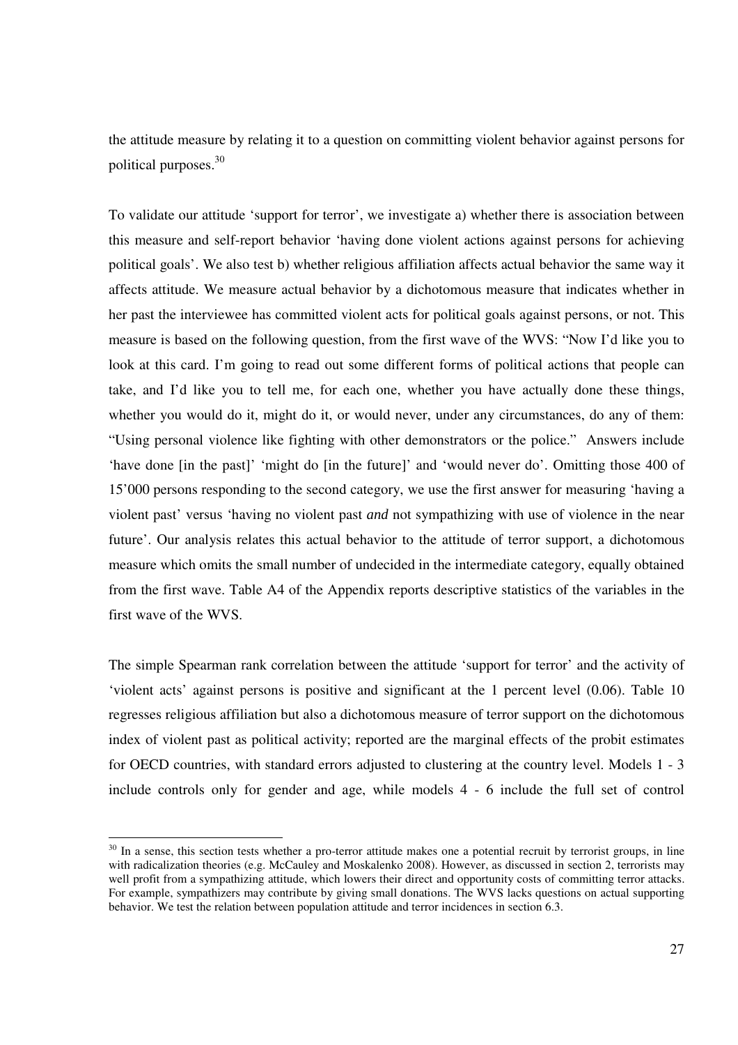the attitude measure by relating it to a question on committing violent behavior against persons for political purposes.[30]

To validate our attitude 'support for terror', we investigate a) whether there is association between this measure and self-report behavior 'having done violent actions against persons for achieving political goals'. We also test b) whether religious affiliation affects actual behavior the same way it affects attitude. We measure actual behavior by a dichotomous measure that indicates whether in her past the interviewee has committed violent acts for political goals against persons, or not. This measure is based on the following question, from the first wave of the WVS: "Now I'd like you to look at this card. I'm going to read out some different forms of political actions that people can take, and I'd like you to tell me, for each one, whether you have actually done these things, whether you would do it, might do it, or would never, under any circumstances, do any of them: "Using personal violence like fighting with other demonstrators or the police." Answers include 'have done [in the past]' 'might do [in the future]' and 'would never do'. Omitting those 400 of 15'000 persons responding to the second category, we use the first answer for measuring 'having a violent past' versus 'having no violent past *and* not sympathizing with use of violence in the near future'. Our analysis relates this actual behavior to the attitude of terror support, a dichotomous measure which omits the small number of undecided in the intermediate category, equally obtained from the first wave. Table A4 of the Appendix reports descriptive statistics of the variables in the first wave of the WVS.

The simple Spearman rank correlation between the attitude 'support for terror' and the activity of 'violent acts' against persons is positive and significant at the 1 percent level (0.06). Table 10 regresses religious affiliation but also a dichotomous measure of terror support on the dichotomous index of violent past as political activity; reported are the marginal effects of the probit estimates for OECD countries, with standard errors adjusted to clustering at the country level. Models 1 - 3 include controls only for gender and age, while models 4 - 6 include the full set of control

[30] In a sense, this section tests whether a pro-terror attitude makes one a potential recruit by terrorist groups, in line with radicalization theories (e.g. McCauley and Moskalenko 2008). However, as discussed in section 2, terrorists may well profit from a sympathizing attitude, which lowers their direct and opportunity costs of committing terror attacks. For example, sympathizers may contribute by giving small donations. The WVS lacks questions on actual supporting behavior. We test the relation between population attitude and terror incidences in section 6.3.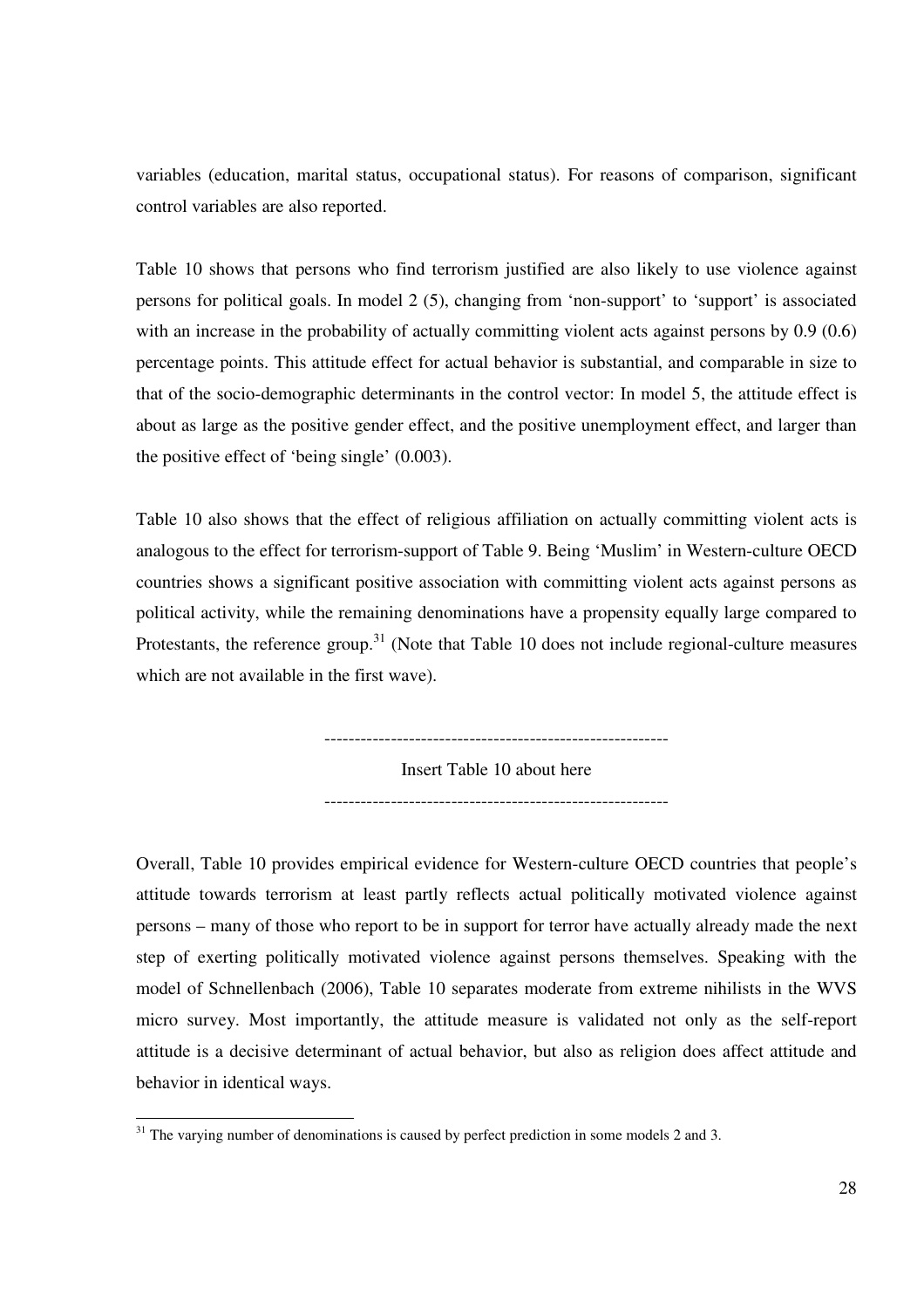variables (education, marital status, occupational status). For reasons of comparison, significant control variables are also reported.

Table 10 shows that persons who find terrorism justified are also likely to use violence against persons for political goals. In model 2 (5), changing from 'non-support' to 'support' is associated with an increase in the probability of actually committing violent acts against persons by 0.9 (0.6) percentage points. This attitude effect for actual behavior is substantial, and comparable in size to that of the socio-demographic determinants in the control vector: In model 5, the attitude effect is about as large as the positive gender effect, and the positive unemployment effect, and larger than the positive effect of 'being single' (0.003).

Table 10 also shows that the effect of religious affiliation on actually committing violent acts is analogous to the effect for terrorism-support of Table 9. Being 'Muslim' in Western-culture OECD countries shows a significant positive association with committing violent acts against persons as political activity, while the remaining denominations have a propensity equally large compared to Protestants, the reference group.[31] (Note that Table 10 does not include regional-culture measures which are not available in the first wave).

---------------------------------------------------------

Insert Table 10 about here

---------------------------------------------------------

Overall, Table 10 provides empirical evidence for Western-culture OECD countries that people's attitude towards terrorism at least partly reflects actual politically motivated violence against persons – many of those who report to be in support for terror have actually already made the next step of exerting politically motivated violence against persons themselves. Speaking with the model of Schnellenbach (2006), Table 10 separates moderate from extreme nihilists in the WVS micro survey. Most importantly, the attitude measure is validated not only as the self-report attitude is a decisive determinant of actual behavior, but also as religion does affect attitude and behavior in identical ways.

[31] The varying number of denominations is caused by perfect prediction in some models 2 and 3.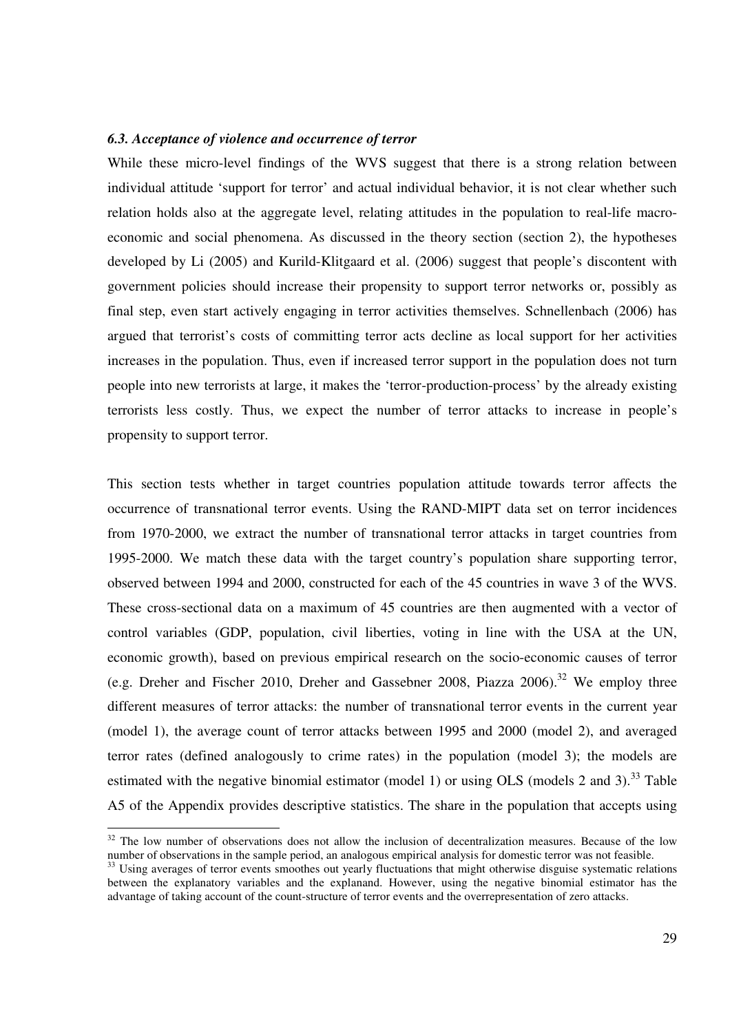### *6.3. Acceptance of violence and occurrence of terror*

While these micro-level findings of the WVS suggest that there is a strong relation between individual attitude 'support for terror' and actual individual behavior, it is not clear whether such relation holds also at the aggregate level, relating attitudes in the population to real-life macro-economic and social phenomena. As discussed in the theory section (section 2), the hypotheses developed by Li (2005) and Kurild-Klitgaard et al. (2006) suggest that people's discontent with government policies should increase their propensity to support terror networks or, possibly as final step, even start actively engaging in terror activities themselves. Schnellenbach (2006) has argued that terrorist's costs of committing terror acts decline as local support for her activities increases in the population. Thus, even if increased terror support in the population does not turn people into new terrorists at large, it makes the 'terror-production-process' by the already existing terrorists less costly. Thus, we expect the number of terror attacks to increase in people's propensity to support terror.

This section tests whether in target countries population attitude towards terror affects the occurrence of transnational terror events. Using the RAND-MIPT data set on terror incidences from 1970-2000, we extract the number of transnational terror attacks in target countries from 1995-2000. We match these data with the target country's population share supporting terror, observed between 1994 and 2000, constructed for each of the 45 countries in wave 3 of the WVS. These cross-sectional data on a maximum of 45 countries are then augmented with a vector of control variables (GDP, population, civil liberties, voting in line with the USA at the UN, economic growth), based on previous empirical research on the socio-economic causes of terror (e.g. Dreher and Fischer 2010, Dreher and Gassebner 2008, Piazza 2006).[32] We employ three different measures of terror attacks: the number of transnational terror events in the current year (model 1), the average count of terror attacks between 1995 and 2000 (model 2), and averaged terror rates (defined analogously to crime rates) in the population (model 3); the models are estimated with the negative binomial estimator (model 1) or using OLS (models 2 and 3).[33] Table A5 of the Appendix provides descriptive statistics. The share in the population that accepts using

[32] The low number of observations does not allow the inclusion of decentralization measures. Because of the low number of observations in the sample period, an analogous empirical analysis for domestic terror was not feasible.

[33] Using averages of terror events smoothes out yearly fluctuations that might otherwise disguise systematic relations between the explanatory variables and the explanand. However, using the negative binomial estimator has the advantage of taking account of the count-structure of terror events and the overrepresentation of zero attacks.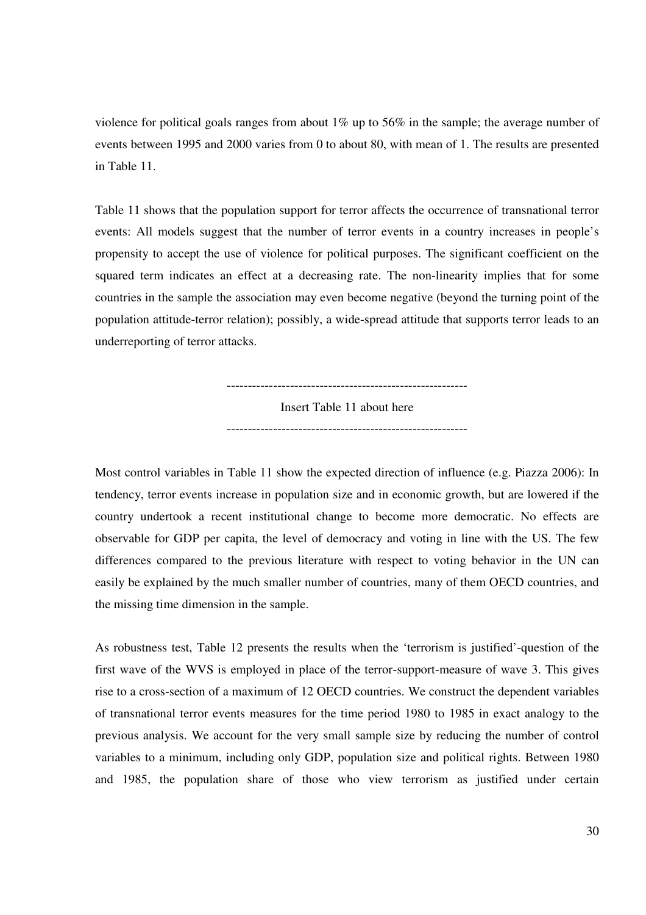violence for political goals ranges from about 1% up to 56% in the sample; the average number of events between 1995 and 2000 varies from 0 to about 80, with mean of 1. The results are presented in Table 11.

Table 11 shows that the population support for terror affects the occurrence of transnational terror events: All models suggest that the number of terror events in a country increases in people's propensity to accept the use of violence for political purposes. The significant coefficient on the squared term indicates an effect at a decreasing rate. The non-linearity implies that for some countries in the sample the association may even become negative (beyond the turning point of the population attitude-terror relation); possibly, a wide-spread attitude that supports terror leads to an underreporting of terror attacks.

---------------------------------------------------------

Insert Table 11 about here

---------------------------------------------------------

Most control variables in Table 11 show the expected direction of influence (e.g. Piazza 2006): In tendency, terror events increase in population size and in economic growth, but are lowered if the country undertook a recent institutional change to become more democratic. No effects are observable for GDP per capita, the level of democracy and voting in line with the US. The few differences compared to the previous literature with respect to voting behavior in the UN can easily be explained by the much smaller number of countries, many of them OECD countries, and the missing time dimension in the sample.

As robustness test, Table 12 presents the results when the 'terrorism is justified'-question of the first wave of the WVS is employed in place of the terror-support-measure of wave 3. This gives rise to a cross-section of a maximum of 12 OECD countries. We construct the dependent variables of transnational terror events measures for the time period 1980 to 1985 in exact analogy to the previous analysis. We account for the very small sample size by reducing the number of control variables to a minimum, including only GDP, population size and political rights. Between 1980 and 1985, the population share of those who view terrorism as justified under certain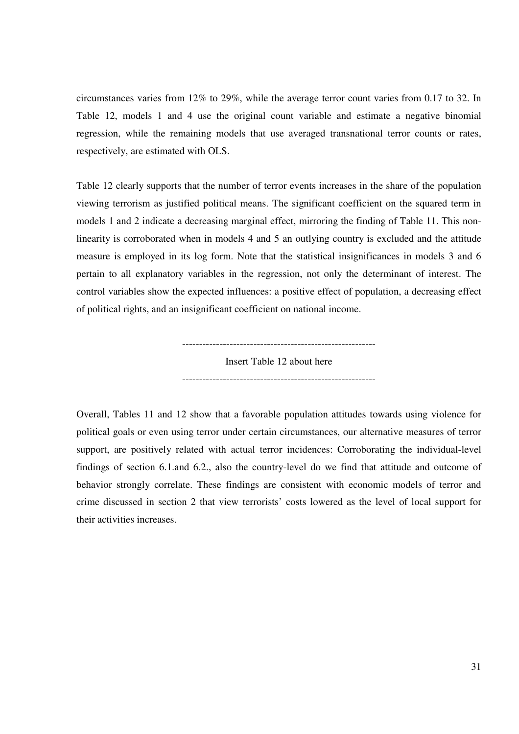circumstances varies from 12% to 29%, while the average terror count varies from 0.17 to 32. In Table 12, models 1 and 4 use the original count variable and estimate a negative binomial regression, while the remaining models that use averaged transnational terror counts or rates, respectively, are estimated with OLS.

Table 12 clearly supports that the number of terror events increases in the share of the population viewing terrorism as justified political means. The significant coefficient on the squared term in models 1 and 2 indicate a decreasing marginal effect, mirroring the finding of Table 11. This non-linearity is corroborated when in models 4 and 5 an outlying country is excluded and the attitude measure is employed in its log form. Note that the statistical insignificances in models 3 and 6 pertain to all explanatory variables in the regression, not only the determinant of interest. The control variables show the expected influences: a positive effect of population, a decreasing effect of political rights, and an insignificant coefficient on national income.

---------------------------------------------------------

Insert Table 12 about here

---------------------------------------------------------

Overall, Tables 11 and 12 show that a favorable population attitudes towards using violence for political goals or even using terror under certain circumstances, our alternative measures of terror support, are positively related with actual terror incidences: Corroborating the individual-level findings of section 6.1.and 6.2., also the country-level do we find that attitude and outcome of behavior strongly correlate. These findings are consistent with economic models of terror and crime discussed in section 2 that view terrorists' costs lowered as the level of local support for their activities increases.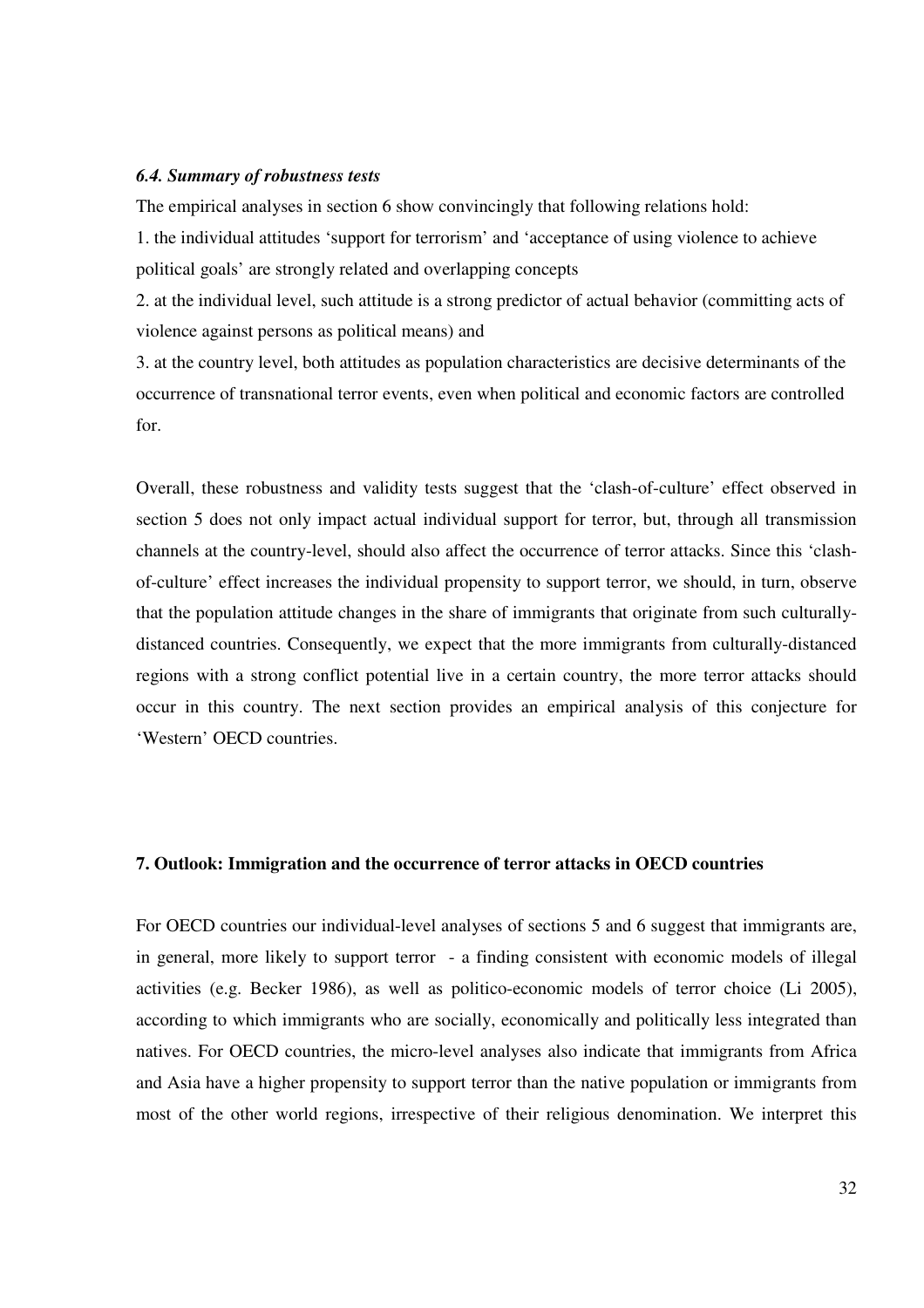### *6.4. Summary of robustness tests*

The empirical analyses in section 6 show convincingly that following relations hold:

1. the individual attitudes 'support for terrorism' and 'acceptance of using violence to achieve political goals' are strongly related and overlapping concepts
2. at the individual level, such attitude is a strong predictor of actual behavior (committing acts of violence against persons as political means) and
3. at the country level, both attitudes as population characteristics are decisive determinants of the occurrence of transnational terror events, even when political and economic factors are controlled for.

Overall, these robustness and validity tests suggest that the 'clash-of-culture' effect observed in section 5 does not only impact actual individual support for terror, but, through all transmission channels at the country-level, should also affect the occurrence of terror attacks. Since this 'clash-of-culture' effect increases the individual propensity to support terror, we should, in turn, observe that the population attitude changes in the share of immigrants that originate from such culturally-distanced countries. Consequently, we expect that the more immigrants from culturally-distanced regions with a strong conflict potential live in a certain country, the more terror attacks should occur in this country. The next section provides an empirical analysis of this conjecture for 'Western' OECD countries.

## 7. Outlook: Immigration and the occurrence of terror attacks in OECD countries

For OECD countries our individual-level analyses of sections 5 and 6 suggest that immigrants are, in general, more likely to support terror - a finding consistent with economic models of illegal activities (e.g. Becker 1986), as well as politico-economic models of terror choice (Li 2005), according to which immigrants who are socially, economically and politically less integrated than natives. For OECD countries, the micro-level analyses also indicate that immigrants from Africa and Asia have a higher propensity to support terror than the native population or immigrants from most of the other world regions, irrespective of their religious denomination. We interpret this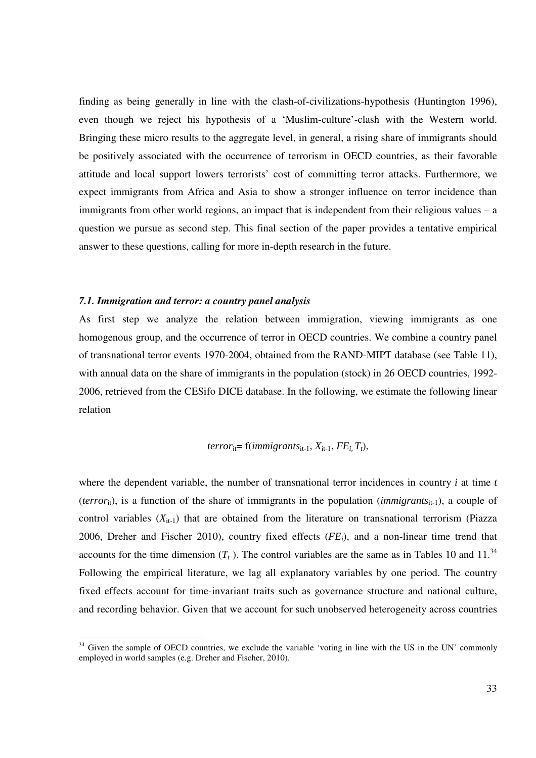finding as being generally in line with the clash-of-civilizations-hypothesis (Huntington 1996), even though we reject his hypothesis of a 'Muslim-culture'-clash with the Western world. Bringing these micro results to the aggregate level, in general, a rising share of immigrants should be positively associated with the occurrence of terrorism in OECD countries, as their favorable attitude and local support lowers terrorists' cost of committing terror attacks. Furthermore, we expect immigrants from Africa and Asia to show a stronger influence on terror incidence than immigrants from other world regions, an impact that is independent from their religious values – a question we pursue as second step. This final section of the paper provides a tentative empirical answer to these questions, calling for more in-depth research in the future.

### *7.1. Immigration and terror: a country panel analysis*

As first step we analyze the relation between immigration, viewing immigrants as one homogenous group, and the occurrence of terror in OECD countries. We combine a country panel of transnational terror events 1970-2004, obtained from the RAND-MIPT database (see Table 11), with annual data on the share of immigrants in the population (stock) in 26 OECD countries, 1992-2006, retrieved from the CESifo DICE database. In the following, we estimate the following linear relation

$$terror_{it} = f(immigrants_{it-1}, X_{it-1}, FE_i, T_t),$$

where the dependent variable, the number of transnational terror incidences in country $i$ at time $t$ ($terror_{it}$), is a function of the share of immigrants in the population ($immigrants_{it-1}$), a couple of control variables ($X_{it-1}$) that are obtained from the literature on transnational terrorism (Piazza 2006, Dreher and Fischer 2010), country fixed effects ($FE_i$), and a non-linear time trend that accounts for the time dimension ($T_t$ ). The control variables are the same as in Tables 10 and 11.[34] Following the empirical literature, we lag all explanatory variables by one period. The country fixed effects account for time-invariant traits such as governance structure and national culture, and recording behavior. Given that we account for such unobserved heterogeneity across countries

---

[34] Given the sample of OECD countries, we exclude the variable 'voting in line with the US in the UN' commonly employed in world samples (e.g. Dreher and Fischer, 2010).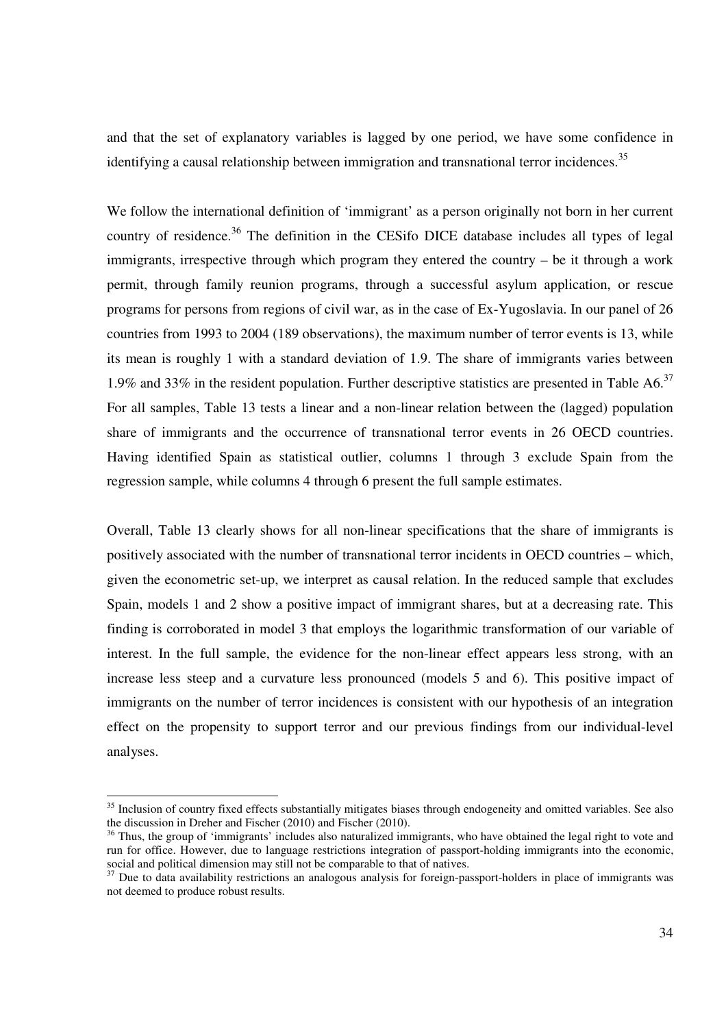and that the set of explanatory variables is lagged by one period, we have some confidence in identifying a causal relationship between immigration and transnational terror incidences.[35]

We follow the international definition of 'immigrant' as a person originally not born in her current country of residence.[36] The definition in the CESifo DICE database includes all types of legal immigrants, irrespective through which program they entered the country – be it through a work permit, through family reunion programs, through a successful asylum application, or rescue programs for persons from regions of civil war, as in the case of Ex-Yugoslavia. In our panel of 26 countries from 1993 to 2004 (189 observations), the maximum number of terror events is 13, while its mean is roughly 1 with a standard deviation of 1.9. The share of immigrants varies between 1.9% and 33% in the resident population. Further descriptive statistics are presented in Table A6.[37] For all samples, Table 13 tests a linear and a non-linear relation between the (lagged) population share of immigrants and the occurrence of transnational terror events in 26 OECD countries. Having identified Spain as statistical outlier, columns 1 through 3 exclude Spain from the regression sample, while columns 4 through 6 present the full sample estimates.

Overall, Table 13 clearly shows for all non-linear specifications that the share of immigrants is positively associated with the number of transnational terror incidents in OECD countries – which, given the econometric set-up, we interpret as causal relation. In the reduced sample that excludes Spain, models 1 and 2 show a positive impact of immigrant shares, but at a decreasing rate. This finding is corroborated in model 3 that employs the logarithmic transformation of our variable of interest. In the full sample, the evidence for the non-linear effect appears less strong, with an increase less steep and a curvature less pronounced (models 5 and 6). This positive impact of immigrants on the number of terror incidences is consistent with our hypothesis of an integration effect on the propensity to support terror and our previous findings from our individual-level analyses.

---

[35] Inclusion of country fixed effects substantially mitigates biases through endogeneity and omitted variables. See also the discussion in Dreher and Fischer (2010) and Fischer (2010).

[36] Thus, the group of 'immigrants' includes also naturalized immigrants, who have obtained the legal right to vote and run for office. However, due to language restrictions integration of passport-holding immigrants into the economic, social and political dimension may still not be comparable to that of natives.

[37] Due to data availability restrictions an analogous analysis for foreign-passport-holders in place of immigrants was not deemed to produce robust results.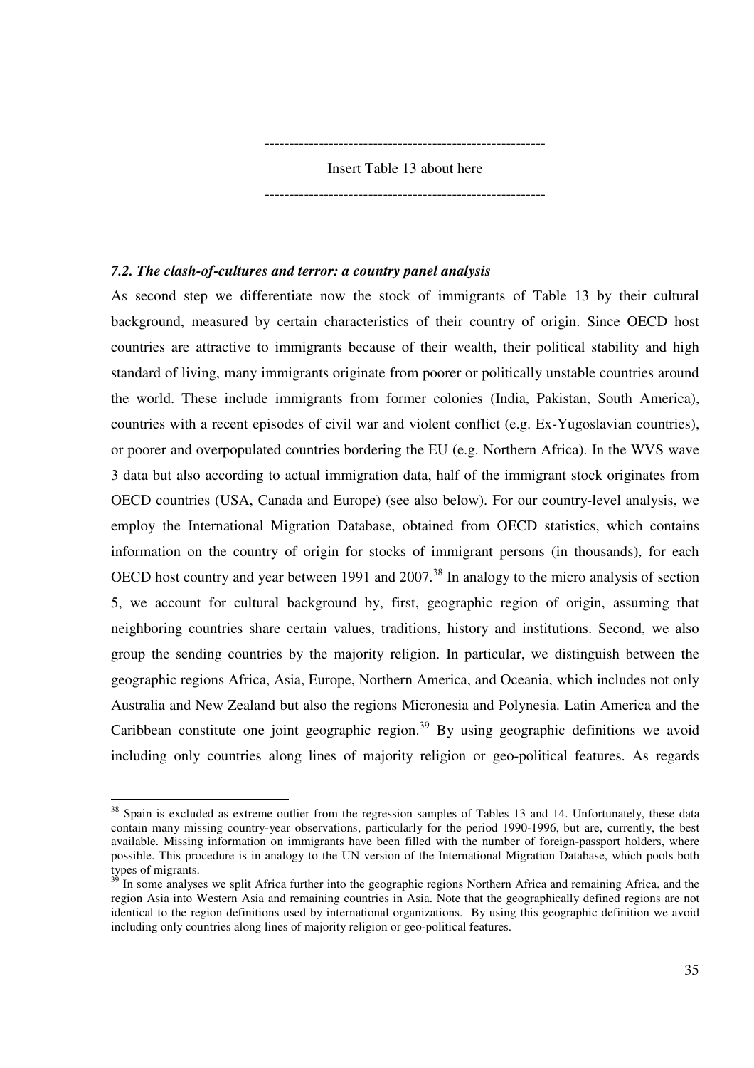---------------------------------------------------------

Insert Table 13 about here

---------------------------------------------------------

### *7.2. The clash-of-cultures and terror: a country panel analysis*

As second step we differentiate now the stock of immigrants of Table 13 by their cultural background, measured by certain characteristics of their country of origin. Since OECD host countries are attractive to immigrants because of their wealth, their political stability and high standard of living, many immigrants originate from poorer or politically unstable countries around the world. These include immigrants from former colonies (India, Pakistan, South America), countries with a recent episodes of civil war and violent conflict (e.g. Ex-Yugoslavian countries), or poorer and overpopulated countries bordering the EU (e.g. Northern Africa). In the WVS wave 3 data but also according to actual immigration data, half of the immigrant stock originates from OECD countries (USA, Canada and Europe) (see also below). For our country-level analysis, we employ the International Migration Database, obtained from OECD statistics, which contains information on the country of origin for stocks of immigrant persons (in thousands), for each OECD host country and year between 1991 and 2007.[38] In analogy to the micro analysis of section 5, we account for cultural background by, first, geographic region of origin, assuming that neighboring countries share certain values, traditions, history and institutions. Second, we also group the sending countries by the majority religion. In particular, we distinguish between the geographic regions Africa, Asia, Europe, Northern America, and Oceania, which includes not only Australia and New Zealand but also the regions Micronesia and Polynesia. Latin America and the Caribbean constitute one joint geographic region.[39] By using geographic definitions we avoid including only countries along lines of majority religion or geo-political features. As regards

---

[38] Spain is excluded as extreme outlier from the regression samples of Tables 13 and 14. Unfortunately, these data contain many missing country-year observations, particularly for the period 1990-1996, but are, currently, the best available. Missing information on immigrants have been filled with the number of foreign-passport holders, where possible. This procedure is in analogy to the UN version of the International Migration Database, which pools both types of migrants.

[39] In some analyses we split Africa further into the geographic regions Northern Africa and remaining Africa, and the region Asia into Western Asia and remaining countries in Asia. Note that the geographically defined regions are not identical to the region definitions used by international organizations. By using this geographic definition we avoid including only countries along lines of majority religion or geo-political features.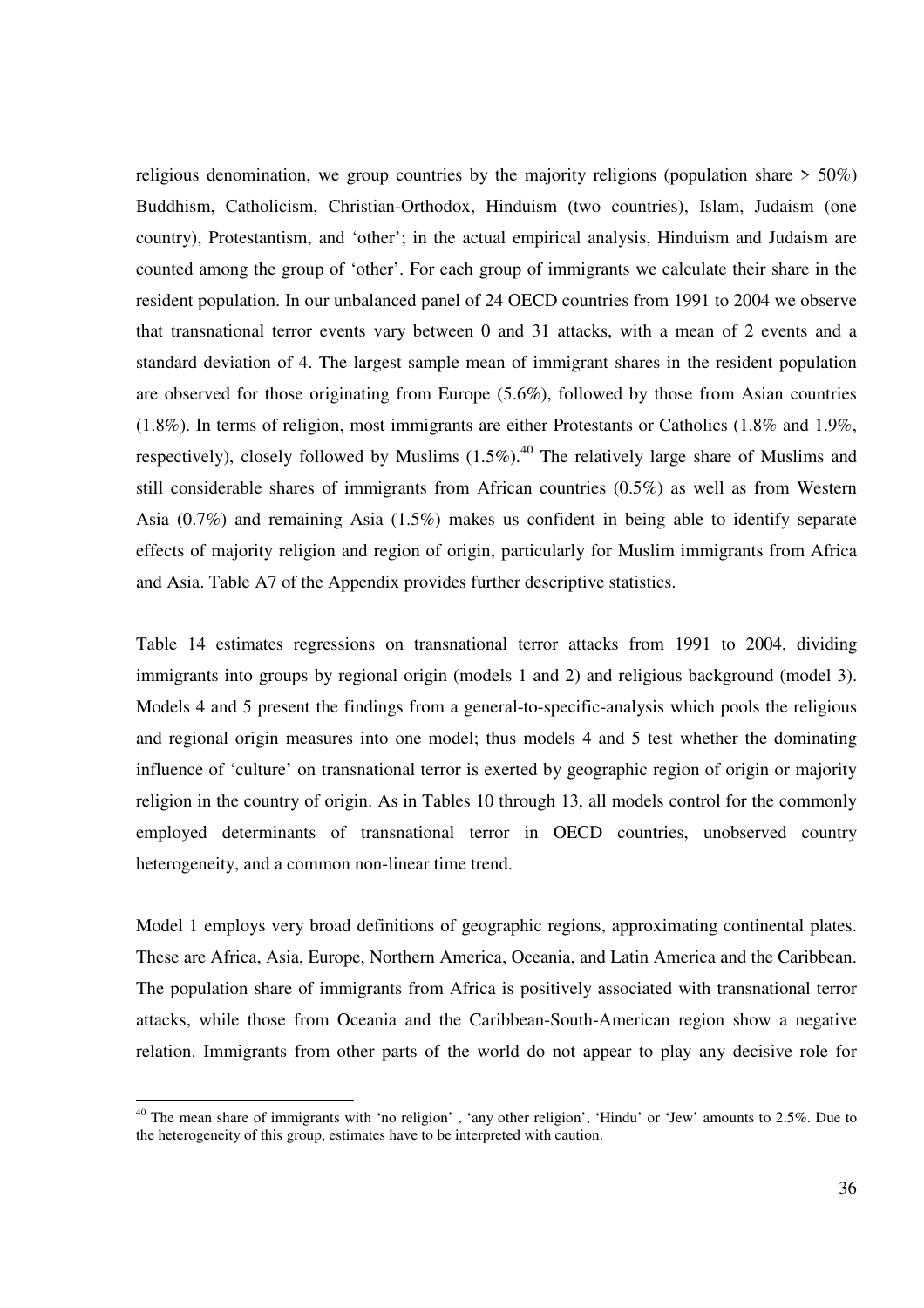religious denomination, we group countries by the majority religions (population share > 50%) Buddhism, Catholicism, Christian-Orthodox, Hinduism (two countries), Islam, Judaism (one country), Protestantism, and 'other'; in the actual empirical analysis, Hinduism and Judaism are counted among the group of 'other'. For each group of immigrants we calculate their share in the resident population. In our unbalanced panel of 24 OECD countries from 1991 to 2004 we observe that transnational terror events vary between 0 and 31 attacks, with a mean of 2 events and a standard deviation of 4. The largest sample mean of immigrant shares in the resident population are observed for those originating from Europe (5.6%), followed by those from Asian countries (1.8%). In terms of religion, most immigrants are either Protestants or Catholics (1.8% and 1.9%, respectively), closely followed by Muslims (1.5%).[40] The relatively large share of Muslims and still considerable shares of immigrants from African countries (0.5%) as well as from Western Asia (0.7%) and remaining Asia (1.5%) makes us confident in being able to identify separate effects of majority religion and region of origin, particularly for Muslim immigrants from Africa and Asia. Table A7 of the Appendix provides further descriptive statistics.

Table 14 estimates regressions on transnational terror attacks from 1991 to 2004, dividing immigrants into groups by regional origin (models 1 and 2) and religious background (model 3). Models 4 and 5 present the findings from a general-to-specific-analysis which pools the religious and regional origin measures into one model; thus models 4 and 5 test whether the dominating influence of 'culture' on transnational terror is exerted by geographic region of origin or majority religion in the country of origin. As in Tables 10 through 13, all models control for the commonly employed determinants of transnational terror in OECD countries, unobserved country heterogeneity, and a common non-linear time trend.

Model 1 employs very broad definitions of geographic regions, approximating continental plates. These are Africa, Asia, Europe, Northern America, Oceania, and Latin America and the Caribbean. The population share of immigrants from Africa is positively associated with transnational terror attacks, while those from Oceania and the Caribbean-South-American region show a negative relation. Immigrants from other parts of the world do not appear to play any decisive role for

[40] The mean share of immigrants with 'no religion', 'any other religion', 'Hindu' or 'Jew' amounts to 2.5%. Due to the heterogeneity of this group, estimates have to be interpreted with caution.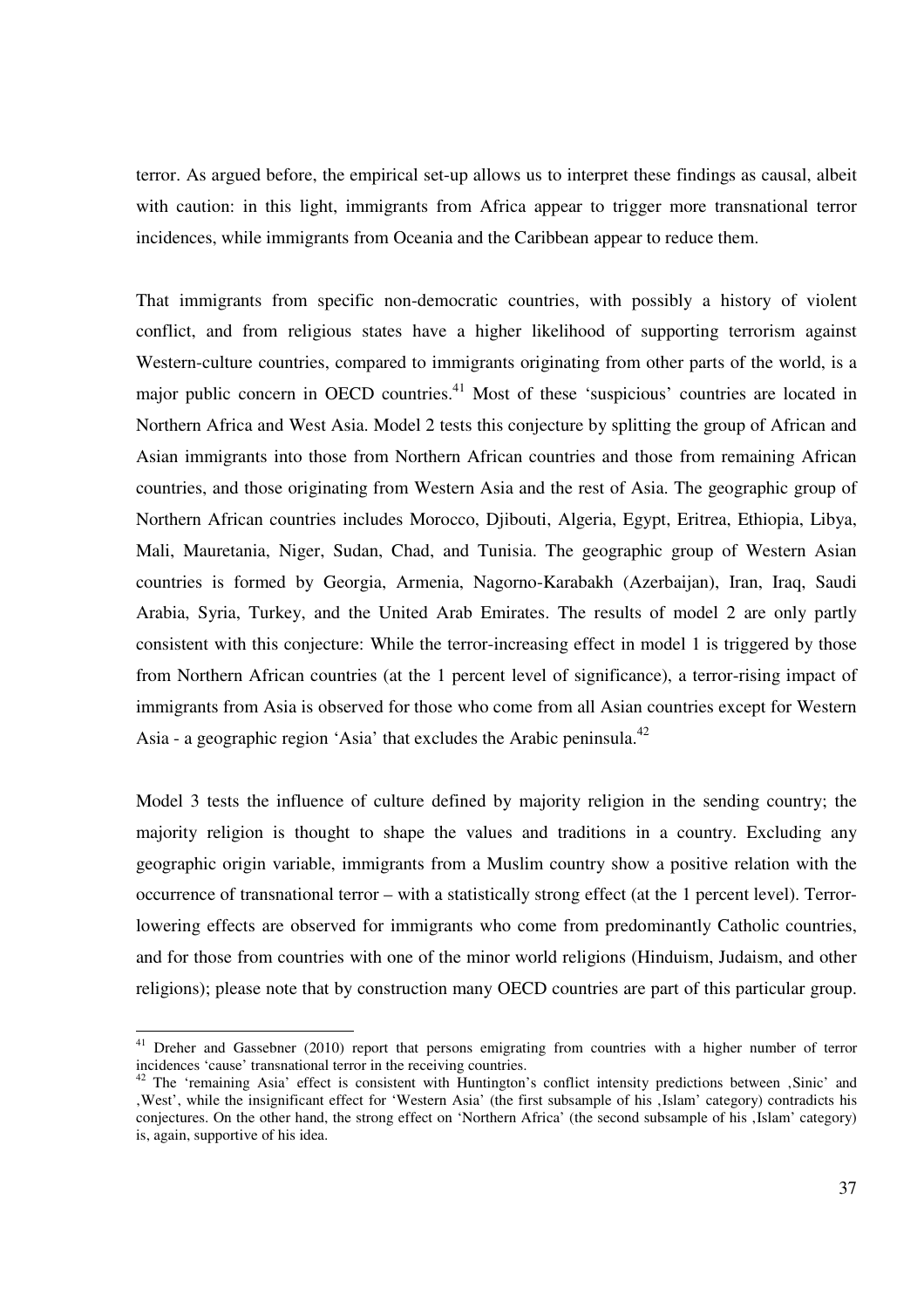terror. As argued before, the empirical set-up allows us to interpret these findings as causal, albeit with caution: in this light, immigrants from Africa appear to trigger more transnational terror incidences, while immigrants from Oceania and the Caribbean appear to reduce them.

That immigrants from specific non-democratic countries, with possibly a history of violent conflict, and from religious states have a higher likelihood of supporting terrorism against Western-culture countries, compared to immigrants originating from other parts of the world, is a major public concern in OECD countries.[41] Most of these 'suspicious' countries are located in Northern Africa and West Asia. Model 2 tests this conjecture by splitting the group of African and Asian immigrants into those from Northern African countries and those from remaining African countries, and those originating from Western Asia and the rest of Asia. The geographic group of Northern African countries includes Morocco, Djibouti, Algeria, Egypt, Eritrea, Ethiopia, Libya, Mali, Mauretania, Niger, Sudan, Chad, and Tunisia. The geographic group of Western Asian countries is formed by Georgia, Armenia, Nagorno-Karabakh (Azerbaijan), Iran, Iraq, Saudi Arabia, Syria, Turkey, and the United Arab Emirates. The results of model 2 are only partly consistent with this conjecture: While the terror-increasing effect in model 1 is triggered by those from Northern African countries (at the 1 percent level of significance), a terror-rising impact of immigrants from Asia is observed for those who come from all Asian countries except for Western Asia - a geographic region 'Asia' that excludes the Arabic peninsula.[42]

Model 3 tests the influence of culture defined by majority religion in the sending country; the majority religion is thought to shape the values and traditions in a country. Excluding any geographic origin variable, immigrants from a Muslim country show a positive relation with the occurrence of transnational terror – with a statistically strong effect (at the 1 percent level). Terror-lowering effects are observed for immigrants who come from predominantly Catholic countries, and for those from countries with one of the minor world religions (Hinduism, Judaism, and other religions); please note that by construction many OECD countries are part of this particular group.

[41] Dreher and Gassebner (2010) report that persons emigrating from countries with a higher number of terror incidences 'cause' transnational terror in the receiving countries.

[42] The 'remaining Asia' effect is consistent with Huntington's conflict intensity predictions between ,Sinic' and ,West', while the insignificant effect for 'Western Asia' (the first subsample of his ,Islam' category) contradicts his conjectures. On the other hand, the strong effect on 'Northern Africa' (the second subsample of his ,Islam' category) is, again, supportive of his idea.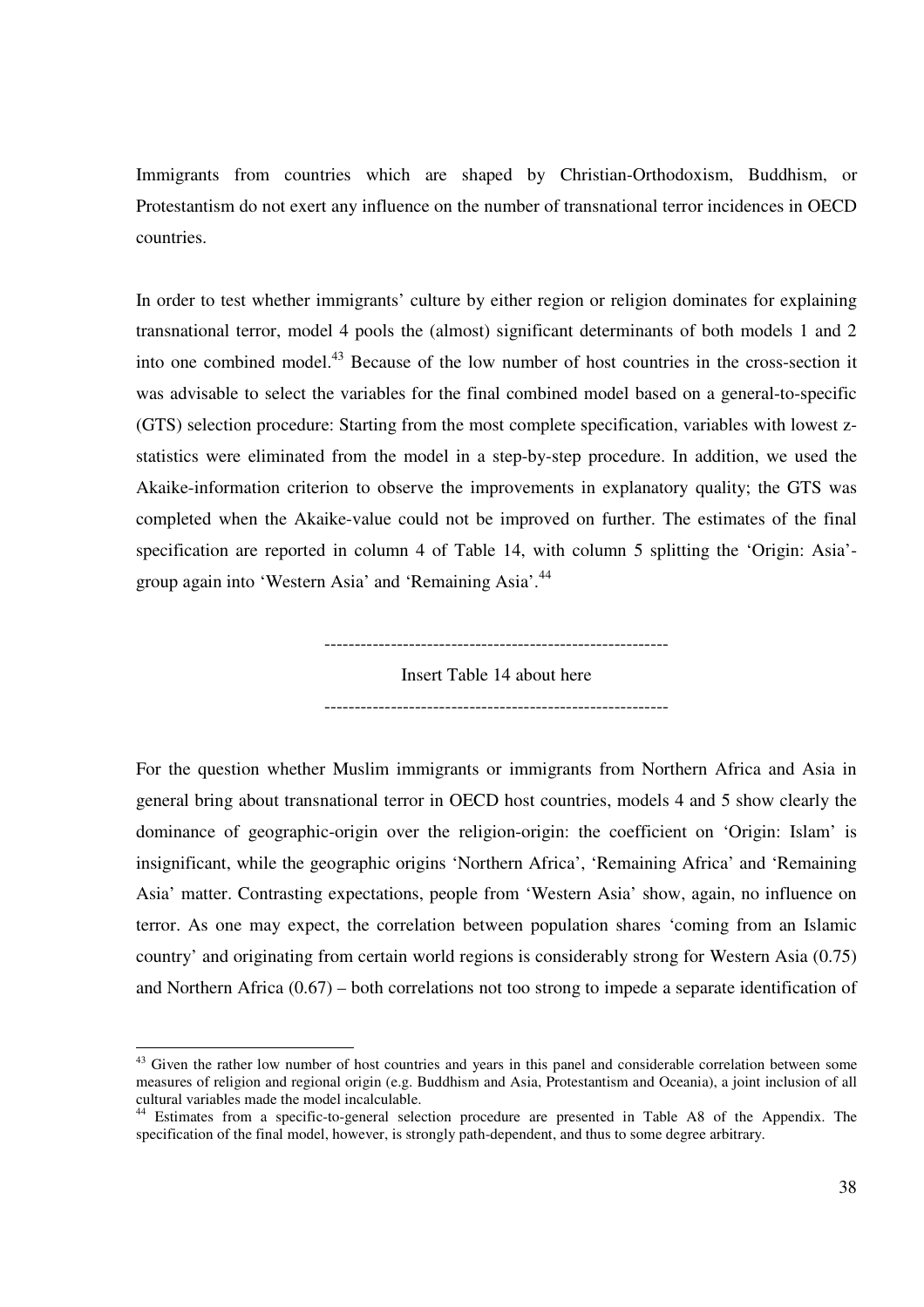Immigrants from countries which are shaped by Christian-Orthodoxism, Buddhism, or Protestantism do not exert any influence on the number of transnational terror incidences in OECD countries.

In order to test whether immigrants' culture by either region or religion dominates for explaining transnational terror, model 4 pools the (almost) significant determinants of both models 1 and 2 into one combined model.[43] Because of the low number of host countries in the cross-section it was advisable to select the variables for the final combined model based on a general-to-specific (GTS) selection procedure: Starting from the most complete specification, variables with lowest z-statistics were eliminated from the model in a step-by-step procedure. In addition, we used the Akaike-information criterion to observe the improvements in explanatory quality; the GTS was completed when the Akaike-value could not be improved on further. The estimates of the final specification are reported in column 4 of Table 14, with column 5 splitting the 'Origin: Asia'-group again into 'Western Asia' and 'Remaining Asia'.[44]

---------------------------------------------------------

Insert Table 14 about here

---------------------------------------------------------

For the question whether Muslim immigrants or immigrants from Northern Africa and Asia in general bring about transnational terror in OECD host countries, models 4 and 5 show clearly the dominance of geographic-origin over the religion-origin: the coefficient on 'Origin: Islam' is insignificant, while the geographic origins 'Northern Africa', 'Remaining Africa' and 'Remaining Asia' matter. Contrasting expectations, people from 'Western Asia' show, again, no influence on terror. As one may expect, the correlation between population shares 'coming from an Islamic country' and originating from certain world regions is considerably strong for Western Asia (0.75) and Northern Africa (0.67) – both correlations not too strong to impede a separate identification of

---

[43] Given the rather low number of host countries and years in this panel and considerable correlation between some measures of religion and regional origin (e.g. Buddhism and Asia, Protestantism and Oceania), a joint inclusion of all cultural variables made the model incalculable.

[44] Estimates from a specific-to-general selection procedure are presented in Table A8 of the Appendix. The specification of the final model, however, is strongly path-dependent, and thus to some degree arbitrary.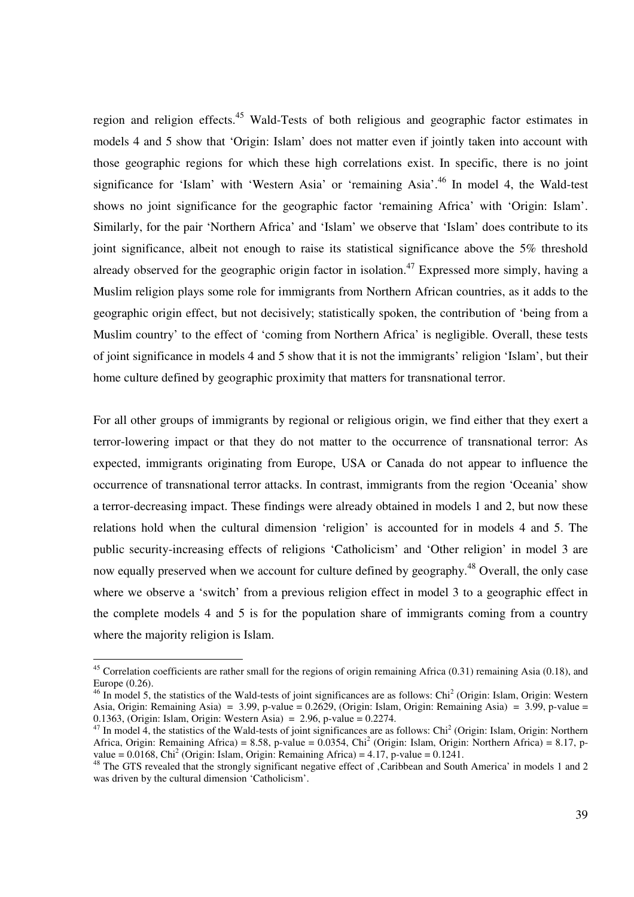region and religion effects.[45] Wald-Tests of both religious and geographic factor estimates in models 4 and 5 show that 'Origin: Islam' does not matter even if jointly taken into account with those geographic regions for which these high correlations exist. In specific, there is no joint significance for 'Islam' with 'Western Asia' or 'remaining Asia'.[46] In model 4, the Wald-test shows no joint significance for the geographic factor 'remaining Africa' with 'Origin: Islam'. Similarly, for the pair 'Northern Africa' and 'Islam' we observe that 'Islam' does contribute to its joint significance, albeit not enough to raise its statistical significance above the 5% threshold already observed for the geographic origin factor in isolation.[47] Expressed more simply, having a Muslim religion plays some role for immigrants from Northern African countries, as it adds to the geographic origin effect, but not decisively; statistically spoken, the contribution of 'being from a Muslim country' to the effect of 'coming from Northern Africa' is negligible. Overall, these tests of joint significance in models 4 and 5 show that it is not the immigrants' religion 'Islam', but their home culture defined by geographic proximity that matters for transnational terror.

For all other groups of immigrants by regional or religious origin, we find either that they exert a terror-lowering impact or that they do not matter to the occurrence of transnational terror: As expected, immigrants originating from Europe, USA or Canada do not appear to influence the occurrence of transnational terror attacks. In contrast, immigrants from the region 'Oceania' show a terror-decreasing impact. These findings were already obtained in models 1 and 2, but now these relations hold when the cultural dimension 'religion' is accounted for in models 4 and 5. The public security-increasing effects of religions 'Catholicism' and 'Other religion' in model 3 are now equally preserved when we account for culture defined by geography.[48] Overall, the only case where we observe a 'switch' from a previous religion effect in model 3 to a geographic effect in the complete models 4 and 5 is for the population share of immigrants coming from a country where the majority religion is Islam.

---

[45] Correlation coefficients are rather small for the regions of origin remaining Africa (0.31) remaining Asia (0.18), and Europe (0.26).

[46] In model 5, the statistics of the Wald-tests of joint significances are as follows: $Chi^2$ (Origin: Islam, Origin: Western Asia, Origin: Remaining Asia) = 3.99, p-value = 0.2629, (Origin: Islam, Origin: Remaining Asia) = 3.99, p-value = 0.1363, (Origin: Islam, Origin: Western Asia) = 2.96, p-value = 0.2274.

[47] In model 4, the statistics of the Wald-tests of joint significances are as follows: $Chi^2$ (Origin: Islam, Origin: Northern Africa, Origin: Remaining Africa) = 8.58, p-value = 0.0354, $Chi^2$ (Origin: Islam, Origin: Northern Africa) = 8.17, p-value = 0.0168, $Chi^2$ (Origin: Islam, Origin: Remaining Africa) = 4.17, p-value = 0.1241.

[48] The GTS revealed that the strongly significant negative effect of ‚Caribbean and South America' in models 1 and 2 was driven by the cultural dimension 'Catholicism'.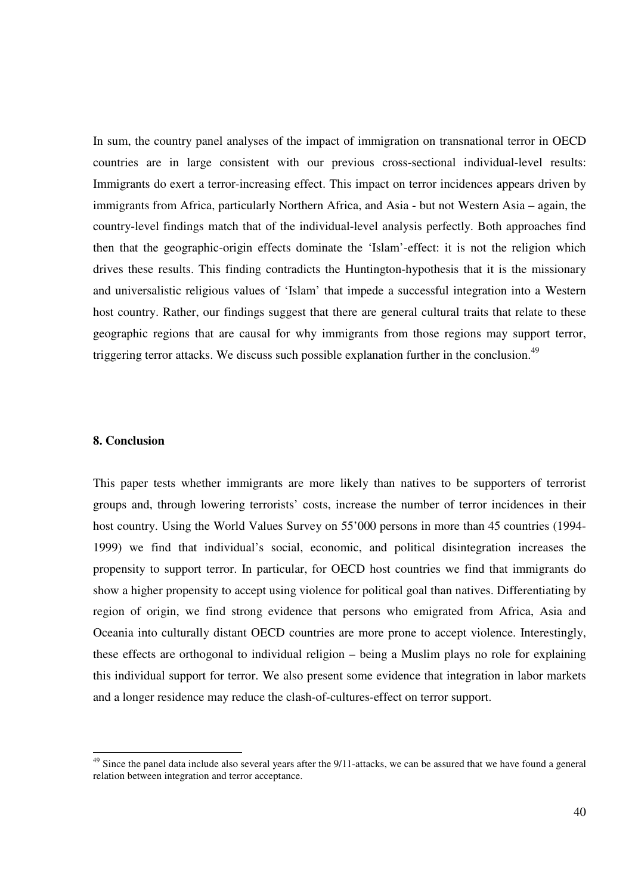In sum, the country panel analyses of the impact of immigration on transnational terror in OECD countries are in large consistent with our previous cross-sectional individual-level results: Immigrants do exert a terror-increasing effect. This impact on terror incidences appears driven by immigrants from Africa, particularly Northern Africa, and Asia - but not Western Asia – again, the country-level findings match that of the individual-level analysis perfectly. Both approaches find then that the geographic-origin effects dominate the 'Islam'-effect: it is not the religion which drives these results. This finding contradicts the Huntington-hypothesis that it is the missionary and universalistic religious values of 'Islam' that impede a successful integration into a Western host country. Rather, our findings suggest that there are general cultural traits that relate to these geographic regions that are causal for why immigrants from those regions may support terror, triggering terror attacks. We discuss such possible explanation further in the conclusion.[49]

### 8. Conclusion

This paper tests whether immigrants are more likely than natives to be supporters of terrorist groups and, through lowering terrorists' costs, increase the number of terror incidences in their host country. Using the World Values Survey on 55'000 persons in more than 45 countries (1994-1999) we find that individual's social, economic, and political disintegration increases the propensity to support terror. In particular, for OECD host countries we find that immigrants do show a higher propensity to accept using violence for political goal than natives. Differentiating by region of origin, we find strong evidence that persons who emigrated from Africa, Asia and Oceania into culturally distant OECD countries are more prone to accept violence. Interestingly, these effects are orthogonal to individual religion – being a Muslim plays no role for explaining this individual support for terror. We also present some evidence that integration in labor markets and a longer residence may reduce the clash-of-cultures-effect on terror support.

---

[49] Since the panel data include also several years after the 9/11-attacks, we can be assured that we have found a general relation between integration and terror acceptance.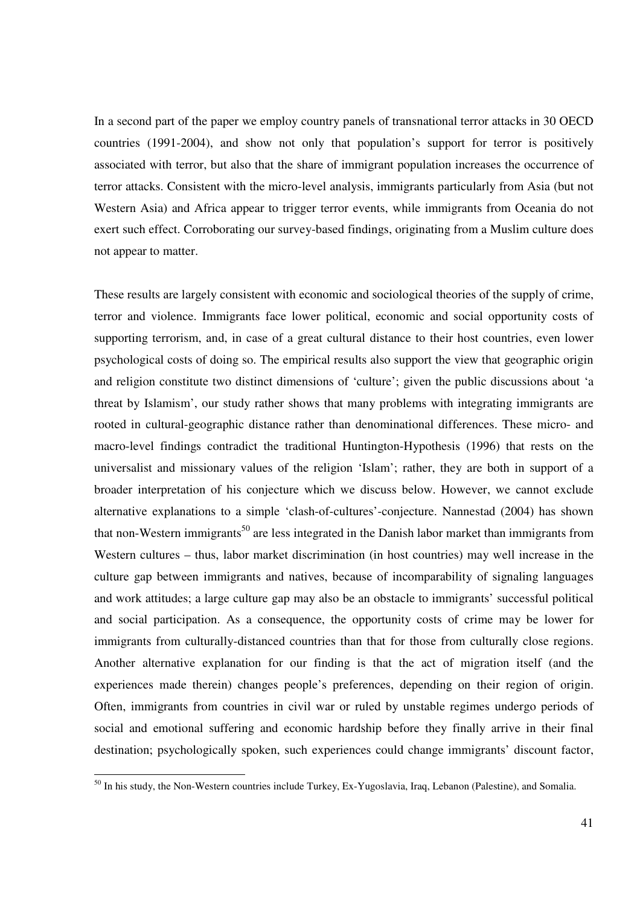In a second part of the paper we employ country panels of transnational terror attacks in 30 OECD countries (1991-2004), and show not only that population's support for terror is positively associated with terror, but also that the share of immigrant population increases the occurrence of terror attacks. Consistent with the micro-level analysis, immigrants particularly from Asia (but not Western Asia) and Africa appear to trigger terror events, while immigrants from Oceania do not exert such effect. Corroborating our survey-based findings, originating from a Muslim culture does not appear to matter.

These results are largely consistent with economic and sociological theories of the supply of crime, terror and violence. Immigrants face lower political, economic and social opportunity costs of supporting terrorism, and, in case of a great cultural distance to their host countries, even lower psychological costs of doing so. The empirical results also support the view that geographic origin and religion constitute two distinct dimensions of 'culture'; given the public discussions about 'a threat by Islamism', our study rather shows that many problems with integrating immigrants are rooted in cultural-geographic distance rather than denominational differences. These micro- and macro-level findings contradict the traditional Huntington-Hypothesis (1996) that rests on the universalist and missionary values of the religion 'Islam'; rather, they are both in support of a broader interpretation of his conjecture which we discuss below. However, we cannot exclude alternative explanations to a simple 'clash-of-cultures'-conjecture. Nannestad (2004) has shown that non-Western immigrants[50] are less integrated in the Danish labor market than immigrants from Western cultures – thus, labor market discrimination (in host countries) may well increase in the culture gap between immigrants and natives, because of incomparability of signaling languages and work attitudes; a large culture gap may also be an obstacle to immigrants' successful political and social participation. As a consequence, the opportunity costs of crime may be lower for immigrants from culturally-distanced countries than that for those from culturally close regions. Another alternative explanation for our finding is that the act of migration itself (and the experiences made therein) changes people's preferences, depending on their region of origin. Often, immigrants from countries in civil war or ruled by unstable regimes undergo periods of social and emotional suffering and economic hardship before they finally arrive in their final destination; psychologically spoken, such experiences could change immigrants' discount factor,

---

[50] In his study, the Non-Western countries include Turkey, Ex-Yugoslavia, Iraq, Lebanon (Palestine), and Somalia.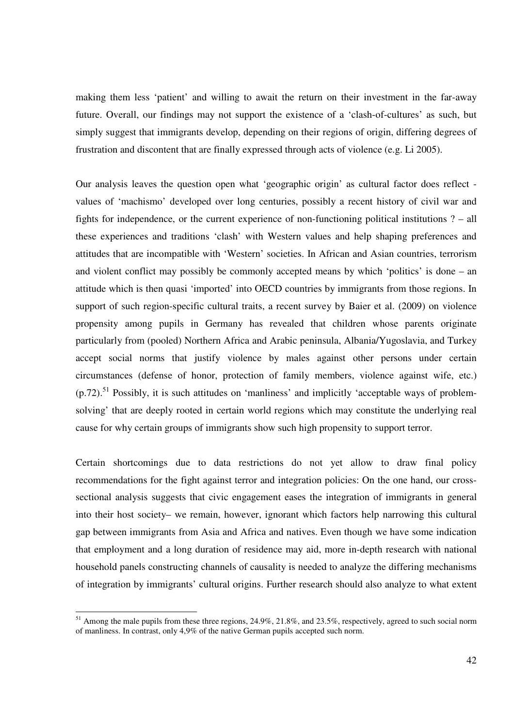making them less 'patient' and willing to await the return on their investment in the far-away future. Overall, our findings may not support the existence of a 'clash-of-cultures' as such, but simply suggest that immigrants develop, depending on their regions of origin, differing degrees of frustration and discontent that are finally expressed through acts of violence (e.g. Li 2005).

Our analysis leaves the question open what 'geographic origin' as cultural factor does reflect - values of 'machismo' developed over long centuries, possibly a recent history of civil war and fights for independence, or the current experience of non-functioning political institutions ? – all these experiences and traditions 'clash' with Western values and help shaping preferences and attitudes that are incompatible with 'Western' societies. In African and Asian countries, terrorism and violent conflict may possibly be commonly accepted means by which 'politics' is done – an attitude which is then quasi 'imported' into OECD countries by immigrants from those regions. In support of such region-specific cultural traits, a recent survey by Baier et al. (2009) on violence propensity among pupils in Germany has revealed that children whose parents originate particularly from (pooled) Northern Africa and Arabic peninsula, Albania/Yugoslavia, and Turkey accept social norms that justify violence by males against other persons under certain circumstances (defense of honor, protection of family members, violence against wife, etc.) (p.72).[51] Possibly, it is such attitudes on 'manliness' and implicitly 'acceptable ways of problem-solving' that are deeply rooted in certain world regions which may constitute the underlying real cause for why certain groups of immigrants show such high propensity to support terror.

Certain shortcomings due to data restrictions do not yet allow to draw final policy recommendations for the fight against terror and integration policies: On the one hand, our cross-sectional analysis suggests that civic engagement eases the integration of immigrants in general into their host society– we remain, however, ignorant which factors help narrowing this cultural gap between immigrants from Asia and Africa and natives. Even though we have some indication that employment and a long duration of residence may aid, more in-depth research with national household panels constructing channels of causality is needed to analyze the differing mechanisms of integration by immigrants' cultural origins. Further research should also analyze to what extent

[51] Among the male pupils from these three regions, 24.9%, 21.8%, and 23.5%, respectively, agreed to such social norm of manliness. In contrast, only 4,9% of the native German pupils accepted such norm.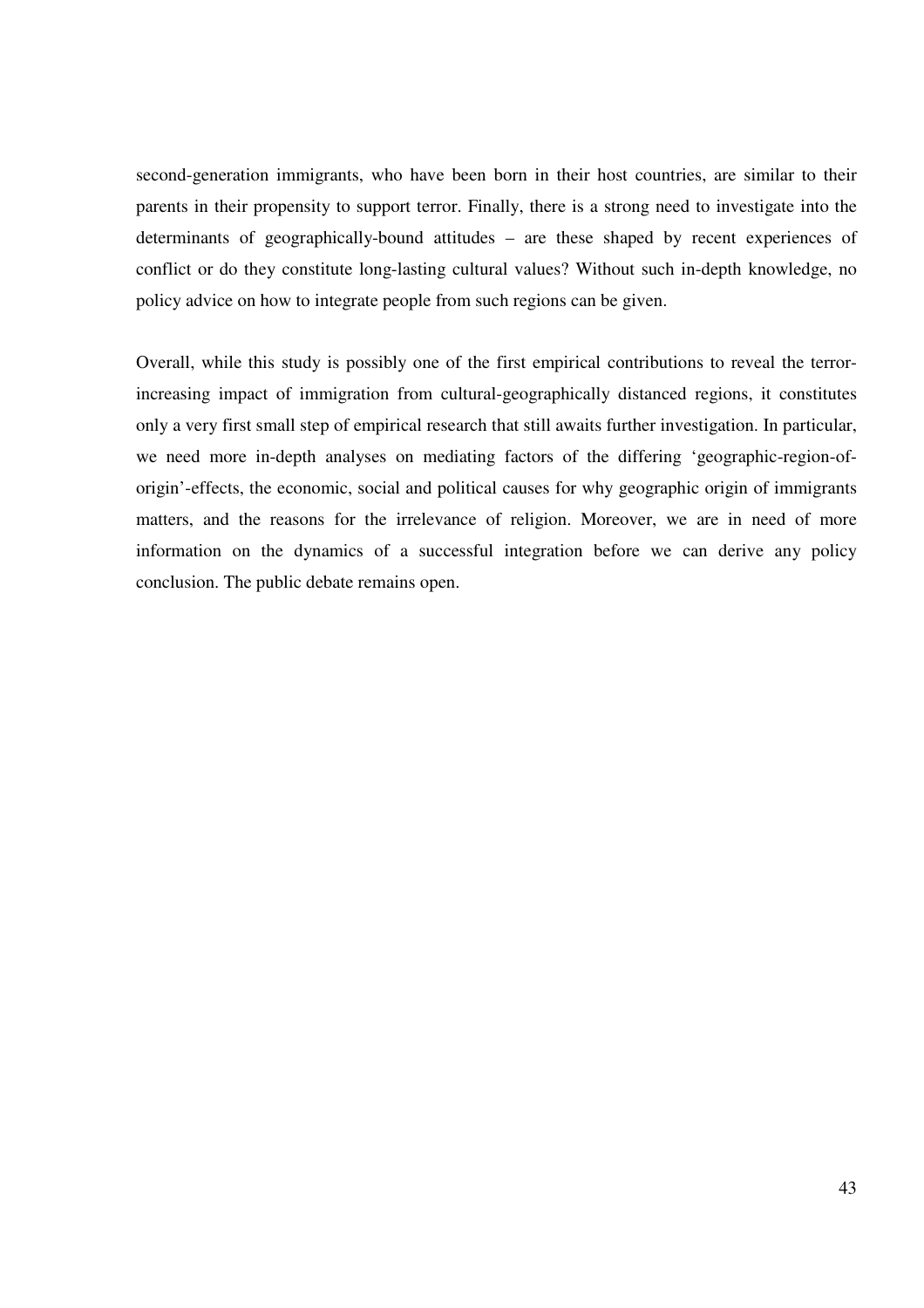second-generation immigrants, who have been born in their host countries, are similar to their parents in their propensity to support terror. Finally, there is a strong need to investigate into the determinants of geographically-bound attitudes – are these shaped by recent experiences of conflict or do they constitute long-lasting cultural values? Without such in-depth knowledge, no policy advice on how to integrate people from such regions can be given.

Overall, while this study is possibly one of the first empirical contributions to reveal the terror-increasing impact of immigration from cultural-geographically distanced regions, it constitutes only a very first small step of empirical research that still awaits further investigation. In particular, we need more in-depth analyses on mediating factors of the differing 'geographic-region-of-origin'-effects, the economic, social and political causes for why geographic origin of immigrants matters, and the reasons for the irrelevance of religion. Moreover, we are in need of more information on the dynamics of a successful integration before we can derive any policy conclusion. The public debate remains open.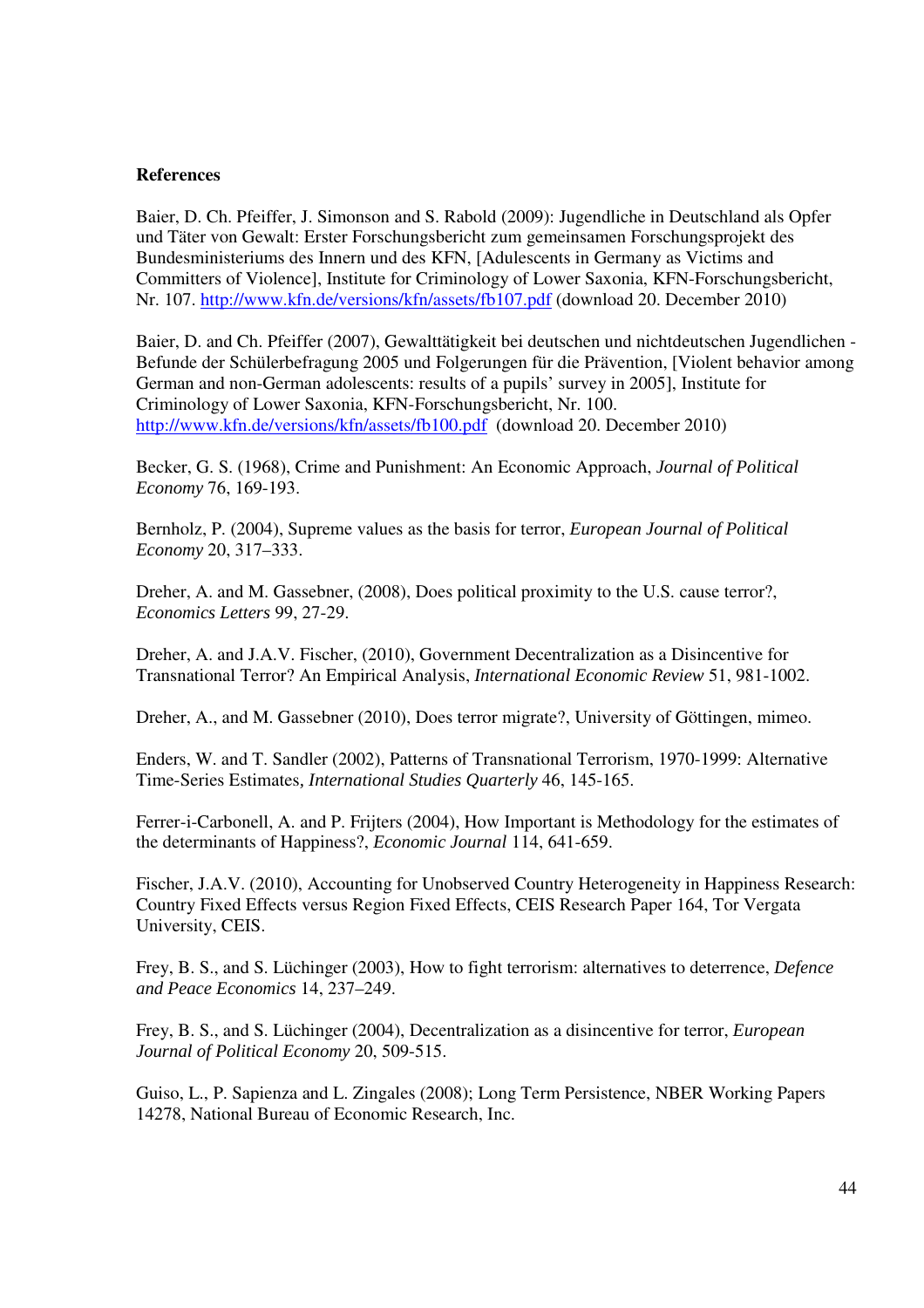**References**

Baier, D. Ch. Pfeiffer, J. Simonson and S. Rabold (2009): Jugendliche in Deutschland als Opfer und Täter von Gewalt: Erster Forschungsbericht zum gemeinsamen Forschungsprojekt des Bundesministeriums des Innern und des KFN, [Adulescents in Germany as Victims and Committers of Violence], Institute for Criminology of Lower Saxonia, KFN-Forschungsbericht, Nr. 107. http://www.kfn.de/versions/kfn/assets/fb107.pdf (download 20. December 2010)

Baier, D. and Ch. Pfeiffer (2007), Gewalttätigkeit bei deutschen und nichtdeutschen Jugendlichen - Befunde der Schülerbefragung 2005 und Folgerungen für die Prävention, [Violent behavior among German and non-German adolescents: results of a pupils' survey in 2005], Institute for Criminology of Lower Saxonia, KFN-Forschungsbericht, Nr. 100. http://www.kfn.de/versions/kfn/assets/fb100.pdf (download 20. December 2010)

Becker, G. S. (1968), Crime and Punishment: An Economic Approach, *Journal of Political Economy* 76, 169-193.

Bernholz, P. (2004), Supreme values as the basis for terror, *European Journal of Political Economy* 20, 317–333.

Dreher, A. and M. Gassebner, (2008), Does political proximity to the U.S. cause terror?, *Economics Letters* 99, 27-29.

Dreher, A. and J.A.V. Fischer, (2010), Government Decentralization as a Disincentive for Transnational Terror? An Empirical Analysis, *International Economic Review* 51, 981-1002.

Dreher, A., and M. Gassebner (2010), Does terror migrate?, University of Göttingen, mimeo.

Enders, W. and T. Sandler (2002), Patterns of Transnational Terrorism, 1970-1999: Alternative Time-Series Estimates, *International Studies Quarterly* 46, 145-165.

Ferrer-i-Carbonell, A. and P. Frijters (2004), How Important is Methodology for the estimates of the determinants of Happiness?, *Economic Journal* 114, 641-659.

Fischer, J.A.V. (2010), Accounting for Unobserved Country Heterogeneity in Happiness Research: Country Fixed Effects versus Region Fixed Effects, CEIS Research Paper 164, Tor Vergata University, CEIS.

Frey, B. S., and S. Lüchinger (2003), How to fight terrorism: alternatives to deterrence, *Defence and Peace Economics* 14, 237–249.

Frey, B. S., and S. Lüchinger (2004), Decentralization as a disincentive for terror, *European Journal of Political Economy* 20, 509-515.

Guiso, L., P. Sapienza and L. Zingales (2008); Long Term Persistence, NBER Working Papers 14278, National Bureau of Economic Research, Inc.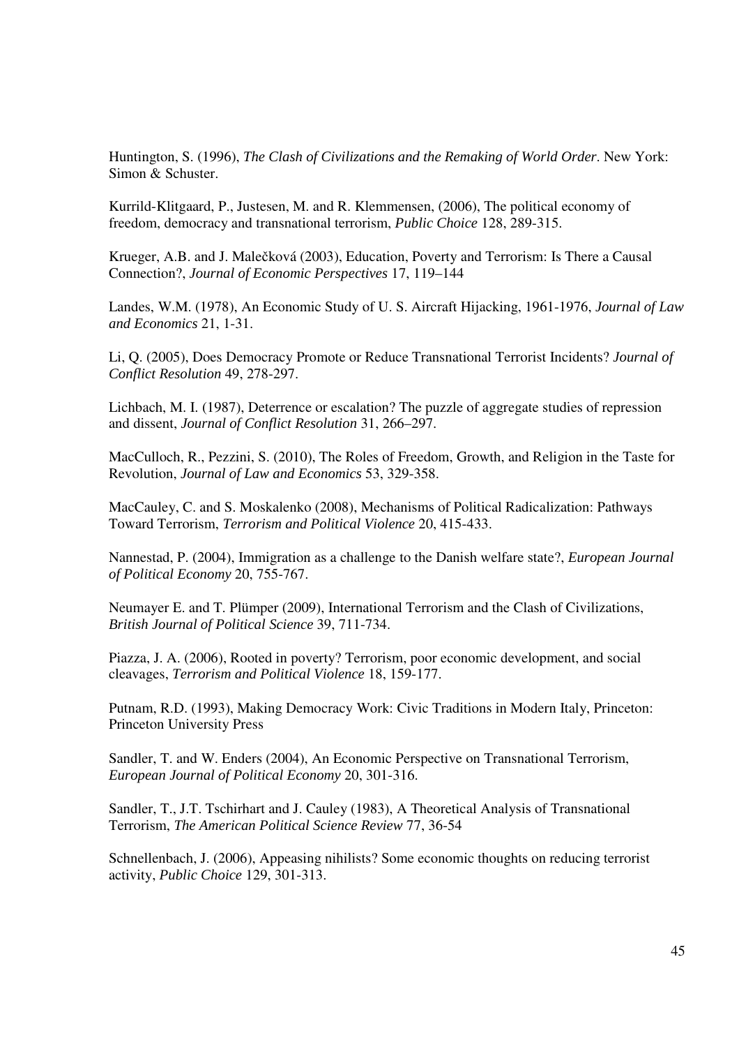Huntington, S. (1996), *The Clash of Civilizations and the Remaking of World Order*. New York: Simon & Schuster.

Kurrild-Klitgaard, P., Justesen, M. and R. Klemmensen, (2006), The political economy of freedom, democracy and transnational terrorism, *Public Choice* 128, 289-315.

Krueger, A.B. and J. Malečková (2003), Education, Poverty and Terrorism: Is There a Causal Connection?, *Journal of Economic Perspectives* 17, 119–144

Landes, W.M. (1978), An Economic Study of U. S. Aircraft Hijacking, 1961-1976, *Journal of Law and Economics* 21, 1-31.

Li, Q. (2005), Does Democracy Promote or Reduce Transnational Terrorist Incidents? *Journal of Conflict Resolution* 49, 278-297.

Lichbach, M. I. (1987), Deterrence or escalation? The puzzle of aggregate studies of repression and dissent, *Journal of Conflict Resolution* 31, 266–297.

MacCulloch, R., Pezzini, S. (2010), The Roles of Freedom, Growth, and Religion in the Taste for Revolution, *Journal of Law and Economics* 53, 329-358.

MacCauley, C. and S. Moskalenko (2008), Mechanisms of Political Radicalization: Pathways Toward Terrorism, *Terrorism and Political Violence* 20, 415-433.

Nannestad, P. (2004), Immigration as a challenge to the Danish welfare state?, *European Journal of Political Economy* 20, 755-767.

Neumayer E. and T. Plümper (2009), International Terrorism and the Clash of Civilizations, *British Journal of Political Science* 39, 711-734.

Piazza, J. A. (2006), Rooted in poverty? Terrorism, poor economic development, and social cleavages, *Terrorism and Political Violence* 18, 159-177.

Putnam, R.D. (1993), Making Democracy Work: Civic Traditions in Modern Italy, Princeton: Princeton University Press

Sandler, T. and W. Enders (2004), An Economic Perspective on Transnational Terrorism, *European Journal of Political Economy* 20, 301-316.

Sandler, T., J.T. Tschirhart and J. Cauley (1983), A Theoretical Analysis of Transnational Terrorism, *The American Political Science Review* 77, 36-54

Schnellenbach, J. (2006), Appeasing nihilists? Some economic thoughts on reducing terrorist activity, *Public Choice* 129, 301-313.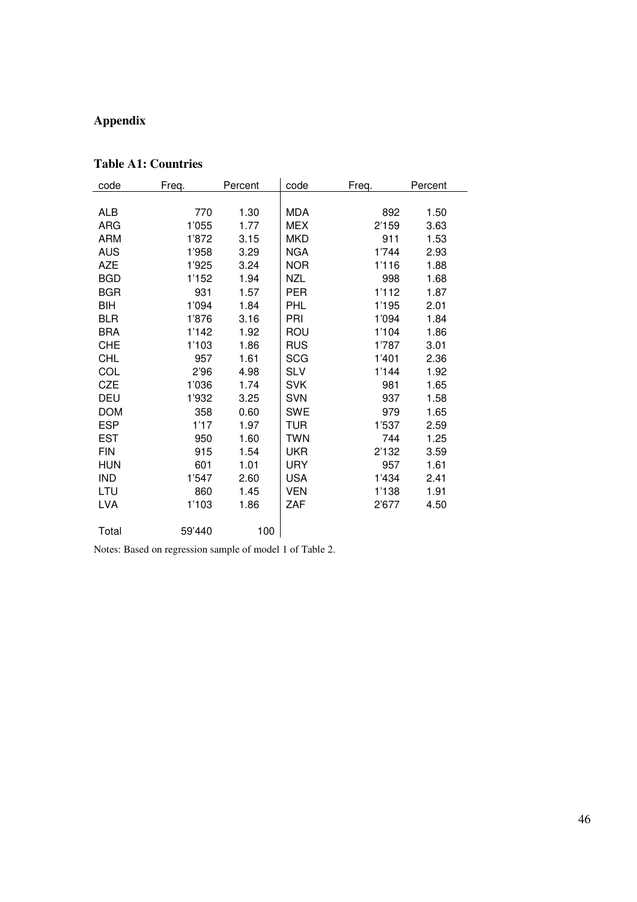# Appendix

**Table A1: Countries**

| code | Freq. | Percent | code | Freq. | Percent |
|---|---|---|---|---|---|
| ALB | 770 | 1.30 | MDA | 892 | 1.50 |
| ARG | 1'055 | 1.77 | MEX | 2'159 | 3.63 |
| ARM | 1'872 | 3.15 | MKD | 911 | 1.53 |
| AUS | 1'958 | 3.29 | NGA | 1'744 | 2.93 |
| AZE | 1'925 | 3.24 | NOR | 1'116 | 1.88 |
| BGD | 1'152 | 1.94 | NZL | 998 | 1.68 |
| BGR | 931 | 1.57 | PER | 1'112 | 1.87 |
| BIH | 1'094 | 1.84 | PHL | 1'195 | 2.01 |
| BLR | 1'876 | 3.16 | PRI | 1'094 | 1.84 |
| BRA | 1'142 | 1.92 | ROU | 1'104 | 1.86 |
| CHE | 1'103 | 1.86 | RUS | 1'787 | 3.01 |
| CHL | 957 | 1.61 | SCG | 1'401 | 2.36 |
| COL | 2'96 | 4.98 | SLV | 1'144 | 1.92 |
| CZE | 1'036 | 1.74 | SVK | 981 | 1.65 |
| DEU | 1'932 | 3.25 | SVN | 937 | 1.58 |
| DOM | 358 | 0.60 | SWE | 979 | 1.65 |
| ESP | 1'17 | 1.97 | TUR | 1'537 | 2.59 |
| EST | 950 | 1.60 | TWN | 744 | 1.25 |
| FIN | 915 | 1.54 | UKR | 2'132 | 3.59 |
| HUN | 601 | 1.01 | URY | 957 | 1.61 |
| IND | 1'547 | 2.60 | USA | 1'434 | 2.41 |
| LTU | 860 | 1.45 | VEN | 1'138 | 1.91 |
| LVA | 1'103 | 1.86 | ZAF | 2'677 | 4.50 |
| Total | 59'440 | 100 | | | |

Notes: Based on regression sample of model 1 of Table 2.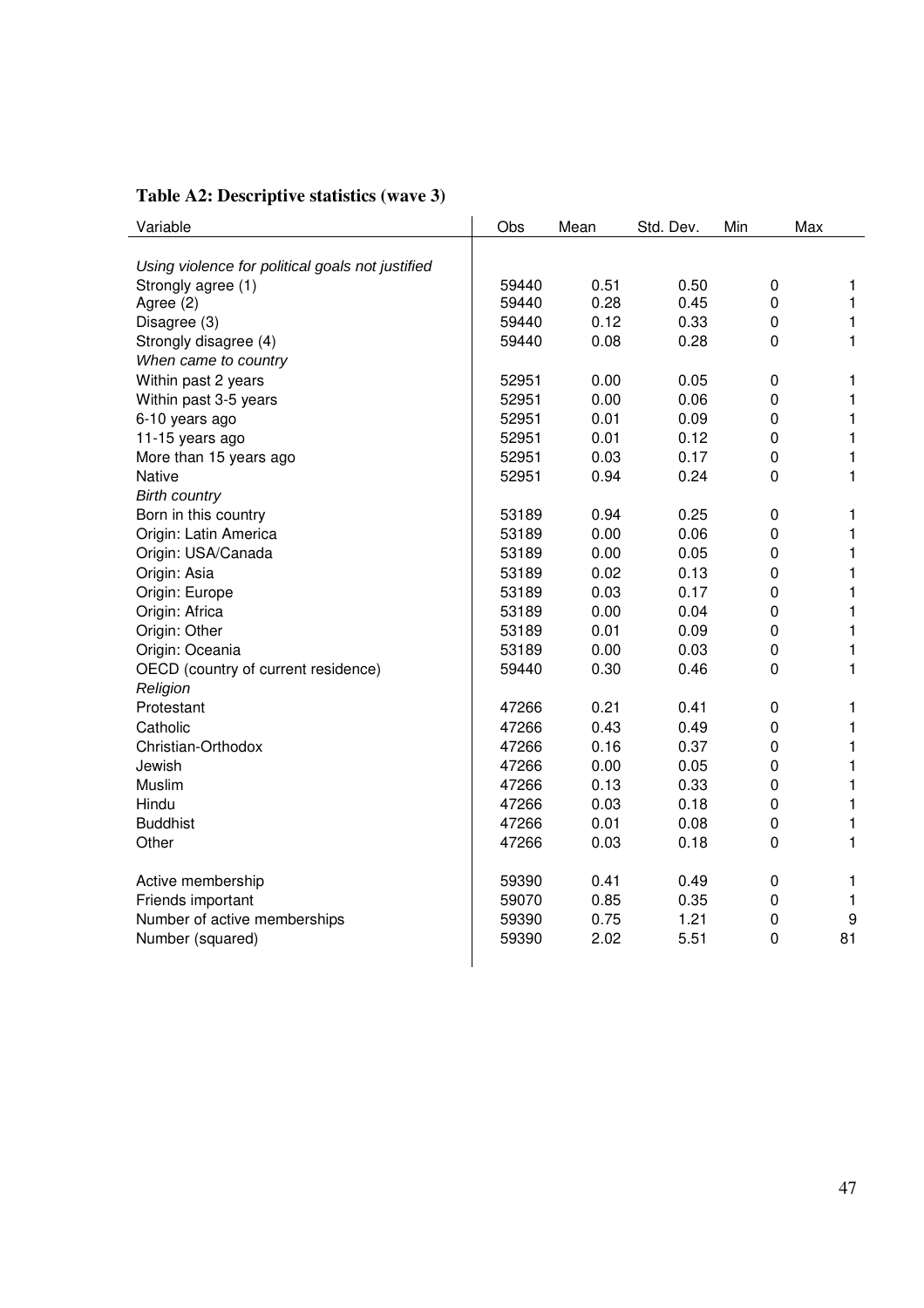**Table A2: Descriptive statistics (wave 3)**

| Variable | Obs | Mean | Std. Dev. | Min | Max |
|---|---|---|---|---|---|
| *Using violence for political goals not justified* | | | | | |
| Strongly agree (1) | 59440 | 0.51 | 0.50 | 0 | 1 |
| Agree (2) | 59440 | 0.28 | 0.45 | 0 | 1 |
| Disagree (3) | 59440 | 0.12 | 0.33 | 0 | 1 |
| Strongly disagree (4) | 59440 | 0.08 | 0.28 | 0 | 1 |
| *When came to country* | | | | | |
| Within past 2 years | 52951 | 0.00 | 0.05 | 0 | 1 |
| Within past 3-5 years | 52951 | 0.00 | 0.06 | 0 | 1 |
| 6-10 years ago | 52951 | 0.01 | 0.09 | 0 | 1 |
| 11-15 years ago | 52951 | 0.01 | 0.12 | 0 | 1 |
| More than 15 years ago | 52951 | 0.03 | 0.17 | 0 | 1 |
| Native | 52951 | 0.94 | 0.24 | 0 | 1 |
| *Birth country* | | | | | |
| Born in this country | 53189 | 0.94 | 0.25 | 0 | 1 |
| Origin: Latin America | 53189 | 0.00 | 0.06 | 0 | 1 |
| Origin: USA/Canada | 53189 | 0.00 | 0.05 | 0 | 1 |
| Origin: Asia | 53189 | 0.02 | 0.13 | 0 | 1 |
| Origin: Europe | 53189 | 0.03 | 0.17 | 0 | 1 |
| Origin: Africa | 53189 | 0.00 | 0.04 | 0 | 1 |
| Origin: Other | 53189 | 0.01 | 0.09 | 0 | 1 |
| Origin: Oceania | 53189 | 0.00 | 0.03 | 0 | 1 |
| OECD (country of current residence) | 59440 | 0.30 | 0.46 | 0 | 1 |
| *Religion* | | | | | |
| Protestant | 47266 | 0.21 | 0.41 | 0 | 1 |
| Catholic | 47266 | 0.43 | 0.49 | 0 | 1 |
| Christian-Orthodox | 47266 | 0.16 | 0.37 | 0 | 1 |
| Jewish | 47266 | 0.00 | 0.05 | 0 | 1 |
| Muslim | 47266 | 0.13 | 0.33 | 0 | 1 |
| Hindu | 47266 | 0.03 | 0.18 | 0 | 1 |
| Buddhist | 47266 | 0.01 | 0.08 | 0 | 1 |
| Other | 47266 | 0.03 | 0.18 | 0 | 1 |
| Active membership | 59390 | 0.41 | 0.49 | 0 | 1 |
| Friends important | 59070 | 0.85 | 0.35 | 0 | 1 |
| Number of active memberships | 59390 | 0.75 | 1.21 | 0 | 9 |
| Number (squared) | 59390 | 2.02 | 5.51 | 0 | 81 |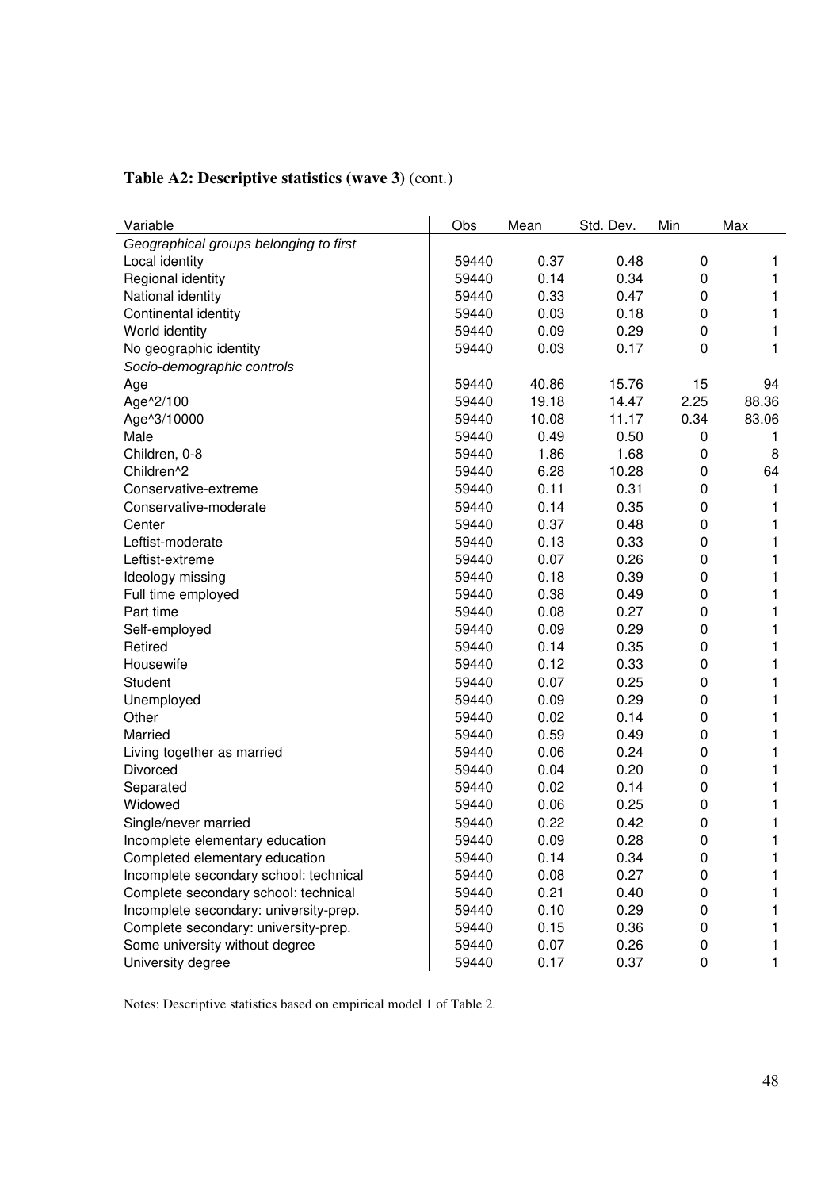**Table A2: Descriptive statistics (wave 3)** (cont.)

| Variable | Obs | Mean | Std. Dev. | Min | Max |
|---|---|---|---|---|---|
| *Geographical groups belonging to first* | | | | | |
| Local identity | 59440 | 0.37 | 0.48 | 0 | 1 |
| Regional identity | 59440 | 0.14 | 0.34 | 0 | 1 |
| National identity | 59440 | 0.33 | 0.47 | 0 | 1 |
| Continental identity | 59440 | 0.03 | 0.18 | 0 | 1 |
| World identity | 59440 | 0.09 | 0.29 | 0 | 1 |
| No geographic identity | 59440 | 0.03 | 0.17 | 0 | 1 |
| *Socio-demographic controls* | | | | | |
| Age | 59440 | 40.86 | 15.76 | 15 | 94 |
| Age^2/100 | 59440 | 19.18 | 14.47 | 2.25 | 88.36 |
| Age^3/10000 | 59440 | 10.08 | 11.17 | 0.34 | 83.06 |
| Male | 59440 | 0.49 | 0.50 | 0 | 1 |
| Children, 0-8 | 59440 | 1.86 | 1.68 | 0 | 8 |
| Children^2 | 59440 | 6.28 | 10.28 | 0 | 64 |
| Conservative-extreme | 59440 | 0.11 | 0.31 | 0 | 1 |
| Conservative-moderate | 59440 | 0.14 | 0.35 | 0 | 1 |
| Center | 59440 | 0.37 | 0.48 | 0 | 1 |
| Leftist-moderate | 59440 | 0.13 | 0.33 | 0 | 1 |
| Leftist-extreme | 59440 | 0.07 | 0.26 | 0 | 1 |
| Ideology missing | 59440 | 0.18 | 0.39 | 0 | 1 |
| Full time employed | 59440 | 0.38 | 0.49 | 0 | 1 |
| Part time | 59440 | 0.08 | 0.27 | 0 | 1 |
| Self-employed | 59440 | 0.09 | 0.29 | 0 | 1 |
| Retired | 59440 | 0.14 | 0.35 | 0 | 1 |
| Housewife | 59440 | 0.12 | 0.33 | 0 | 1 |
| Student | 59440 | 0.07 | 0.25 | 0 | 1 |
| Unemployed | 59440 | 0.09 | 0.29 | 0 | 1 |
| Other | 59440 | 0.02 | 0.14 | 0 | 1 |
| Married | 59440 | 0.59 | 0.49 | 0 | 1 |
| Living together as married | 59440 | 0.06 | 0.24 | 0 | 1 |
| Divorced | 59440 | 0.04 | 0.20 | 0 | 1 |
| Separated | 59440 | 0.02 | 0.14 | 0 | 1 |
| Widowed | 59440 | 0.06 | 0.25 | 0 | 1 |
| Single/never married | 59440 | 0.22 | 0.42 | 0 | 1 |
| Incomplete elementary education | 59440 | 0.09 | 0.28 | 0 | 1 |
| Completed elementary education | 59440 | 0.14 | 0.34 | 0 | 1 |
| Incomplete secondary school: technical | 59440 | 0.08 | 0.27 | 0 | 1 |
| Complete secondary school: technical | 59440 | 0.21 | 0.40 | 0 | 1 |
| Incomplete secondary: university-prep. | 59440 | 0.10 | 0.29 | 0 | 1 |
| Complete secondary: university-prep. | 59440 | 0.15 | 0.36 | 0 | 1 |
| Some university without degree | 59440 | 0.07 | 0.26 | 0 | 1 |
| University degree | 59440 | 0.17 | 0.37 | 0 | 1 |

Notes: Descriptive statistics based on empirical model 1 of Table 2.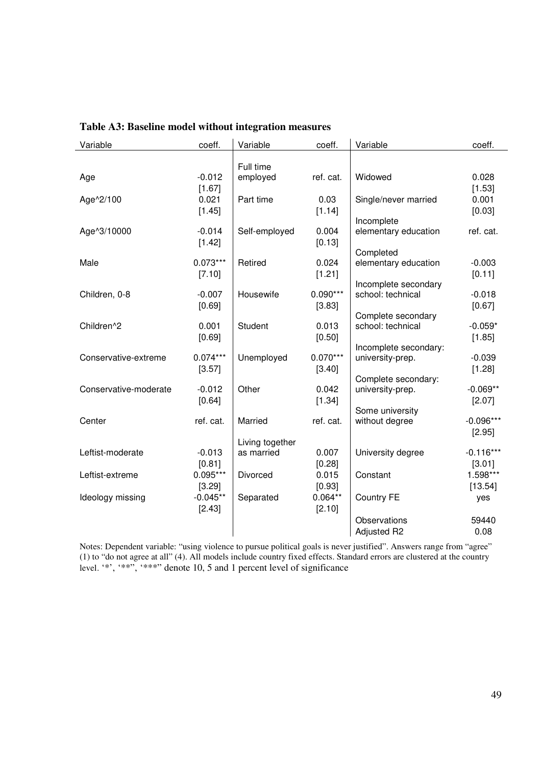**Table A3: Baseline model without integration measures**

| Variable | coeff. | Variable | coeff. | Variable | coeff. |
|---|---|---|---|---|---|
| Age | -0.012 | Full time employed | ref. cat. | Widowed | 0.028 |
| | [1.67] | | | | [1.53] |
| Age^2/100 | 0.021 | Part time | 0.03 | Single/never married | 0.001 |
| | [1.45] | | [1.14] | | [0.03] |
| Age^3/10000 | -0.014 | Self-employed | 0.004 | Incomplete elementary education | ref. cat. |
| | [1.42] | | [0.13] | | |
| Male | 0.073*** | Retired | 0.024 | Completed elementary education | -0.003 |
| | [7.10] | | [1.21] | | [0.11] |
| Children, 0-8 | -0.007 | Housewife | 0.090*** | Incomplete secondary school: technical | -0.018 |
| | [0.69] | | [3.83] | | [0.67] |
| Children^2 | 0.001 | Student | 0.013 | Complete secondary school: technical | -0.059* |
| | [0.69] | | [0.50] | | [1.85] |
| Conservative-extreme | 0.074*** | Unemployed | 0.070*** | Incomplete secondary: university-prep. | -0.039 |
| | [3.57] | | [3.40] | | [1.28] |
| Conservative-moderate | -0.012 | Other | 0.042 | Complete secondary: university-prep. | -0.069** |
| | [0.64] | | [1.34] | | [2.07] |
| Center | ref. cat. | Married | ref. cat. | Some university without degree | -0.096*** |
| | | | | | [2.95] |
| Leftist-moderate | -0.013 | Living together as married | 0.007 | University degree | -0.116*** |
| | [0.81] | | [0.28] | | [3.01] |
| Leftist-extreme | 0.095*** | Divorced | 0.015 | Constant | 1.598*** |
| | [3.29] | | [0.93] | | [13.54] |
| Ideology missing | -0.045** | Separated | 0.064** | Country FE | yes |
| | [2.43] | | [2.10] | | |
| | | | | Observations | 59440 |
| | | | | Adjusted R2 | 0.08 |

Notes: Dependent variable: "using violence to pursue political goals is never justified". Answers range from "agree" (1) to "do not agree at all" (4). All models include country fixed effects. Standard errors are clustered at the country level. '*', '**", '***" denote 10, 5 and 1 percent level of significance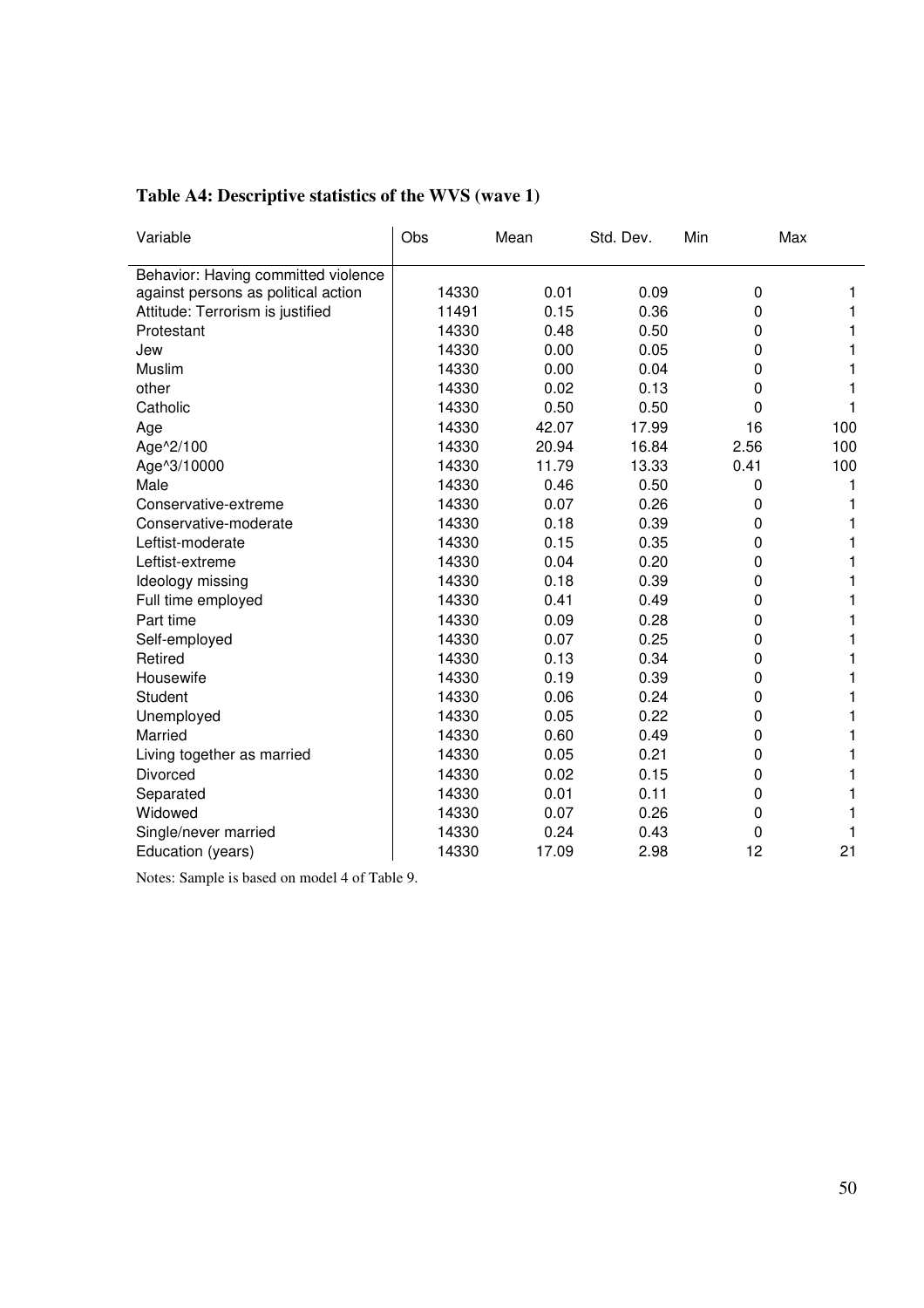**Table A4: Descriptive statistics of the WVS (wave 1)**

| Variable | Obs | Mean | Std. Dev. | Min | Max |
|---|---|---|---|---|---|
| Behavior: Having committed violence against persons as political action | 14330 | 0.01 | 0.09 | 0 | 1 |
| Attitude: Terrorism is justified | 11491 | 0.15 | 0.36 | 0 | 1 |
| Protestant | 14330 | 0.48 | 0.50 | 0 | 1 |
| Jew | 14330 | 0.00 | 0.05 | 0 | 1 |
| Muslim | 14330 | 0.00 | 0.04 | 0 | 1 |
| other | 14330 | 0.02 | 0.13 | 0 | 1 |
| Catholic | 14330 | 0.50 | 0.50 | 0 | 1 |
| Age | 14330 | 42.07 | 17.99 | 16 | 100 |
| Age^2/100 | 14330 | 20.94 | 16.84 | 2.56 | 100 |
| Age^3/10000 | 14330 | 11.79 | 13.33 | 0.41 | 100 |
| Male | 14330 | 0.46 | 0.50 | 0 | 1 |
| Conservative-extreme | 14330 | 0.07 | 0.26 | 0 | 1 |
| Conservative-moderate | 14330 | 0.18 | 0.39 | 0 | 1 |
| Leftist-moderate | 14330 | 0.15 | 0.35 | 0 | 1 |
| Leftist-extreme | 14330 | 0.04 | 0.20 | 0 | 1 |
| Ideology missing | 14330 | 0.18 | 0.39 | 0 | 1 |
| Full time employed | 14330 | 0.41 | 0.49 | 0 | 1 |
| Part time | 14330 | 0.09 | 0.28 | 0 | 1 |
| Self-employed | 14330 | 0.07 | 0.25 | 0 | 1 |
| Retired | 14330 | 0.13 | 0.34 | 0 | 1 |
| Housewife | 14330 | 0.19 | 0.39 | 0 | 1 |
| Student | 14330 | 0.06 | 0.24 | 0 | 1 |
| Unemployed | 14330 | 0.05 | 0.22 | 0 | 1 |
| Married | 14330 | 0.60 | 0.49 | 0 | 1 |
| Living together as married | 14330 | 0.05 | 0.21 | 0 | 1 |
| Divorced | 14330 | 0.02 | 0.15 | 0 | 1 |
| Separated | 14330 | 0.01 | 0.11 | 0 | 1 |
| Widowed | 14330 | 0.07 | 0.26 | 0 | 1 |
| Single/never married | 14330 | 0.24 | 0.43 | 0 | 1 |
| Education (years) | 14330 | 17.09 | 2.98 | 12 | 21 |

Notes: Sample is based on model 4 of Table 9.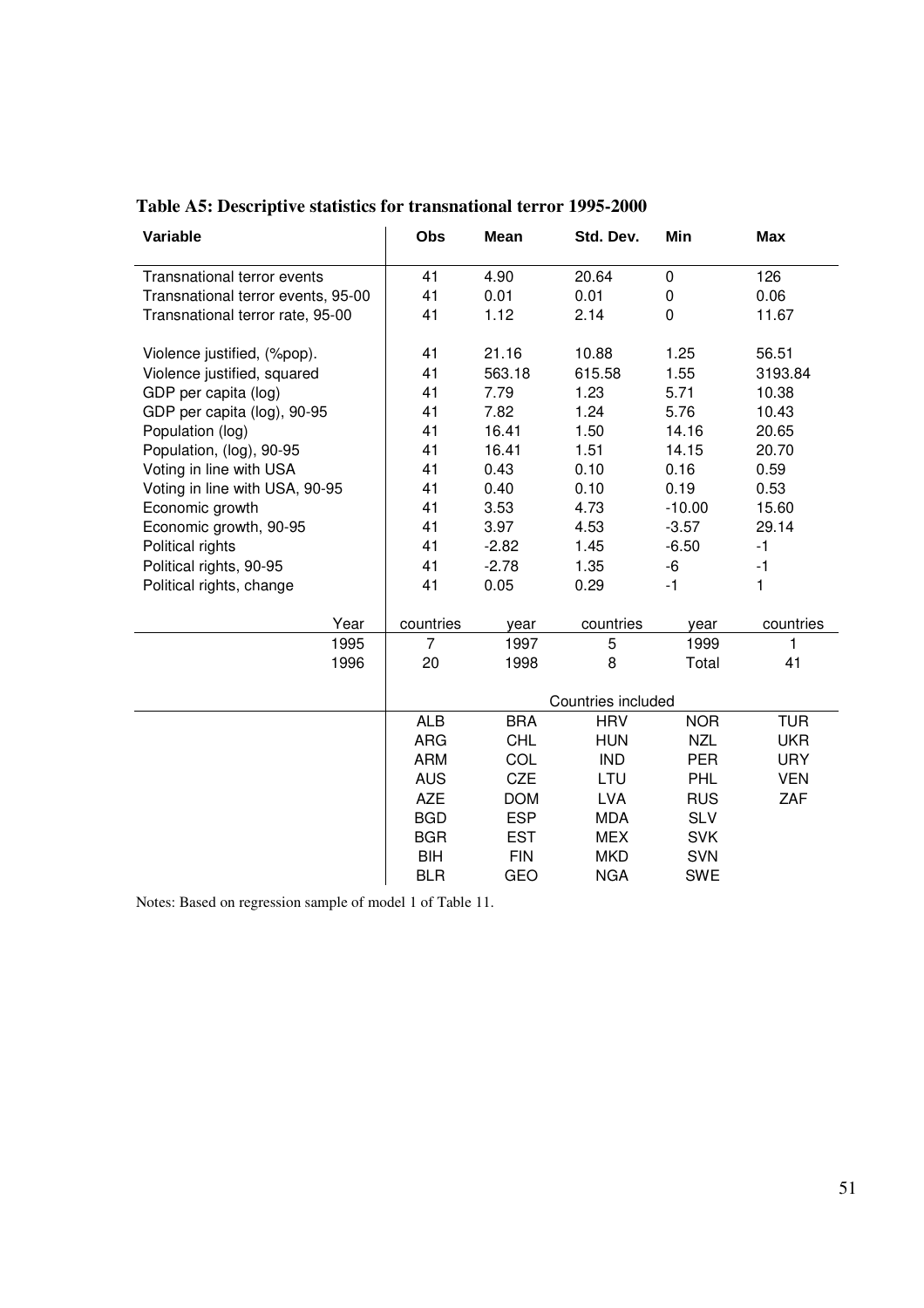**Table A5: Descriptive statistics for transnational terror 1995-2000**

| Variable | Obs | Mean | Std. Dev. | Min | Max |
|---|---|---|---|---|---|
| Transnational terror events | 41 | 4.90 | 20.64 | 0 | 126 |
| Transnational terror events, 95-00 | 41 | 0.01 | 0.01 | 0 | 0.06 |
| Transnational terror rate, 95-00 | 41 | 1.12 | 2.14 | 0 | 11.67 |
| | | | | | |
| Violence justified, (%pop). | 41 | 21.16 | 10.88 | 1.25 | 56.51 |
| Violence justified, squared | 41 | 563.18 | 615.58 | 1.55 | 3193.84 |
| GDP per capita (log) | 41 | 7.79 | 1.23 | 5.71 | 10.38 |
| GDP per capita (log), 90-95 | 41 | 7.82 | 1.24 | 5.76 | 10.43 |
| Population (log) | 41 | 16.41 | 1.50 | 14.16 | 20.65 |
| Population, (log), 90-95 | 41 | 16.41 | 1.51 | 14.15 | 20.70 |
| Voting in line with USA | 41 | 0.43 | 0.10 | 0.16 | 0.59 |
| Voting in line with USA, 90-95 | 41 | 0.40 | 0.10 | 0.19 | 0.53 |
| Economic growth | 41 | 3.53 | 4.73 | -10.00 | 15.60 |
| Economic growth, 90-95 | 41 | 3.97 | 4.53 | -3.57 | 29.14 |
| Political rights | 41 | -2.82 | 1.45 | -6.50 | -1 |
| Political rights, 90-95 | 41 | -2.78 | 1.35 | -6 | -1 |
| Political rights, change | 41 | 0.05 | 0.29 | -1 | 1 |

| Year | countries | year | countries | year | countries |
|---|---|---|---|---|---|
| 1995 | 7 | 1997 | 5 | 1999 | 1 |
| 1996 | 20 | 1998 | 8 | Total | 41 |

| Countries included | | | | |
|---|---|---|---|---|
| ALB | BRA | HRV | NOR | TUR |
| ARG | CHL | HUN | NZL | UKR |
| ARM | COL | IND | PER | URY |
| AUS | CZE | LTU | PHL | VEN |
| AZE | DOM | LVA | RUS | ZAF |
| BGD | ESP | MDA | SLV | |
| BGR | EST | MEX | SVK | |
| BIH | FIN | MKD | SVN | |
| BLR | GEO | NGA | SWE | |

Notes: Based on regression sample of model 1 of Table 11.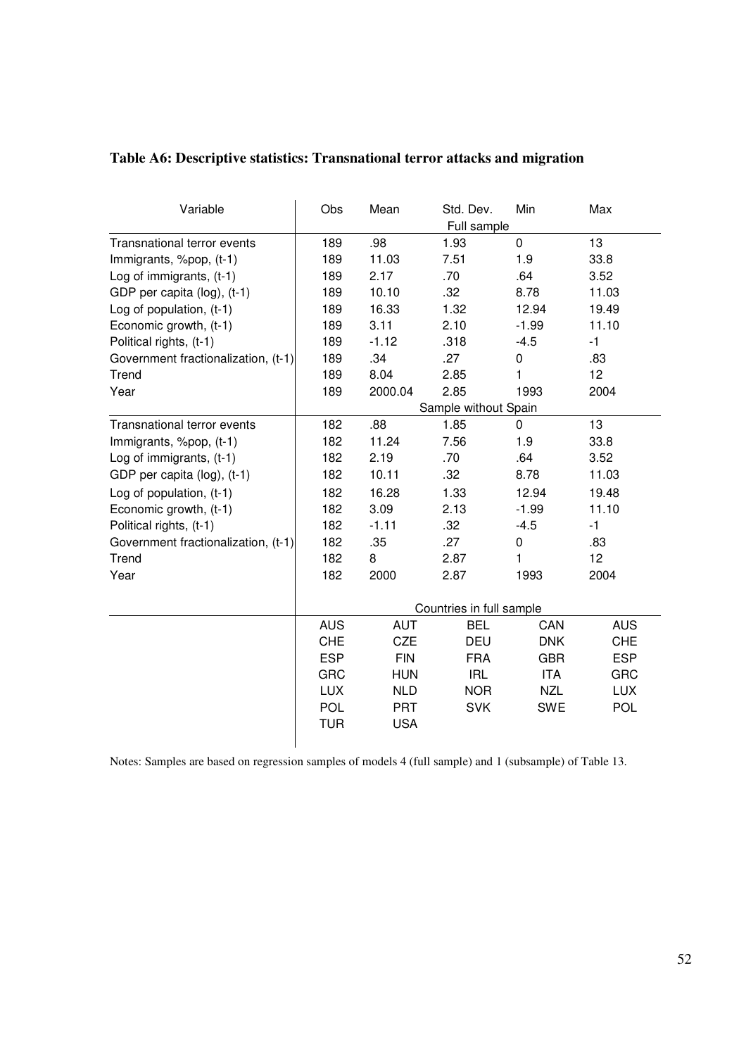**Table A6: Descriptive statistics: Transnational terror attacks and migration**

| Variable | Obs | Mean | Std. Dev. | Min | Max |
|---|---|---|---|---|---|
| | | | Full sample | | |
| Transnational terror events | 189 | .98 | 1.93 | 0 | 13 |
| Immigrants, %pop, (t-1) | 189 | 11.03 | 7.51 | 1.9 | 33.8 |
| Log of immigrants, (t-1) | 189 | 2.17 | .70 | .64 | 3.52 |
| GDP per capita (log), (t-1) | 189 | 10.10 | .32 | 8.78 | 11.03 |
| Log of population, (t-1) | 189 | 16.33 | 1.32 | 12.94 | 19.49 |
| Economic growth, (t-1) | 189 | 3.11 | 2.10 | -1.99 | 11.10 |
| Political rights, (t-1) | 189 | -1.12 | .318 | -4.5 | -1 |
| Government fractionalization, (t-1) | 189 | .34 | .27 | 0 | .83 |
| Trend | 189 | 8.04 | 2.85 | 1 | 12 |
| Year | 189 | 2000.04 | 2.85 | 1993 | 2004 |
| | | | Sample without Spain | | |
| Transnational terror events | 182 | .88 | 1.85 | 0 | 13 |
| Immigrants, %pop, (t-1) | 182 | 11.24 | 7.56 | 1.9 | 33.8 |
| Log of immigrants, (t-1) | 182 | 2.19 | .70 | .64 | 3.52 |
| GDP per capita (log), (t-1) | 182 | 10.11 | .32 | 8.78 | 11.03 |
| Log of population, (t-1) | 182 | 16.28 | 1.33 | 12.94 | 19.48 |
| Economic growth, (t-1) | 182 | 3.09 | 2.13 | -1.99 | 11.10 |
| Political rights, (t-1) | 182 | -1.11 | .32 | -4.5 | -1 |
| Government fractionalization, (t-1) | 182 | .35 | .27 | 0 | .83 |
| Trend | 182 | 8 | 2.87 | 1 | 12 |
| Year | 182 | 2000 | 2.87 | 1993 | 2004 |
| | | | Countries in full sample | | |
| | AUS | AUT | BEL | CAN | AUS |
| | CHE | CZE | DEU | DNK | CHE |
| | ESP | FIN | FRA | GBR | ESP |
| | GRC | HUN | IRL | ITA | GRC |
| | LUX | NLD | NOR | NZL | LUX |
| | POL | PRT | SVK | SWE | POL |
| | TUR | USA | | | |

Notes: Samples are based on regression samples of models 4 (full sample) and 1 (subsample) of Table 13.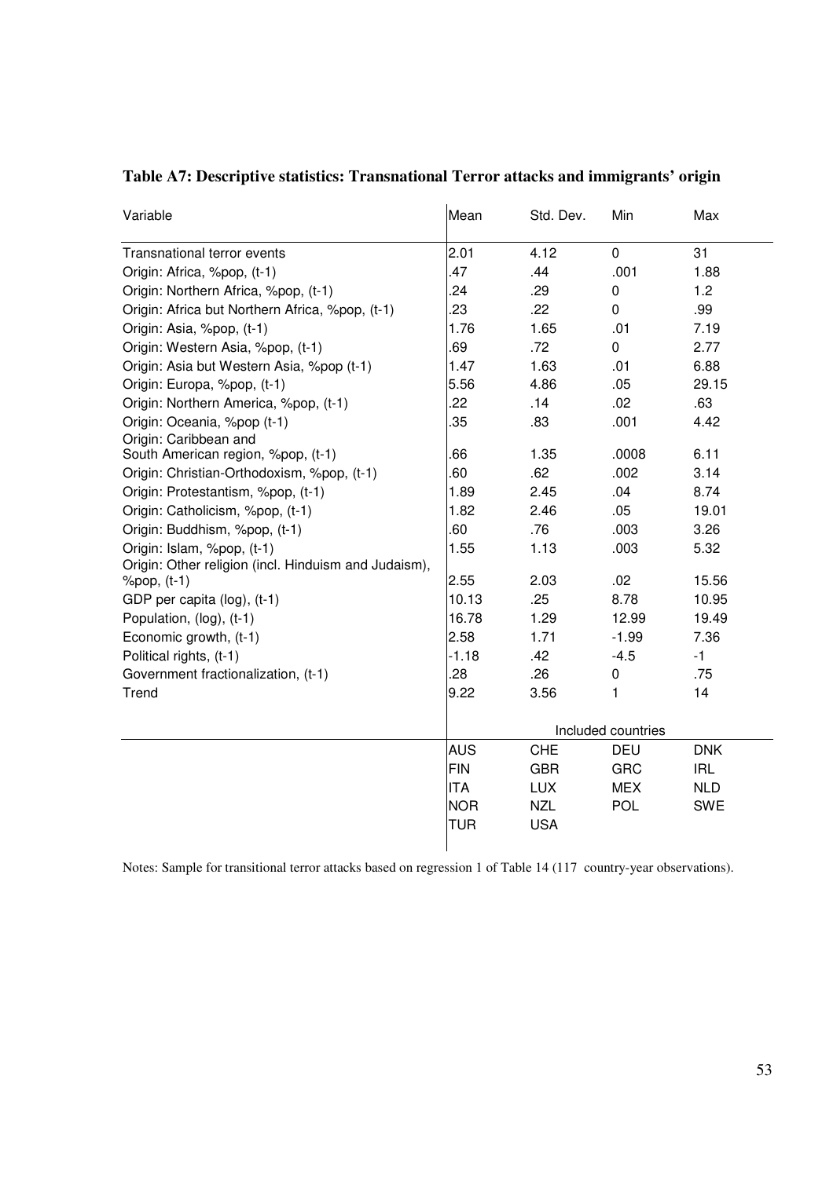**Table A7: Descriptive statistics: Transnational Terror attacks and immigrants' origin**

| Variable | Mean | Std. Dev. | Min | Max |
|---|---|---|---|---|
| Transnational terror events | 2.01 | 4.12 | 0 | 31 |
| Origin: Africa, %pop, (t-1) | .47 | .44 | .001 | 1.88 |
| Origin: Northern Africa, %pop, (t-1) | .24 | .29 | 0 | 1.2 |
| Origin: Africa but Northern Africa, %pop, (t-1) | .23 | .22 | 0 | .99 |
| Origin: Asia, %pop, (t-1) | 1.76 | 1.65 | .01 | 7.19 |
| Origin: Western Asia, %pop, (t-1) | .69 | .72 | 0 | 2.77 |
| Origin: Asia but Western Asia, %pop (t-1) | 1.47 | 1.63 | .01 | 6.88 |
| Origin: Europa, %pop, (t-1) | 5.56 | 4.86 | .05 | 29.15 |
| Origin: Northern America, %pop, (t-1) | .22 | .14 | .02 | .63 |
| Origin: Oceania, %pop (t-1) | .35 | .83 | .001 | 4.42 |
| Origin: Caribbean and South American region, %pop, (t-1) | .66 | 1.35 | .0008 | 6.11 |
| Origin: Christian-Orthodoxism, %pop, (t-1) | .60 | .62 | .002 | 3.14 |
| Origin: Protestantism, %pop, (t-1) | 1.89 | 2.45 | .04 | 8.74 |
| Origin: Catholicism, %pop, (t-1) | 1.82 | 2.46 | .05 | 19.01 |
| Origin: Buddhism, %pop, (t-1) | .60 | .76 | .003 | 3.26 |
| Origin: Islam, %pop, (t-1) | 1.55 | 1.13 | .003 | 5.32 |
| Origin: Other religion (incl. Hinduism and Judaism), %pop, (t-1) | 2.55 | 2.03 | .02 | 15.56 |
| GDP per capita (log), (t-1) | 10.13 | .25 | 8.78 | 10.95 |
| Population, (log), (t-1) | 16.78 | 1.29 | 12.99 | 19.49 |
| Economic growth, (t-1) | 2.58 | 1.71 | -1.99 | 7.36 |
| Political rights, (t-1) | -1.18 | .42 | -4.5 | -1 |
| Government fractionalization, (t-1) | .28 | .26 | 0 | .75 |
| Trend | 9.22 | 3.56 | 1 | 14 |
| | Included countries | | | |
| | AUS | CHE | DEU | DNK |
| | FIN | GBR | GRC | IRL |
| | ITA | LUX | MEX | NLD |
| | NOR | NZL | POL | SWE |
| | TUR | USA | | |

Notes: Sample for transitional terror attacks based on regression 1 of Table 14 (117 country-year observations).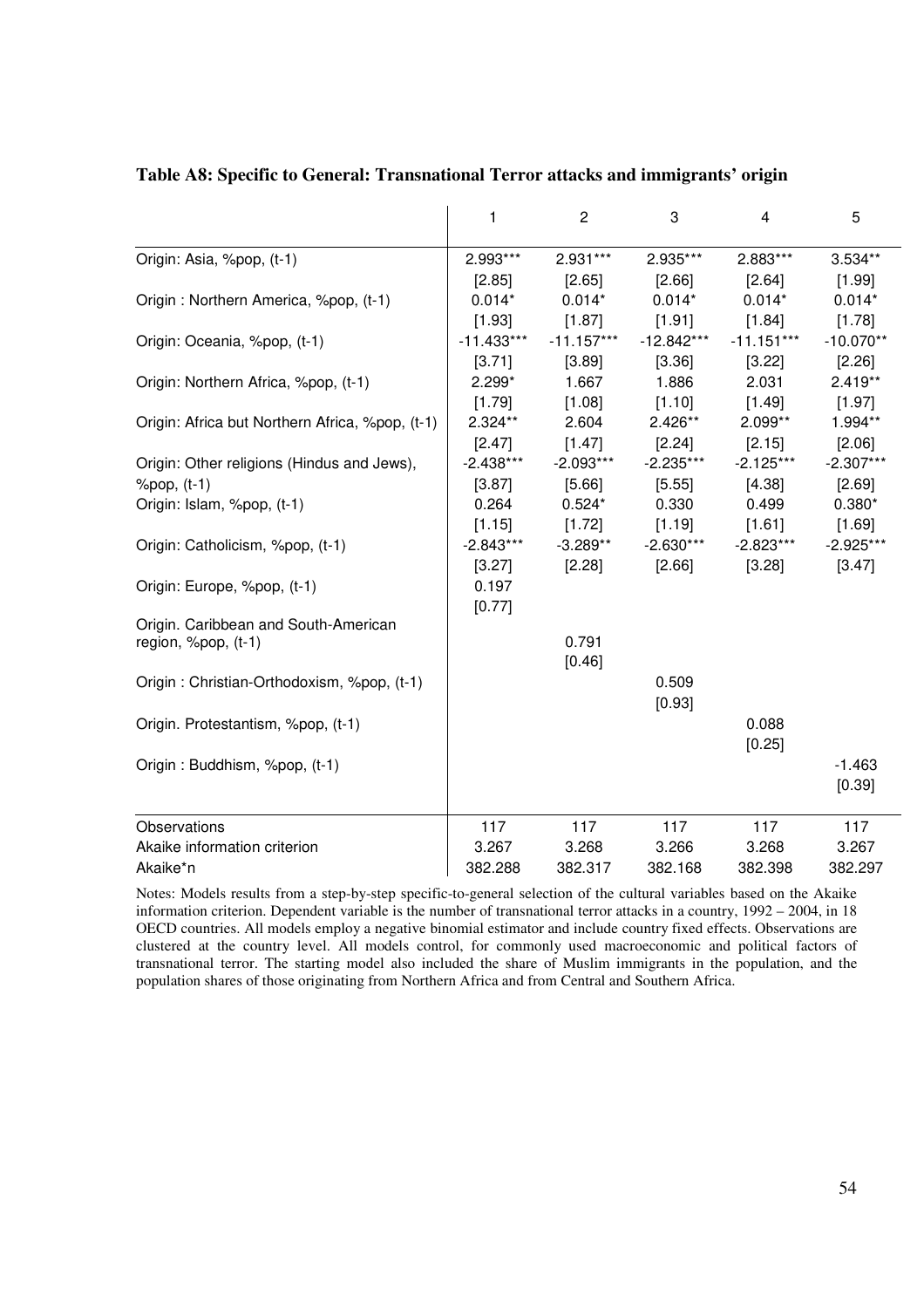**Table A8: Specific to General: Transnational Terror attacks and immigrants' origin**

| | 1 | 2 | 3 | 4 | 5 |
|---|---|---|---|---|---|
| Origin: Asia, %pop, (t-1) | 2.993*** | 2.931*** | 2.935*** | 2.883*** | 3.534** |
| | [2.85] | [2.65] | [2.66] | [2.64] | [1.99] |
| Origin : Northern America, %pop, (t-1) | 0.014* | 0.014* | 0.014* | 0.014* | 0.014* |
| | [1.93] | [1.87] | [1.91] | [1.84] | [1.78] |
| Origin: Oceania, %pop, (t-1) | -11.433*** | -11.157*** | -12.842*** | -11.151*** | -10.070** |
| | [3.71] | [3.89] | [3.36] | [3.22] | [2.26] |
| Origin: Northern Africa, %pop, (t-1) | 2.299* | 1.667 | 1.886 | 2.031 | 2.419** |
| | [1.79] | [1.08] | [1.10] | [1.49] | [1.97] |
| Origin: Africa but Northern Africa, %pop, (t-1) | 2.324** | 2.604 | 2.426** | 2.099** | 1.994** |
| | [2.47] | [1.47] | [2.24] | [2.15] | [2.06] |
| Origin: Other religions (Hindus and Jews), %pop, (t-1) | -2.438*** | -2.093*** | -2.235*** | -2.125*** | -2.307*** |
| | [3.87] | [5.66] | [5.55] | [4.38] | [2.69] |
| Origin: Islam, %pop, (t-1) | 0.264 | 0.524* | 0.330 | 0.499 | 0.380* |
| | [1.15] | [1.72] | [1.19] | [1.61] | [1.69] |
| Origin: Catholicism, %pop, (t-1) | -2.843*** | -3.289** | -2.630*** | -2.823*** | -2.925*** |
| | [3.27] | [2.28] | [2.66] | [3.28] | [3.47] |
| Origin: Europe, %pop, (t-1) | 0.197 | | | | |
| | [0.77] | | | | |
| Origin. Caribbean and South-American region, %pop, (t-1) | | 0.791 | | | |
| | | [0.46] | | | |
| Origin : Christian-Orthodoxism, %pop, (t-1) | | | 0.509 | | |
| | | | [0.93] | | |
| Origin. Protestantism, %pop, (t-1) | | | | 0.088 | |
| | | | | [0.25] | |
| Origin : Buddhism, %pop, (t-1) | | | | | -1.463 |
| | | | | | [0.39] |
| Observations | 117 | 117 | 117 | 117 | 117 |
| Akaike information criterion | 3.267 | 3.268 | 3.266 | 3.268 | 3.267 |
| Akaike*n | 382.288 | 382.317 | 382.168 | 382.398 | 382.297 |

Notes: Models results from a step-by-step specific-to-general selection of the cultural variables based on the Akaike information criterion. Dependent variable is the number of transnational terror attacks in a country, 1992 – 2004, in 18 OECD countries. All models employ a negative binomial estimator and include country fixed effects. Observations are clustered at the country level. All models control, for commonly used macroeconomic and political factors of transnational terror. The starting model also included the share of Muslim immigrants in the population, and the population shares of those originating from Northern Africa and from Central and Southern Africa.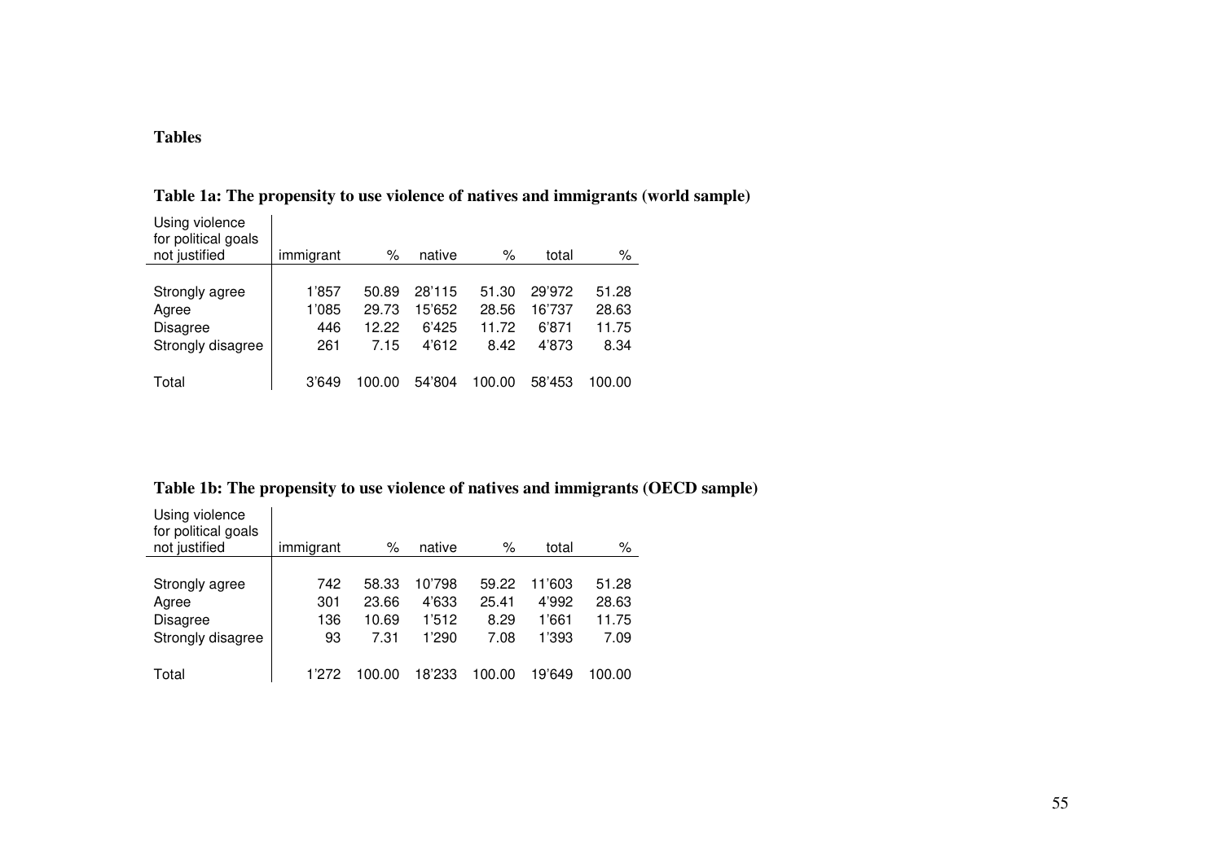**Tables**

**Table 1a: The propensity to use violence of natives and immigrants (world sample)**

| Using violence for political goals not justified | immigrant | % | native | % | total | % |
|---|---|---|---|---|---|---|
| Strongly agree | 1'857 | 50.89 | 28'115 | 51.30 | 29'972 | 51.28 |
| Agree | 1'085 | 29.73 | 15'652 | 28.56 | 16'737 | 28.63 |
| Disagree | 446 | 12.22 | 6'425 | 11.72 | 6'871 | 11.75 |
| Strongly disagree | 261 | 7.15 | 4'612 | 8.42 | 4'873 | 8.34 |
| Total | 3'649 | 100.00 | 54'804 | 100.00 | 58'453 | 100.00 |

**Table 1b: The propensity to use violence of natives and immigrants (OECD sample)**

| Using violence for political goals not justified | immigrant | % | native | % | total | % |
|---|---|---|---|---|---|---|
| Strongly agree | 742 | 58.33 | 10'798 | 59.22 | 11'603 | 51.28 |
| Agree | 301 | 23.66 | 4'633 | 25.41 | 4'992 | 28.63 |
| Disagree | 136 | 10.69 | 1'512 | 8.29 | 1'661 | 11.75 |
| Strongly disagree | 93 | 7.31 | 1'290 | 7.08 | 1'393 | 7.09 |
| Total | 1'272 | 100.00 | 18'233 | 100.00 | 19'649 | 100.00 |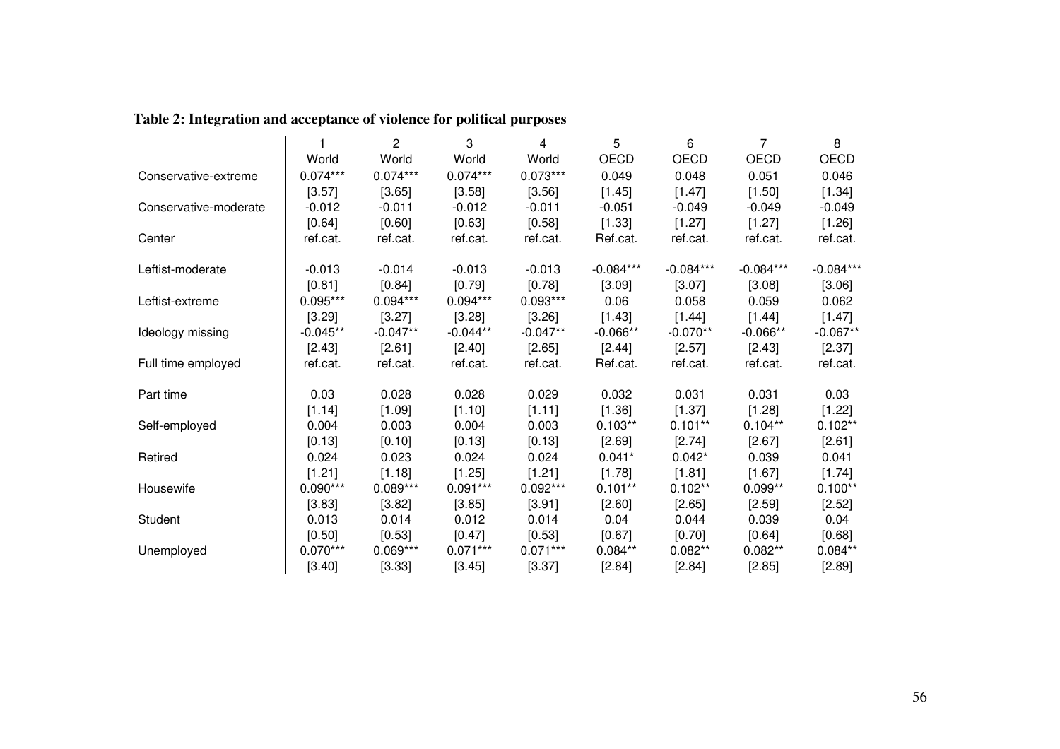**Table 2: Integration and acceptance of violence for political purposes**

| | 1 | 2 | 3 | 4 | 5 | 6 | 7 | 8 |
|---|---|---|---|---|---|---|---|---|
| | World | World | World | World | OECD | OECD | OECD | OECD |
| Conservative-extreme | 0.074*** | 0.074*** | 0.074*** | 0.073*** | 0.049 | 0.048 | 0.051 | 0.046 |
| | [3.57] | [3.65] | [3.58] | [3.56] | [1.45] | [1.47] | [1.50] | [1.34] |
| Conservative-moderate | -0.012 | -0.011 | -0.012 | -0.011 | -0.051 | -0.049 | -0.049 | -0.049 |
| | [0.64] | [0.60] | [0.63] | [0.58] | [1.33] | [1.27] | [1.27] | [1.26] |
| Center | ref.cat. | ref.cat. | ref.cat. | ref.cat. | Ref.cat. | ref.cat. | ref.cat. | ref.cat. |
| Leftist-moderate | -0.013 | -0.014 | -0.013 | -0.013 | -0.084*** | -0.084*** | -0.084*** | -0.084*** |
| | [0.81] | [0.84] | [0.79] | [0.78] | [3.09] | [3.07] | [3.08] | [3.06] |
| Leftist-extreme | 0.095*** | 0.094*** | 0.094*** | 0.093*** | 0.06 | 0.058 | 0.059 | 0.062 |
| | [3.29] | [3.27] | [3.28] | [3.26] | [1.43] | [1.44] | [1.44] | [1.47] |
| Ideology missing | -0.045** | -0.047** | -0.044** | -0.047** | -0.066** | -0.070** | -0.066** | -0.067** |
| | [2.43] | [2.61] | [2.40] | [2.65] | [2.44] | [2.57] | [2.43] | [2.37] |
| Full time employed | ref.cat. | ref.cat. | ref.cat. | ref.cat. | Ref.cat. | ref.cat. | ref.cat. | ref.cat. |
| Part time | 0.03 | 0.028 | 0.028 | 0.029 | 0.032 | 0.031 | 0.031 | 0.03 |
| | [1.14] | [1.09] | [1.10] | [1.11] | [1.36] | [1.37] | [1.28] | [1.22] |
| Self-employed | 0.004 | 0.003 | 0.004 | 0.003 | 0.103** | 0.101** | 0.104** | 0.102** |
| | [0.13] | [0.10] | [0.13] | [0.13] | [2.69] | [2.74] | [2.67] | [2.61] |
| Retired | 0.024 | 0.023 | 0.024 | 0.024 | 0.041* | 0.042* | 0.039 | 0.041 |
| | [1.21] | [1.18] | [1.25] | [1.21] | [1.78] | [1.81] | [1.67] | [1.74] |
| Housewife | 0.090*** | 0.089*** | 0.091*** | 0.092*** | 0.101** | 0.102** | 0.099** | 0.100** |
| | [3.83] | [3.82] | [3.85] | [3.91] | [2.60] | [2.65] | [2.59] | [2.52] |
| Student | 0.013 | 0.014 | 0.012 | 0.014 | 0.04 | 0.044 | 0.039 | 0.04 |
| | [0.50] | [0.53] | [0.47] | [0.53] | [0.67] | [0.70] | [0.64] | [0.68] |
| Unemployed | 0.070*** | 0.069*** | 0.071*** | 0.071*** | 0.084** | 0.082** | 0.082** | 0.084** |
| | [3.40] | [3.33] | [3.45] | [3.37] | [2.84] | [2.84] | [2.85] | [2.89] |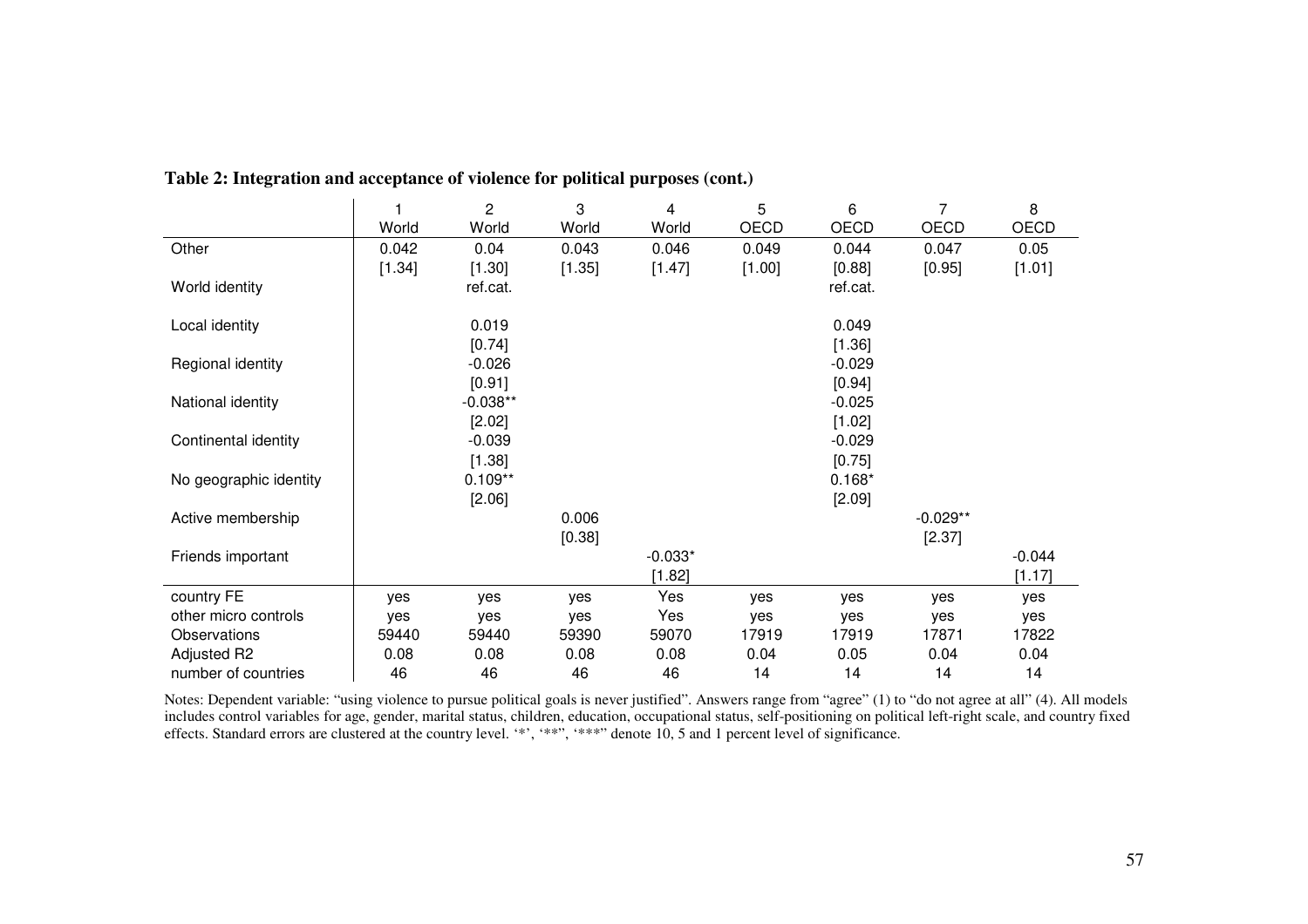**Table 2: Integration and acceptance of violence for political purposes (cont.)**

| | 1 | 2 | 3 | 4 | 5 | 6 | 7 | 8 |
|---|---|---|---|---|---|---|---|---|
| | World | World | World | World | OECD | OECD | OECD | OECD |
| Other | 0.042 | 0.04 | 0.043 | 0.046 | 0.049 | 0.044 | 0.047 | 0.05 |
| | [1.34] | [1.30] | [1.35] | [1.47] | [1.00] | [0.88] | [0.95] | [1.01] |
| World identity | | ref.cat. | | | | ref.cat. | | |
| Local identity | | 0.019 | | | | 0.049 | | |
| | | [0.74] | | | | [1.36] | | |
| Regional identity | | -0.026 | | | | -0.029 | | |
| | | [0.91] | | | | [0.94] | | |
| National identity | | -0.038** | | | | -0.025 | | |
| | | [2.02] | | | | [1.02] | | |
| Continental identity | | -0.039 | | | | -0.029 | | |
| | | [1.38] | | | | [0.75] | | |
| No geographic identity | | 0.109** | | | | 0.168* | | |
| | | [2.06] | | | | [2.09] | | |
| Active membership | | | 0.006 | | | | -0.029** | |
| | | | [0.38] | | | | [2.37] | |
| Friends important | | | | -0.033* | | | | -0.044 |
| | | | | [1.82] | | | | [1.17] |
| country FE | yes | yes | yes | Yes | yes | yes | yes | yes |
| other micro controls | yes | yes | yes | Yes | yes | yes | yes | yes |
| Observations | 59440 | 59440 | 59390 | 59070 | 17919 | 17919 | 17871 | 17822 |
| Adjusted R2 | 0.08 | 0.08 | 0.08 | 0.08 | 0.04 | 0.05 | 0.04 | 0.04 |
| number of countries | 46 | 46 | 46 | 46 | 14 | 14 | 14 | 14 |

Notes: Dependent variable: "using violence to pursue political goals is never justified". Answers range from "agree" (1) to "do not agree at all" (4). All models includes control variables for age, gender, marital status, children, education, occupational status, self-positioning on political left-right scale, and country fixed effects. Standard errors are clustered at the country level. '*', '**', '***' denote 10, 5 and 1 percent level of significance.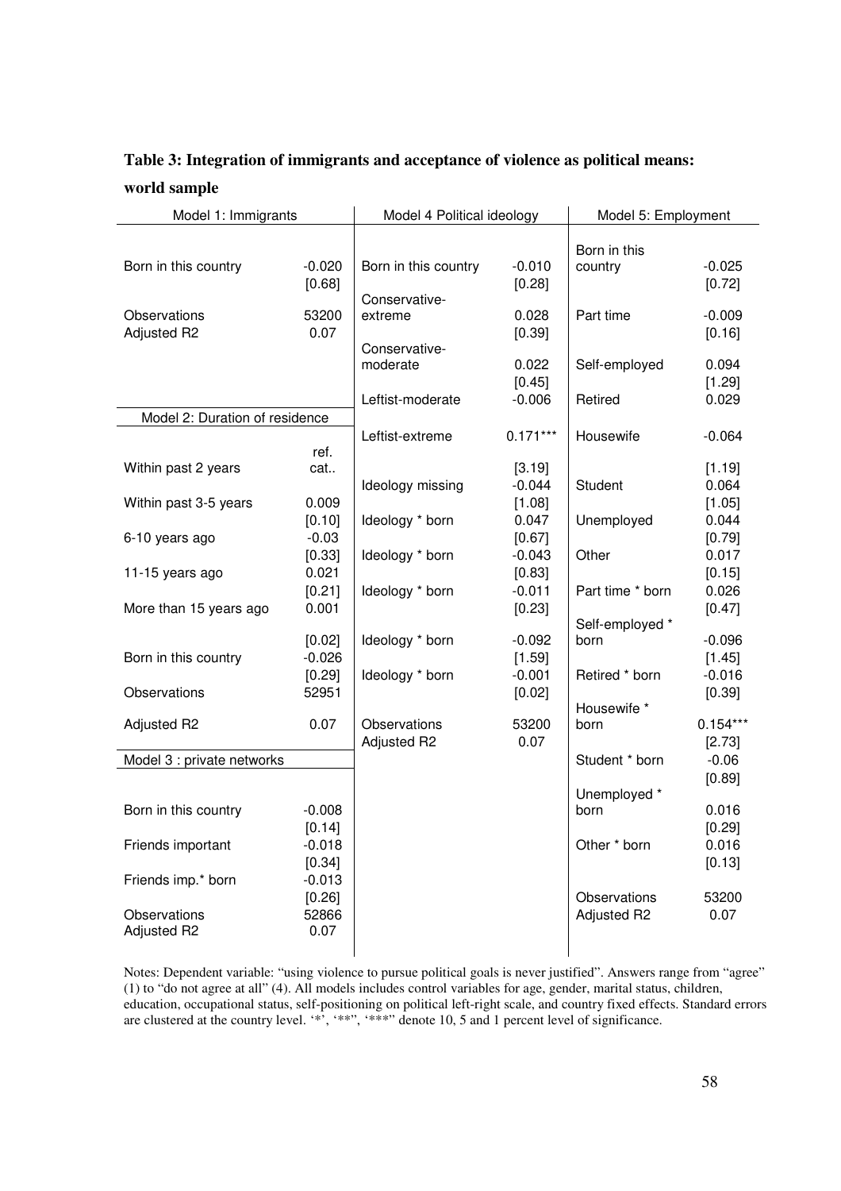**Table 3: Integration of immigrants and acceptance of violence as political means: world sample**

| Model 1: Immigrants | | Model 4 Political ideology | | Model 5: Employment | |
|---|---|---|---|---|---|
| Born in this country | -0.020 | Born in this country | -0.010 | Born in this country | -0.025 |
| | [0.68] | | [0.28] | | [0.72] |
| Observations | 53200 | Conservative-extreme | 0.028 | Part time | -0.009 |
| Adjusted R2 | 0.07 | | [0.39] | | [0.16] |
| | | Conservative-moderate | 0.022 | Self-employed | 0.094 |
| | | | [0.45] | | [1.29] |
| | | Leftist-moderate | -0.006 | Retired | 0.029 |
| **Model 2: Duration of residence** | | Leftist-extreme | 0.171*** | Housewife | -0.064 |
| Within past 2 years | ref. cat.. | | [3.19] | | [1.19] |
| | | Ideology missing | -0.044 | Student | 0.064 |
| Within past 3-5 years | 0.009 | | [1.08] | | [1.05] |
| | [0.10] | Ideology * born | 0.047 | Unemployed | 0.044 |
| 6-10 years ago | -0.03 | | [0.67] | | [0.79] |
| | [0.33] | Ideology * born | -0.043 | Other | 0.017 |
| 11-15 years ago | 0.021 | | [0.83] | | [0.15] |
| | [0.21] | Ideology * born | -0.011 | Part time * born | 0.026 |
| More than 15 years ago | 0.001 | | [0.23] | | [0.47] |
| | [0.02] | Ideology * born | -0.092 | Self-employed * born | -0.096 |
| Born in this country | -0.026 | | [1.59] | | [1.45] |
| | [0.29] | Ideology * born | -0.001 | Retired * born | -0.016 |
| Observations | 52951 | | [0.02] | | [0.39] |
| Adjusted R2 | 0.07 | Observations | 53200 | Housewife * born | 0.154*** |
| | | Adjusted R2 | 0.07 | | [2.73] |
| **Model 3 : private networks** | | | | Student * born | -0.06 |
| | | | | | [0.89] |
| Born in this country | -0.008 | | | Unemployed * born | 0.016 |
| | [0.14] | | | | [0.29] |
| Friends important | -0.018 | | | Other * born | 0.016 |
| | [0.34] | | | | [0.13] |
| Friends imp.* born | -0.013 | | | | |
| | [0.26] | | | Observations | 53200 |
| Observations | 52866 | | | Adjusted R2 | 0.07 |
| Adjusted R2 | 0.07 | | | | |

Notes: Dependent variable: "using violence to pursue political goals is never justified". Answers range from "agree" (1) to "do not agree at all" (4). All models includes control variables for age, gender, marital status, children, education, occupational status, self-positioning on political left-right scale, and country fixed effects. Standard errors are clustered at the country level. '*', '**', '***' denote 10, 5 and 1 percent level of significance.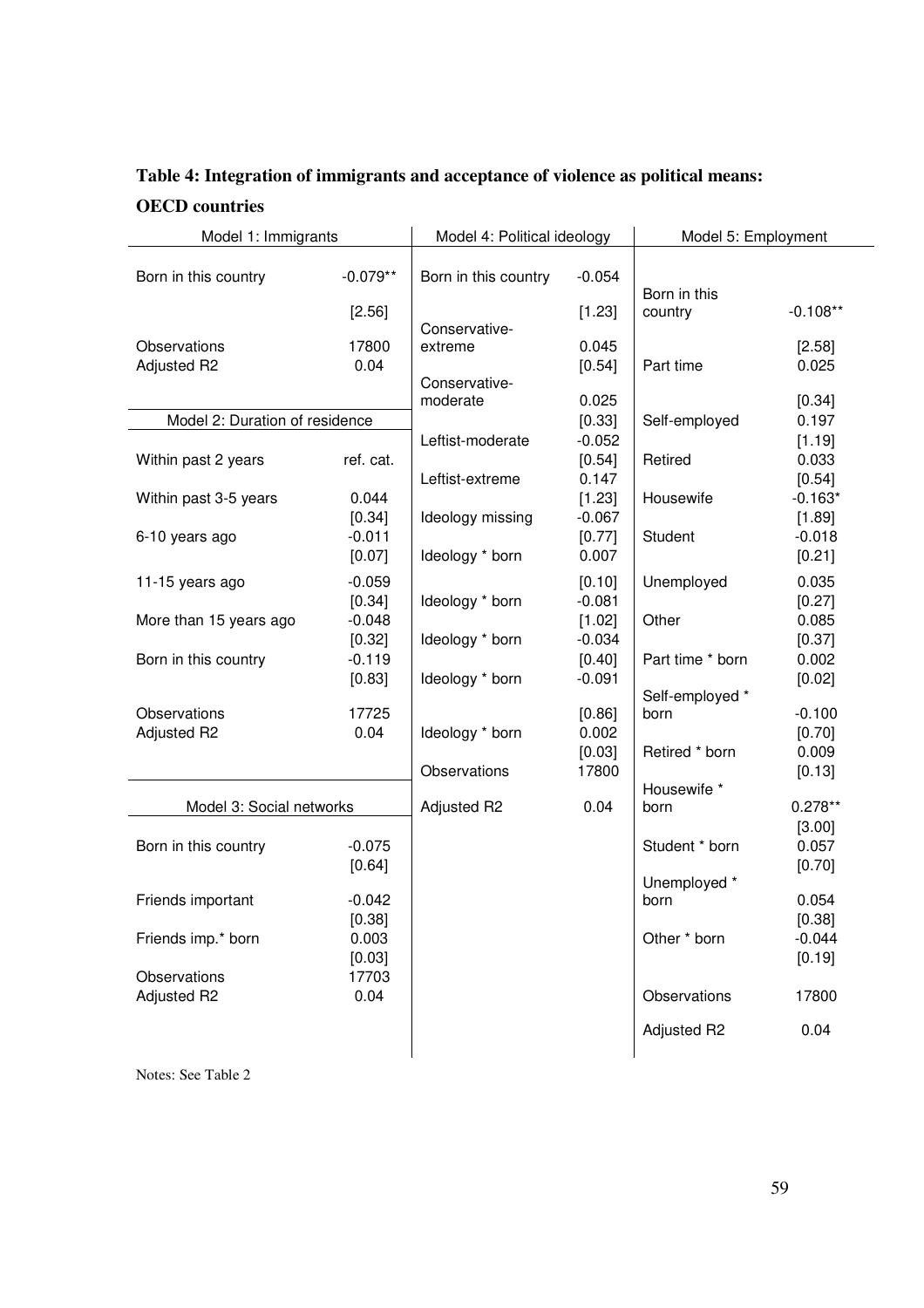**Table 4: Integration of immigrants and acceptance of violence as political means: OECD countries**

| Model 1: Immigrants | |
|---|---|
| Born in this country | -0.079** |
| | [2.56] |
| Observations | 17800 |
| Adjusted R2 | 0.04 |

| Model 2: Duration of residence | |
|---|---|
| Within past 2 years | ref. cat. |
| Within past 3-5 years | 0.044 |
| | [0.34] |
| 6-10 years ago | -0.011 |
| | [0.07] |
| 11-15 years ago | -0.059 |
| | [0.34] |
| More than 15 years ago | -0.048 |
| | [0.32] |
| Born in this country | -0.119 |
| | [0.83] |
| Observations | 17725 |
| Adjusted R2 | 0.04 |

| Model 3: Social networks | |
|---|---|
| Born in this country | -0.075 |
| | [0.64] |
| Friends important | -0.042 |
| | [0.38] |
| Friends imp.* born | 0.003 |
| | [0.03] |
| Observations | 17703 |
| Adjusted R2 | 0.04 |

| Model 4: Political ideology | |
|---|---|
| Born in this country | -0.054 |
| | [1.23] |
| Conservative-extreme | 0.045 |
| | [0.54] |
| Conservative-moderate | 0.025 |
| | [0.33] |
| Leftist-moderate | -0.052 |
| | [0.54] |
| Leftist-extreme | 0.147 |
| | [1.23] |
| Ideology missing | -0.067 |
| | [0.77] |
| Ideology * born | 0.007 |
| | [0.10] |
| Ideology * born | -0.081 |
| | [1.02] |
| Ideology * born | -0.034 |
| | [0.40] |
| Ideology * born | -0.091 |
| | [0.86] |
| Ideology * born | 0.002 |
| | [0.03] |
| Observations | 17800 |
| Adjusted R2 | 0.04 |

| Model 5: Employment | |
|---|---|
| Born in this country | -0.108** |
| | [2.58] |
| Part time | 0.025 |
| | [0.34] |
| Self-employed | 0.197 |
| | [1.19] |
| Retired | 0.033 |
| | [0.54] |
| Housewife | -0.163* |
| | [1.89] |
| Student | -0.018 |
| | [0.21] |
| Unemployed | 0.035 |
| | [0.27] |
| Other | 0.085 |
| | [0.37] |
| Part time * born | 0.002 |
| | [0.02] |
| Self-employed * born | -0.100 |
| | [0.70] |
| Retired * born | 0.009 |
| | [0.13] |
| Housewife * born | 0.278** |
| | [3.00] |
| Student * born | 0.057 |
| | [0.70] |
| Unemployed * born | 0.054 |
| | [0.38] |
| Other * born | -0.044 |
| | [0.19] |
| Observations | 17800 |
| Adjusted R2 | 0.04 |

Notes: See Table 2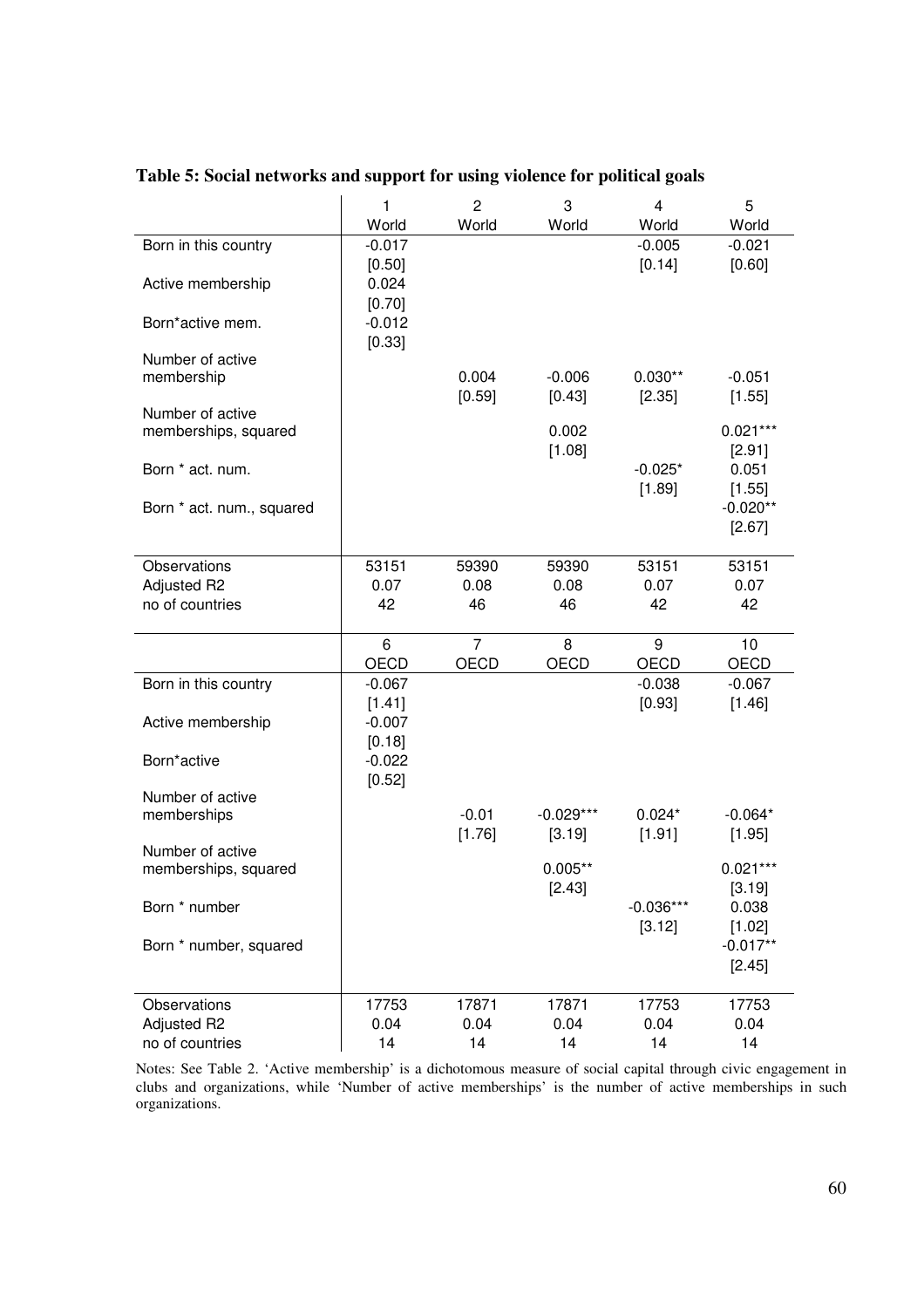**Table 5: Social networks and support for using violence for political goals**

| | 1 | 2 | 3 | 4 | 5 |
|---|---|---|---|---|---|
| | World | World | World | World | World |
| Born in this country | -0.017 | | | -0.005 | -0.021 |
| | [0.50] | | | [0.14] | [0.60] |
| Active membership | 0.024 | | | | |
| | [0.70] | | | | |
| Born*active mem. | -0.012 | | | | |
| | [0.33] | | | | |
| Number of active membership | | 0.004 | -0.006 | 0.030** | -0.051 |
| | | [0.59] | [0.43] | [2.35] | [1.55] |
| Number of active memberships, squared | | | 0.002 | | 0.021*** |
| | | | [1.08] | | [2.91] |
| Born * act. num. | | | | -0.025* | 0.051 |
| | | | | [1.89] | [1.55] |
| Born * act. num., squared | | | | | -0.020** |
| | | | | | [2.67] |
| Observations | 53151 | 59390 | 59390 | 53151 | 53151 |
| Adjusted R2 | 0.07 | 0.08 | 0.08 | 0.07 | 0.07 |
| no of countries | 42 | 46 | 46 | 42 | 42 |
| | 6 | 7 | 8 | 9 | 10 |
| | OECD | OECD | OECD | OECD | OECD |
| Born in this country | -0.067 | | | -0.038 | -0.067 |
| | [1.41] | | | [0.93] | [1.46] |
| Active membership | -0.007 | | | | |
| | [0.18] | | | | |
| Born*active | -0.022 | | | | |
| | [0.52] | | | | |
| Number of active memberships | | -0.01 | -0.029*** | 0.024* | -0.064* |
| | | [1.76] | [3.19] | [1.91] | [1.95] |
| Number of active memberships, squared | | | 0.005** | | 0.021*** |
| | | | [2.43] | | [3.19] |
| Born * number | | | | -0.036*** | 0.038 |
| | | | | [3.12] | [1.02] |
| Born * number, squared | | | | | -0.017** |
| | | | | | [2.45] |
| Observations | 17753 | 17871 | 17871 | 17753 | 17753 |
| Adjusted R2 | 0.04 | 0.04 | 0.04 | 0.04 | 0.04 |
| no of countries | 14 | 14 | 14 | 14 | 14 |

Notes: See Table 2. 'Active membership' is a dichotomous measure of social capital through civic engagement in clubs and organizations, while 'Number of active memberships' is the number of active memberships in such organizations.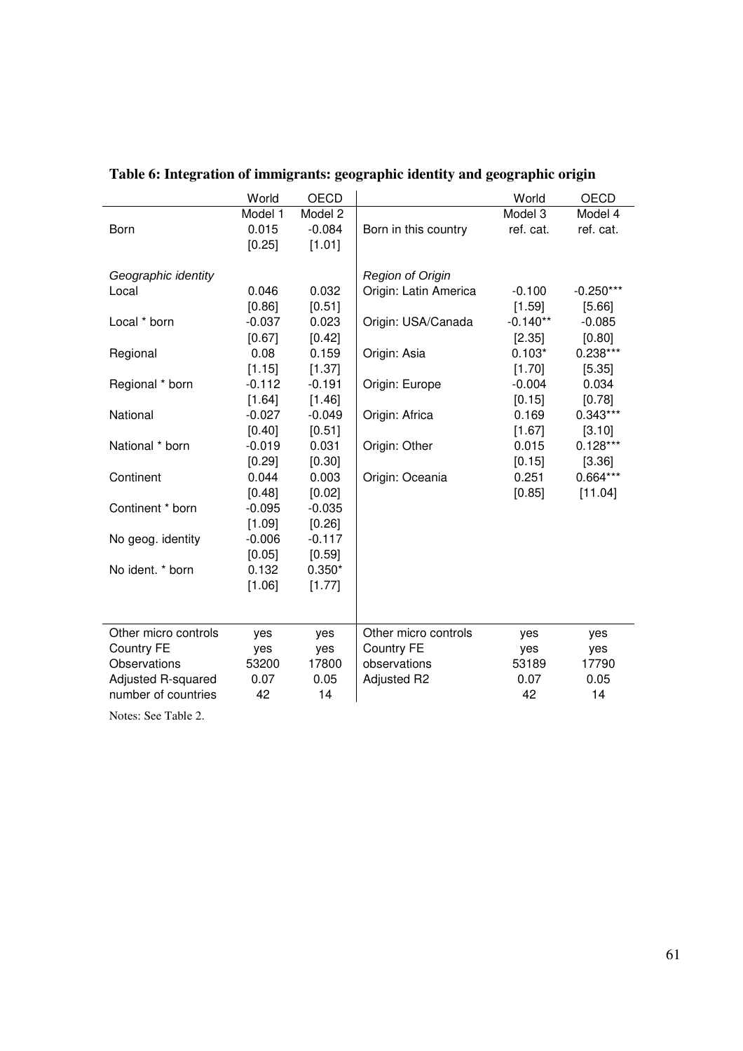**Table 6: Integration of immigrants: geographic identity and geographic origin**

| | World | OECD | | World | OECD |
|---|---|---|---|---|---|
| | Model 1 | Model 2 | | Model 3 | Model 4 |
| Born | 0.015 | -0.084 | Born in this country | ref. cat. | ref. cat. |
| | [0.25] | [1.01] | | | |
| *Geographic identity* | | | *Region of Origin* | | |
| Local | 0.046 | 0.032 | Origin: Latin America | -0.100 | -0.250*** |
| | [0.86] | [0.51] | | [1.59] | [5.66] |
| Local * born | -0.037 | 0.023 | Origin: USA/Canada | -0.140** | -0.085 |
| | [0.67] | [0.42] | | [2.35] | [0.80] |
| Regional | 0.08 | 0.159 | Origin: Asia | 0.103* | 0.238*** |
| | [1.15] | [1.37] | | [1.70] | [5.35] |
| Regional * born | -0.112 | -0.191 | Origin: Europe | -0.004 | 0.034 |
| | [1.64] | [1.46] | | [0.15] | [0.78] |
| National | -0.027 | -0.049 | Origin: Africa | 0.169 | 0.343*** |
| | [0.40] | [0.51] | | [1.67] | [3.10] |
| National * born | -0.019 | 0.031 | Origin: Other | 0.015 | 0.128*** |
| | [0.29] | [0.30] | | [0.15] | [3.36] |
| Continent | 0.044 | 0.003 | Origin: Oceania | 0.251 | 0.664*** |
| | [0.48] | [0.02] | | [0.85] | [11.04] |
| Continent * born | -0.095 | -0.035 | | | |
| | [1.09] | [0.26] | | | |
| No geog. identity | -0.006 | -0.117 | | | |
| | [0.05] | [0.59] | | | |
| No ident. * born | 0.132 | 0.350* | | | |
| | [1.06] | [1.77] | | | |
| Other micro controls | yes | yes | Other micro controls | yes | yes |
| Country FE | yes | yes | Country FE | yes | yes |
| Observations | 53200 | 17800 | observations | 53189 | 17790 |
| Adjusted R-squared | 0.07 | 0.05 | Adjusted R2 | 0.07 | 0.05 |
| number of countries | 42 | 14 | | 42 | 14 |

Notes: See Table 2.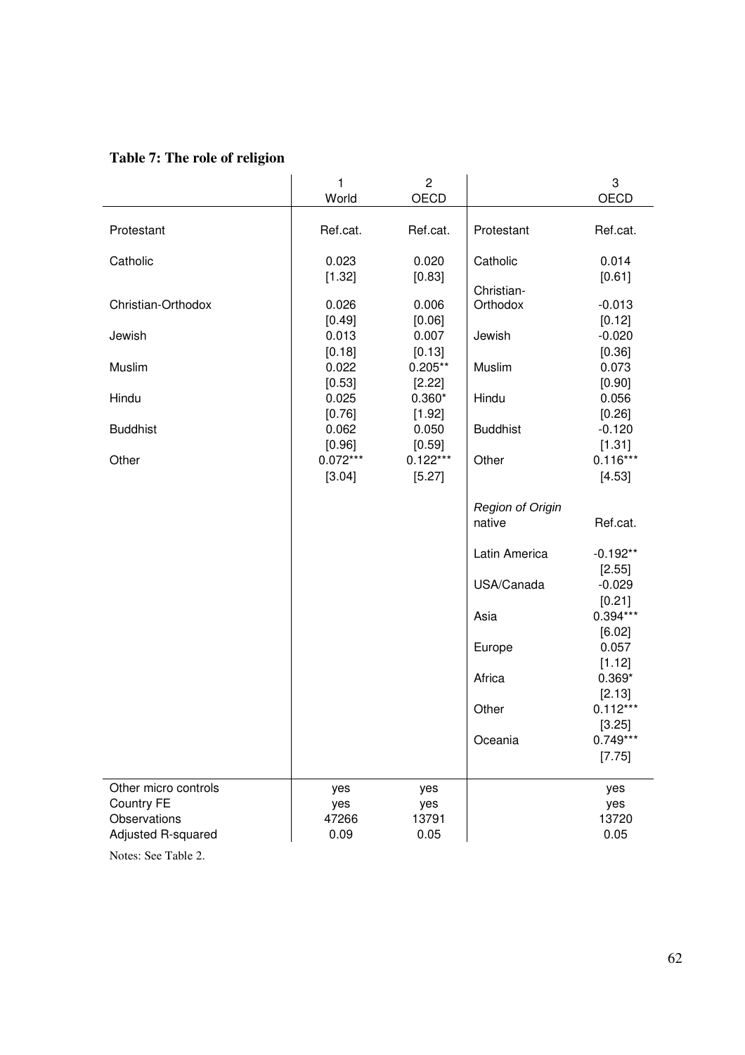**Table 7: The role of religion**

| | 1 | 2 | | 3 |
|---|---|---|---|---|
| | World | OECD | | OECD |
| Protestant | Ref.cat. | Ref.cat. | Protestant | Ref.cat. |
| Catholic | 0.023 | 0.020 | Catholic | 0.014 |
| | [1.32] | [0.83] | | [0.61] |
| Christian-Orthodox | 0.026 | 0.006 | Christian-Orthodox | -0.013 |
| | [0.49] | [0.06] | | [0.12] |
| Jewish | 0.013 | 0.007 | Jewish | -0.020 |
| | [0.18] | [0.13] | | [0.36] |
| Muslim | 0.022 | 0.205** | Muslim | 0.073 |
| | [0.53] | [2.22] | | [0.90] |
| Hindu | 0.025 | 0.360* | Hindu | 0.056 |
| | [0.76] | [1.92] | | [0.26] |
| Buddhist | 0.062 | 0.050 | Buddhist | -0.120 |
| | [0.96] | [0.59] | | [1.31] |
| Other | 0.072*** | 0.122*** | Other | 0.116*** |
| | [3.04] | [5.27] | | [4.53] |
| | | | *Region of Origin* | |
| | | | native | Ref.cat. |
| | | | Latin America | -0.192** |
| | | | | [2.55] |
| | | | USA/Canada | -0.029 |
| | | | | [0.21] |
| | | | Asia | 0.394*** |
| | | | | [6.02] |
| | | | Europe | 0.057 |
| | | | | [1.12] |
| | | | Africa | 0.369* |
| | | | | [2.13] |
| | | | Other | 0.112*** |
| | | | | [3.25] |
| | | | Oceania | 0.749*** |
| | | | | [7.75] |
| Other micro controls | yes | yes | | yes |
| Country FE | yes | yes | | yes |
| Observations | 47266 | 13791 | | 13720 |
| Adjusted R-squared | 0.09 | 0.05 | | 0.05 |

Notes: See Table 2.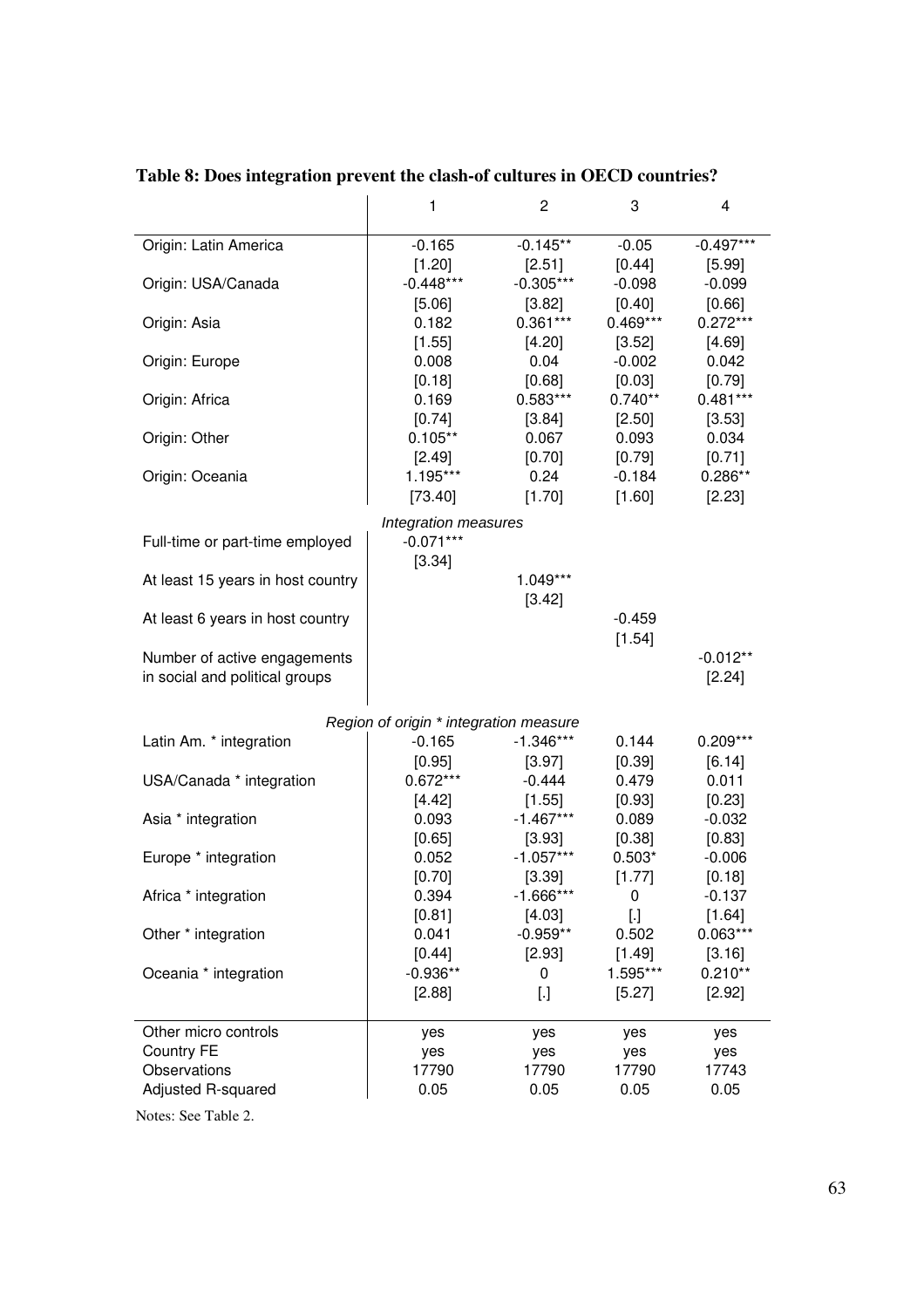**Table 8: Does integration prevent the clash-of cultures in OECD countries?**

| | 1 | 2 | 3 | 4 |
|---|---|---|---|---|
| Origin: Latin America | -0.165 | -0.145** | -0.05 | -0.497*** |
| | [1.20] | [2.51] | [0.44] | [5.99] |
| Origin: USA/Canada | -0.448*** | -0.305*** | -0.098 | -0.099 |
| | [5.06] | [3.82] | [0.40] | [0.66] |
| Origin: Asia | 0.182 | 0.361*** | 0.469*** | 0.272*** |
| | [1.55] | [4.20] | [3.52] | [4.69] |
| Origin: Europe | 0.008 | 0.04 | -0.002 | 0.042 |
| | [0.18] | [0.68] | [0.03] | [0.79] |
| Origin: Africa | 0.169 | 0.583*** | 0.740** | 0.481*** |
| | [0.74] | [3.84] | [2.50] | [3.53] |
| Origin: Other | 0.105** | 0.067 | 0.093 | 0.034 |
| | [2.49] | [0.70] | [0.79] | [0.71] |
| Origin: Oceania | 1.195*** | 0.24 | -0.184 | 0.286** |
| | [73.40] | [1.70] | [1.60] | [2.23] |
| *Integration measures* | | | | |
| Full-time or part-time employed | -0.071*** | | | |
| | [3.34] | | | |
| At least 15 years in host country | | 1.049*** | | |
| | | [3.42] | | |
| At least 6 years in host country | | | -0.459 | |
| | | | [1.54] | |
| Number of active engagements in social and political groups | | | | -0.012** |
| | | | | [2.24] |
| *Region of origin \* integration measure* | | | | |
| Latin Am. * integration | -0.165 | -1.346*** | 0.144 | 0.209*** |
| | [0.95] | [3.97] | [0.39] | [6.14] |
| USA/Canada * integration | 0.672*** | -0.444 | 0.479 | 0.011 |
| | [4.42] | [1.55] | [0.93] | [0.23] |
| Asia * integration | 0.093 | -1.467*** | 0.089 | -0.032 |
| | [0.65] | [3.93] | [0.38] | [0.83] |
| Europe * integration | 0.052 | -1.057*** | 0.503* | -0.006 |
| | [0.70] | [3.39] | [1.77] | [0.18] |
| Africa * integration | 0.394 | -1.666*** | 0 | -0.137 |
| | [0.81] | [4.03] | [.] | [1.64] |
| Other * integration | 0.041 | -0.959** | 0.502 | 0.063*** |
| | [0.44] | [2.93] | [1.49] | [3.16] |
| Oceania * integration | -0.936** | 0 | 1.595*** | 0.210** |
| | [2.88] | [.] | [5.27] | [2.92] |
| Other micro controls | yes | yes | yes | yes |
| Country FE | yes | yes | yes | yes |
| Observations | 17790 | 17790 | 17790 | 17743 |
| Adjusted R-squared | 0.05 | 0.05 | 0.05 | 0.05 |

Notes: See Table 2.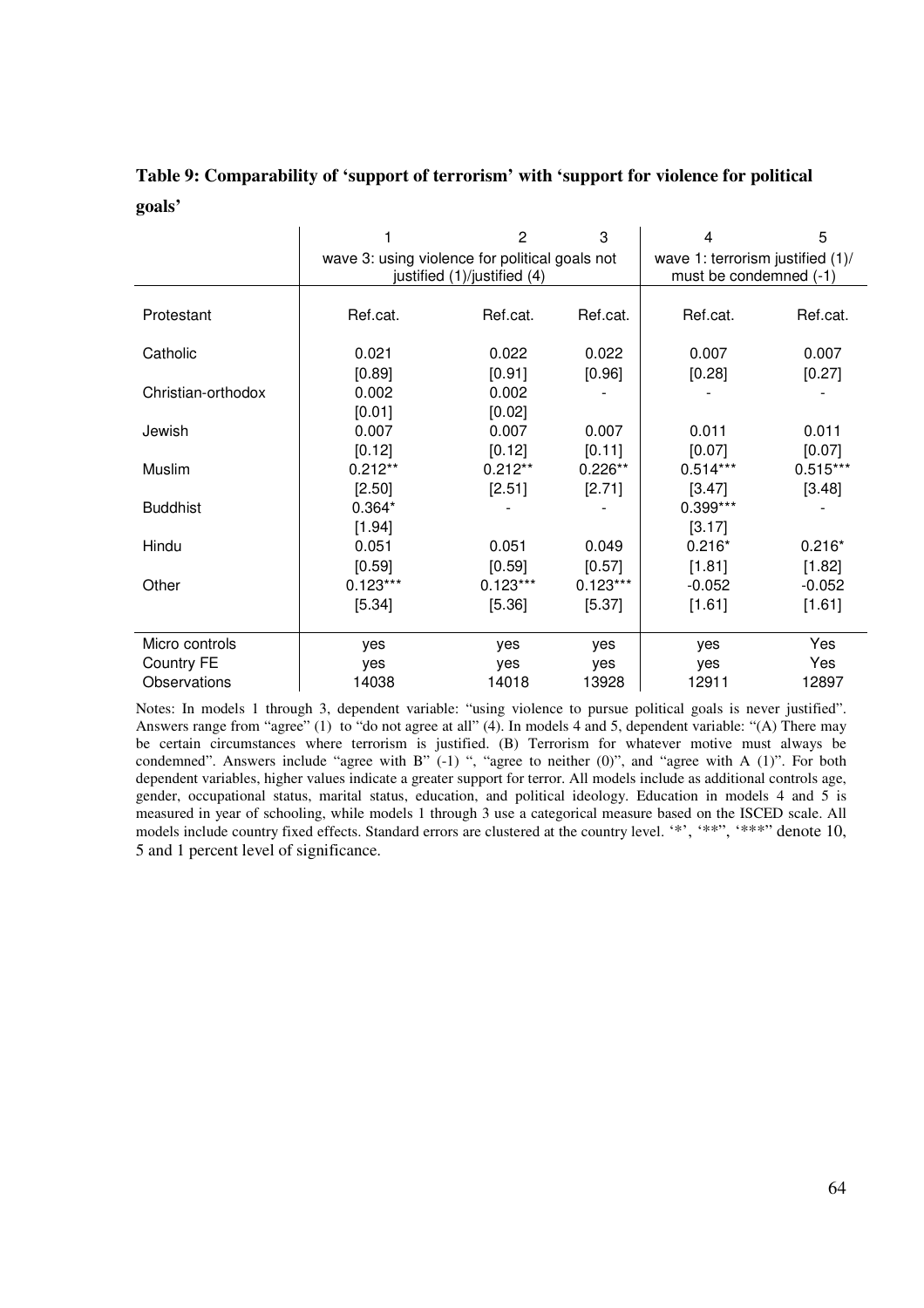**Table 9: Comparability of 'support of terrorism' with 'support for violence for political goals'**

| | 1 | 2 | 3 | 4 | 5 |
|---|---|---|---|---|---|
| | wave 3: using violence for political goals not justified (1)/justified (4) | | | wave 1: terrorism justified (1)/ must be condemned (-1) | |
| Protestant | Ref.cat. | Ref.cat. | Ref.cat. | Ref.cat. | Ref.cat. |
| Catholic | 0.021 | 0.022 | 0.022 | 0.007 | 0.007 |
| | [0.89] | [0.91] | [0.96] | [0.28] | [0.27] |
| Christian-orthodox | 0.002 | 0.002 | - | - | - |
| | [0.01] | [0.02] | | | |
| Jewish | 0.007 | 0.007 | 0.007 | 0.011 | 0.011 |
| | [0.12] | [0.12] | [0.11] | [0.07] | [0.07] |
| Muslim | 0.212** | 0.212** | 0.226** | 0.514*** | 0.515*** |
| | [2.50] | [2.51] | [2.71] | [3.47] | [3.48] |
| Buddhist | 0.364* | - | - | 0.399*** | - |
| | [1.94] | | | [3.17] | |
| Hindu | 0.051 | 0.051 | 0.049 | 0.216* | 0.216* |
| | [0.59] | [0.59] | [0.57] | [1.81] | [1.82] |
| Other | 0.123*** | 0.123*** | 0.123*** | -0.052 | -0.052 |
| | [5.34] | [5.36] | [5.37] | [1.61] | [1.61] |
| Micro controls | yes | yes | yes | yes | Yes |
| Country FE | yes | yes | yes | yes | Yes |
| Observations | 14038 | 14018 | 13928 | 12911 | 12897 |

Notes: In models 1 through 3, dependent variable: "using violence to pursue political goals is never justified". Answers range from "agree" (1) to "do not agree at all" (4). In models 4 and 5, dependent variable: "(A) There may be certain circumstances where terrorism is justified. (B) Terrorism for whatever motive must always be condemned". Answers include "agree with B" (-1) ", "agree to neither (0)", and "agree with A (1)". For both dependent variables, higher values indicate a greater support for terror. All models include as additional controls age, gender, occupational status, marital status, education, and political ideology. Education in models 4 and 5 is measured in year of schooling, while models 1 through 3 use a categorical measure based on the ISCED scale. All models include country fixed effects. Standard errors are clustered at the country level. '*', '**', '***' denote 10, 5 and 1 percent level of significance.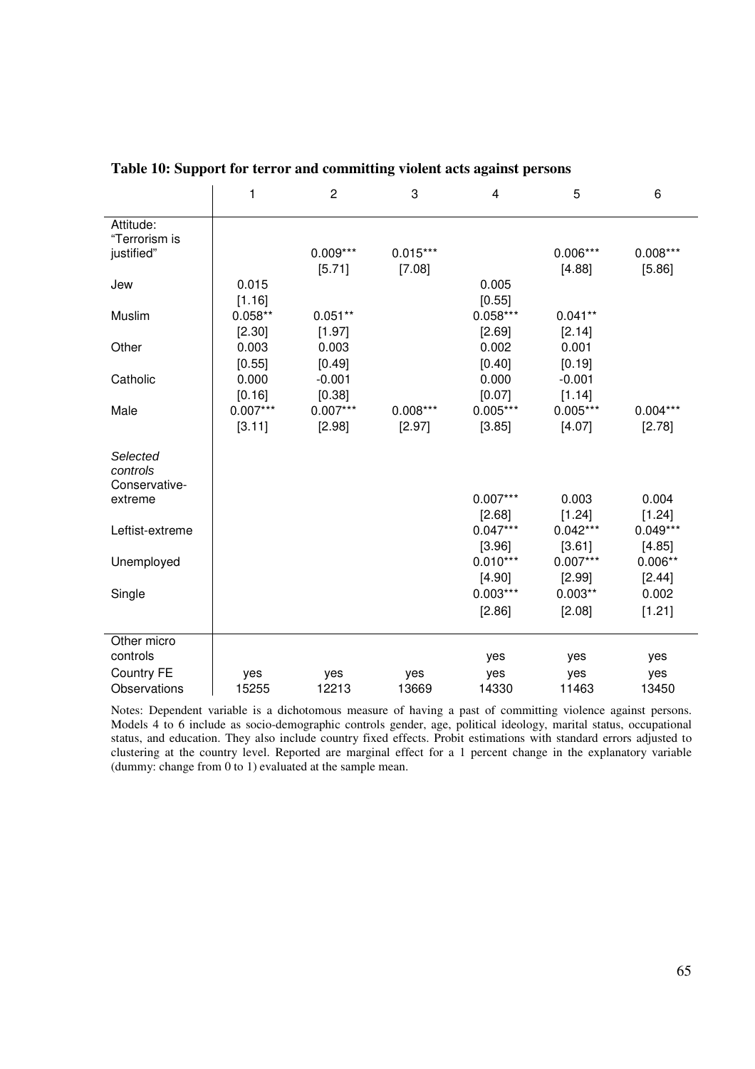**Table 10: Support for terror and committing violent acts against persons**

| | 1 | 2 | 3 | 4 | 5 | 6 |
|---|---|---|---|---|---|---|
| Attitude: "Terrorism is justified" | | 0.009*** | 0.015*** | | 0.006*** | 0.008*** |
| | | [5.71] | [7.08] | | [4.88] | [5.86] |
| Jew | 0.015 | | | 0.005 | | |
| | [1.16] | | | [0.55] | | |
| Muslim | 0.058** | 0.051** | | 0.058*** | 0.041** | |
| | [2.30] | [1.97] | | [2.69] | [2.14] | |
| Other | 0.003 | 0.003 | | 0.002 | 0.001 | |
| | [0.55] | [0.49] | | [0.40] | [0.19] | |
| Catholic | 0.000 | -0.001 | | 0.000 | -0.001 | |
| | [0.16] | [0.38] | | [0.07] | [1.14] | |
| Male | 0.007*** | 0.007*** | 0.008*** | 0.005*** | 0.005*** | 0.004*** |
| | [3.11] | [2.98] | [2.97] | [3.85] | [4.07] | [2.78] |
| *Selected controls* | | | | | | |
| Conservative-extreme | | | | 0.007*** | 0.003 | 0.004 |
| | | | | [2.68] | [1.24] | [1.24] |
| Leftist-extreme | | | | 0.047*** | 0.042*** | 0.049*** |
| | | | | [3.96] | [3.61] | [4.85] |
| Unemployed | | | | 0.010*** | 0.007*** | 0.006** |
| | | | | [4.90] | [2.99] | [2.44] |
| Single | | | | 0.003*** | 0.003** | 0.002 |
| | | | | [2.86] | [2.08] | [1.21] |
| Other micro controls | | | | yes | yes | yes |
| Country FE | yes | yes | yes | yes | yes | yes |
| Observations | 15255 | 12213 | 13669 | 14330 | 11463 | 13450 |

Notes: Dependent variable is a dichotomous measure of having a past of committing violence against persons. Models 4 to 6 include as socio-demographic controls gender, age, political ideology, marital status, occupational status, and education. They also include country fixed effects. Probit estimations with standard errors adjusted to clustering at the country level. Reported are marginal effect for a 1 percent change in the explanatory variable (dummy: change from 0 to 1) evaluated at the sample mean.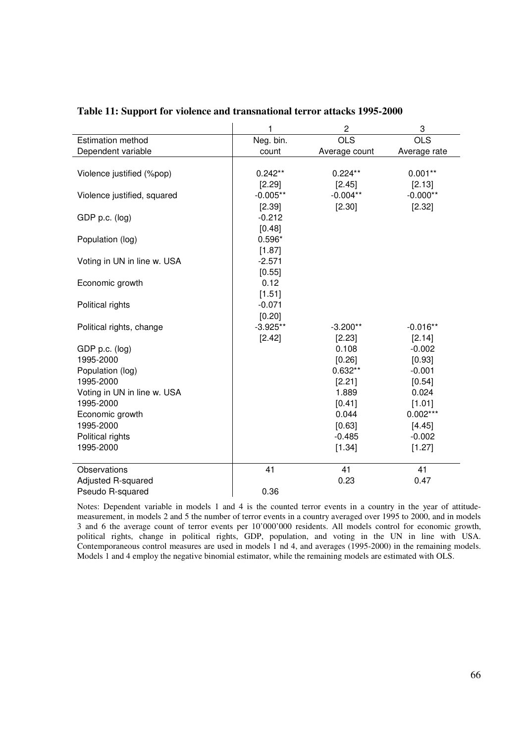**Table 11: Support for violence and transnational terror attacks 1995-2000**

| | 1 | 2 | 3 |
|---|---|---|---|
| Estimation method | Neg. bin. | OLS | OLS |
| Dependent variable | count | Average count | Average rate |
| Violence justified (%pop) | 0.242** | 0.224** | 0.001** |
| | [2.29] | [2.45] | [2.13] |
| Violence justified, squared | -0.005** | -0.004** | -0.000** |
| | [2.39] | [2.30] | [2.32] |
| GDP p.c. (log) | -0.212 | | |
| | [0.48] | | |
| Population (log) | 0.596* | | |
| | [1.87] | | |
| Voting in UN in line w. USA | -2.571 | | |
| | [0.55] | | |
| Economic growth | 0.12 | | |
| | [1.51] | | |
| Political rights | -0.071 | | |
| | [0.20] | | |
| Political rights, change | -3.925** | -3.200** | -0.016** |
| | [2.42] | [2.23] | [2.14] |
| GDP p.c. (log) | | 0.108 | -0.002 |
| 1995-2000 | | [0.26] | [0.93] |
| Population (log) | | 0.632** | -0.001 |
| 1995-2000 | | [2.21] | [0.54] |
| Voting in UN in line w. USA | | 1.889 | 0.024 |
| 1995-2000 | | [0.41] | [1.01] |
| Economic growth | | 0.044 | 0.002*** |
| 1995-2000 | | [0.63] | [4.45] |
| Political rights | | -0.485 | -0.002 |
| 1995-2000 | | [1.34] | [1.27] |
| Observations | 41 | 41 | 41 |
| Adjusted R-squared | | 0.23 | 0.47 |
| Pseudo R-squared | 0.36 | | |

Notes: Dependent variable in models 1 and 4 is the counted terror events in a country in the year of attitude-measurement, in models 2 and 5 the number of terror events in a country averaged over 1995 to 2000, and in models 3 and 6 the average count of terror events per 10'000'000 residents. All models control for economic growth, political rights, change in political rights, GDP, population, and voting in the UN in line with USA. Contemporaneous control measures are used in models 1 nd 4, and averages (1995-2000) in the remaining models. Models 1 and 4 employ the negative binomial estimator, while the remaining models are estimated with OLS.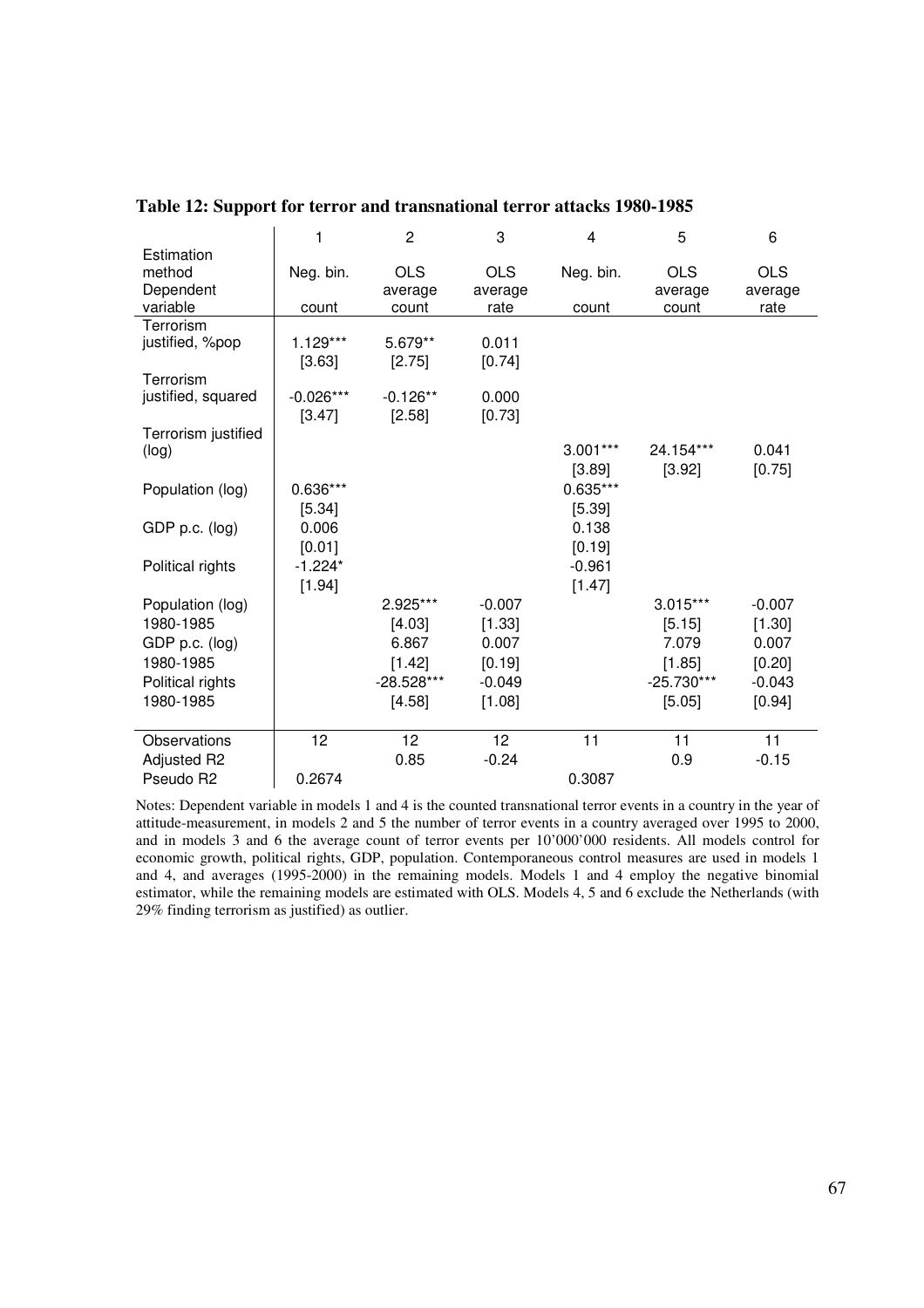**Table 12: Support for terror and transnational terror attacks 1980-1985**

| | 1 | 2 | 3 | 4 | 5 | 6 |
|---|---|---|---|---|---|---|
| Estimation method | Neg. bin. | OLS | OLS | Neg. bin. | OLS | OLS |
| Dependent variable | count | average count | average rate | count | average count | average rate |
| Terrorism justified, %pop | 1.129*** | 5.679** | 0.011 | | | |
| | [3.63] | [2.75] | [0.74] | | | |
| Terrorism justified, squared | -0.026*** | -0.126** | 0.000 | | | |
| | [3.47] | [2.58] | [0.73] | | | |
| Terrorism justified (log) | | | | 3.001*** | 24.154*** | 0.041 |
| | | | | [3.89] | [3.92] | [0.75] |
| Population (log) | 0.636*** | | | 0.635*** | | |
| | [5.34] | | | [5.39] | | |
| GDP p.c. (log) | 0.006 | | | 0.138 | | |
| | [0.01] | | | [0.19] | | |
| Political rights | -1.224* | | | -0.961 | | |
| | [1.94] | | | [1.47] | | |
| Population (log) | | 2.925*** | -0.007 | | 3.015*** | -0.007 |
| 1980-1985 | | [4.03] | [1.33] | | [5.15] | [1.30] |
| GDP p.c. (log) | | 6.867 | 0.007 | | 7.079 | 0.007 |
| 1980-1985 | | [1.42] | [0.19] | | [1.85] | [0.20] |
| Political rights | | -28.528*** | -0.049 | | -25.730*** | -0.043 |
| 1980-1985 | | [4.58] | [1.08] | | [5.05] | [0.94] |
| Observations | 12 | 12 | 12 | 11 | 11 | 11 |
| Adjusted R2 | | 0.85 | -0.24 | | 0.9 | -0.15 |
| Pseudo R2 | 0.2674 | | | 0.3087 | | |

Notes: Dependent variable in models 1 and 4 is the counted transnational terror events in a country in the year of attitude-measurement, in models 2 and 5 the number of terror events in a country averaged over 1995 to 2000, and in models 3 and 6 the average count of terror events per 10'000'000 residents. All models control for economic growth, political rights, GDP, population. Contemporaneous control measures are used in models 1 and 4, and averages (1995-2000) in the remaining models. Models 1 and 4 employ the negative binomial estimator, while the remaining models are estimated with OLS. Models 4, 5 and 6 exclude the Netherlands (with 29% finding terrorism as justified) as outlier.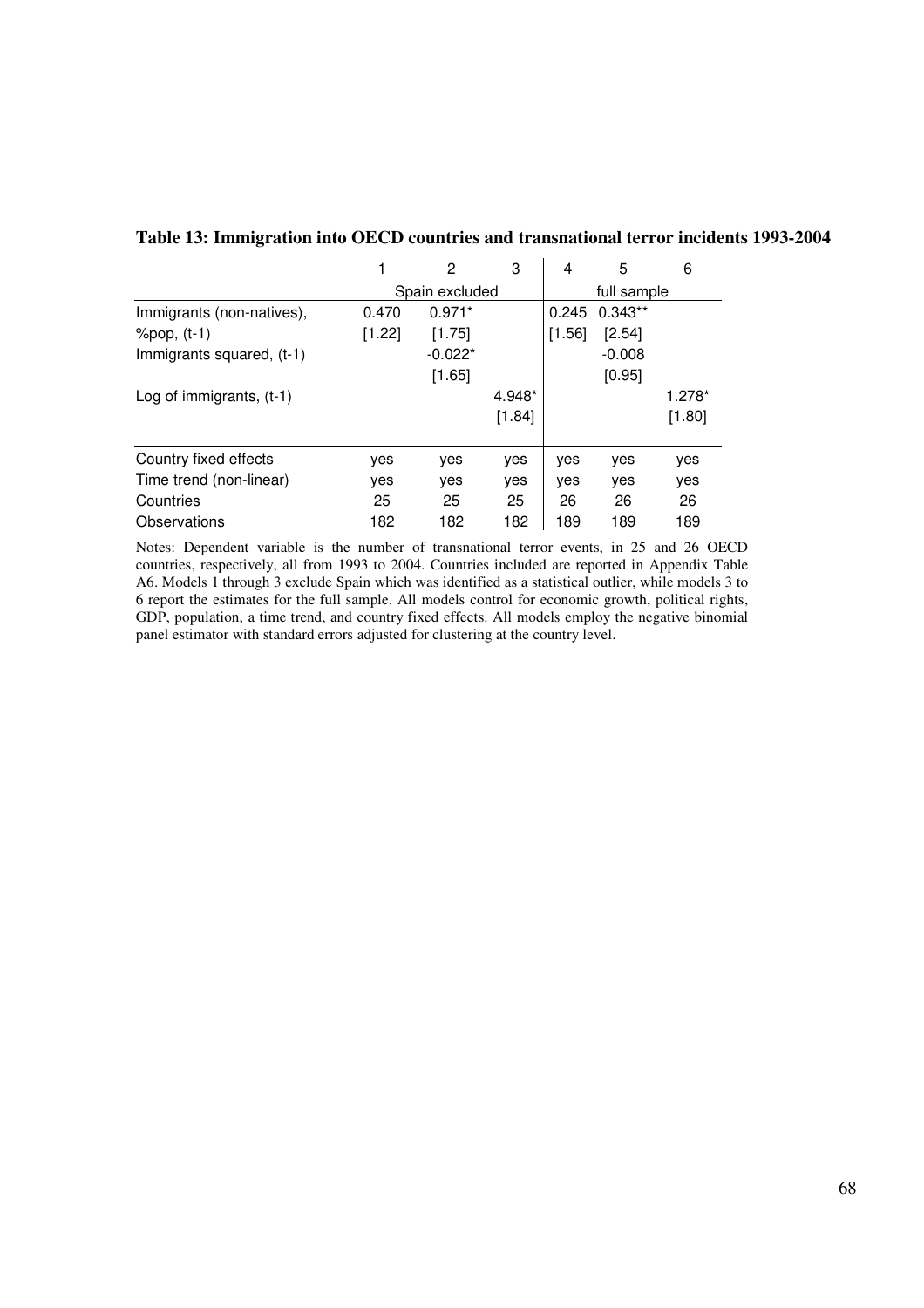**Table 13: Immigration into OECD countries and transnational terror incidents 1993-2004**

| | 1 | 2 | 3 | 4 | 5 | 6 |
|---|---|---|---|---|---|---|
| | Spain excluded | | | full sample | | |
| Immigrants (non-natives), | 0.470 | 0.971* | | 0.245 | 0.343** | |
| %pop, (t-1) | [1.22] | [1.75] | | [1.56] | [2.54] | |
| Immigrants squared, (t-1) | | -0.022* | | | -0.008 | |
| | | [1.65] | | | [0.95] | |
| Log of immigrants, (t-1) | | | 4.948* | | | 1.278* |
| | | | [1.84] | | | [1.80] |
| Country fixed effects | yes | yes | yes | yes | yes | yes |
| Time trend (non-linear) | yes | yes | yes | yes | yes | yes |
| Countries | 25 | 25 | 25 | 26 | 26 | 26 |
| Observations | 182 | 182 | 182 | 189 | 189 | 189 |

Notes: Dependent variable is the number of transnational terror events, in 25 and 26 OECD countries, respectively, all from 1993 to 2004. Countries included are reported in Appendix Table A6. Models 1 through 3 exclude Spain which was identified as a statistical outlier, while models 3 to 6 report the estimates for the full sample. All models control for economic growth, political rights, GDP, population, a time trend, and country fixed effects. All models employ the negative binomial panel estimator with standard errors adjusted for clustering at the country level.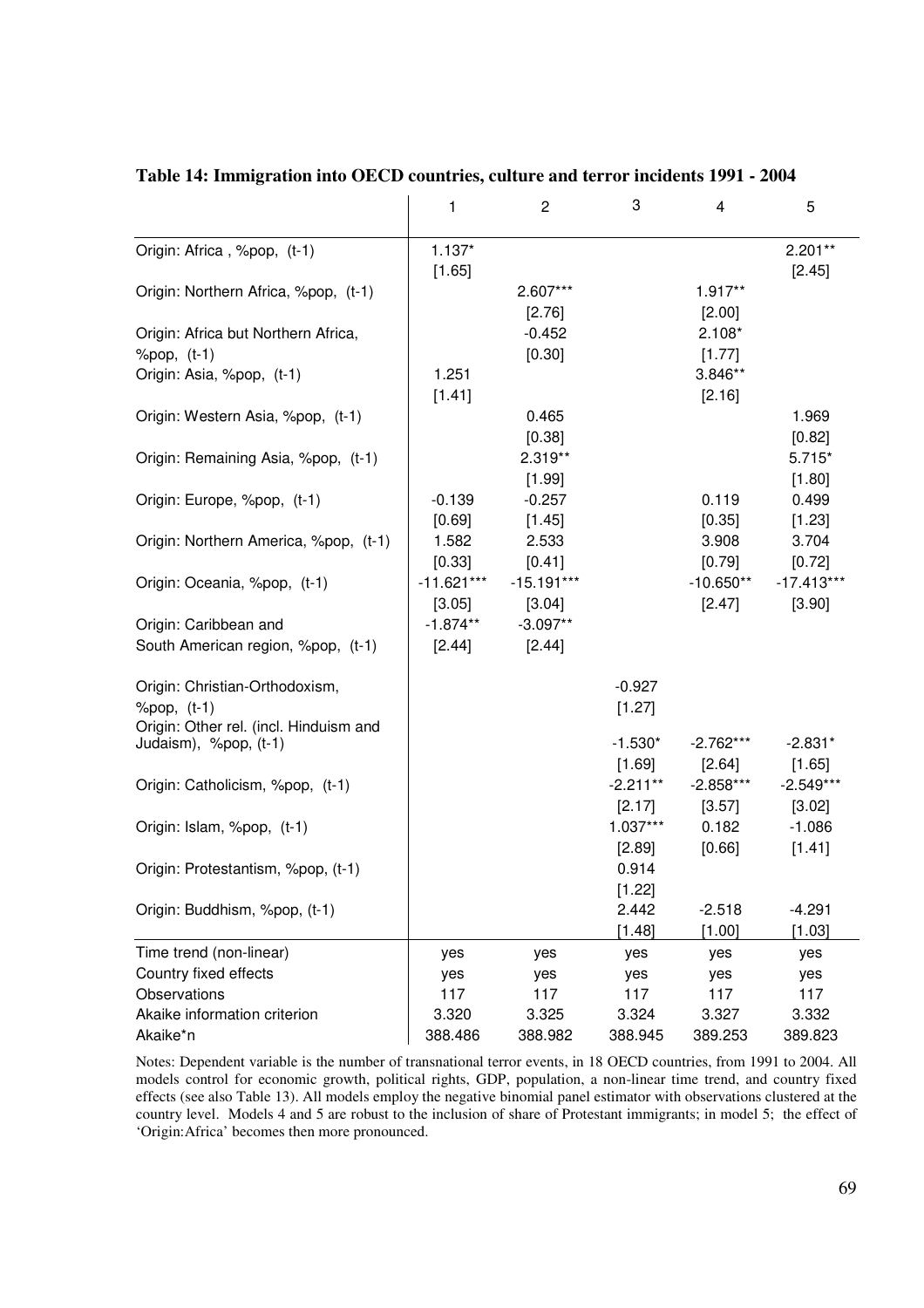**Table 14: Immigration into OECD countries, culture and terror incidents 1991 - 2004**

| | 1 | 2 | 3 | 4 | 5 |
|---|---|---|---|---|---|
| Origin: Africa , %pop, (t-1) | 1.137* | | | | 2.201** |
| | [1.65] | | | | [2.45] |
| Origin: Northern Africa, %pop, (t-1) | | 2.607*** | | 1.917** | |
| | | [2.76] | | [2.00] | |
| Origin: Africa but Northern Africa, %pop, (t-1) | | -0.452 | | 2.108* | |
| | | [0.30] | | [1.77] | |
| Origin: Asia, %pop, (t-1) | 1.251 | | | 3.846** | |
| | [1.41] | | | [2.16] | |
| Origin: Western Asia, %pop, (t-1) | | 0.465 | | | 1.969 |
| | | [0.38] | | | [0.82] |
| Origin: Remaining Asia, %pop, (t-1) | | 2.319** | | | 5.715* |
| | | [1.99] | | | [1.80] |
| Origin: Europe, %pop, (t-1) | -0.139 | -0.257 | | 0.119 | 0.499 |
| | [0.69] | [1.45] | | [0.35] | [1.23] |
| Origin: Northern America, %pop, (t-1) | 1.582 | 2.533 | | 3.908 | 3.704 |
| | [0.33] | [0.41] | | [0.79] | [0.72] |
| Origin: Oceania, %pop, (t-1) | -11.621*** | -15.191*** | | -10.650** | -17.413*** |
| | [3.05] | [3.04] | | [2.47] | [3.90] |
| Origin: Caribbean and South American region, %pop, (t-1) | -1.874** | -3.097** | | | |
| | [2.44] | [2.44] | | | |
| Origin: Christian-Orthodoxism, %pop, (t-1) | | | -0.927 | | |
| | | | [1.27] | | |
| Origin: Other rel. (incl. Hinduism and Judaism), %pop, (t-1) | | | -1.530* | -2.762*** | -2.831* |
| | | | [1.69] | [2.64] | [1.65] |
| Origin: Catholicism, %pop, (t-1) | | | -2.211** | -2.858*** | -2.549*** |
| | | | [2.17] | [3.57] | [3.02] |
| Origin: Islam, %pop, (t-1) | | | 1.037*** | 0.182 | -1.086 |
| | | | [2.89] | [0.66] | [1.41] |
| Origin: Protestantism, %pop, (t-1) | | | 0.914 | | |
| | | | [1.22] | | |
| Origin: Buddhism, %pop, (t-1) | | | 2.442 | -2.518 | -4.291 |
| | | | [1.48] | [1.00] | [1.03] |
| Time trend (non-linear) | yes | yes | yes | yes | yes |
| Country fixed effects | yes | yes | yes | yes | yes |
| Observations | 117 | 117 | 117 | 117 | 117 |
| Akaike information criterion | 3.320 | 3.325 | 3.324 | 3.327 | 3.332 |
| Akaike*n | 388.486 | 388.982 | 388.945 | 389.253 | 389.823 |

Notes: Dependent variable is the number of transnational terror events, in 18 OECD countries, from 1991 to 2004. All models control for economic growth, political rights, GDP, population, a non-linear time trend, and country fixed effects (see also Table 13). All models employ the negative binomial panel estimator with observations clustered at the country level. Models 4 and 5 are robust to the inclusion of share of Protestant immigrants; in model 5; the effect of 'Origin:Africa' becomes then more pronounced.